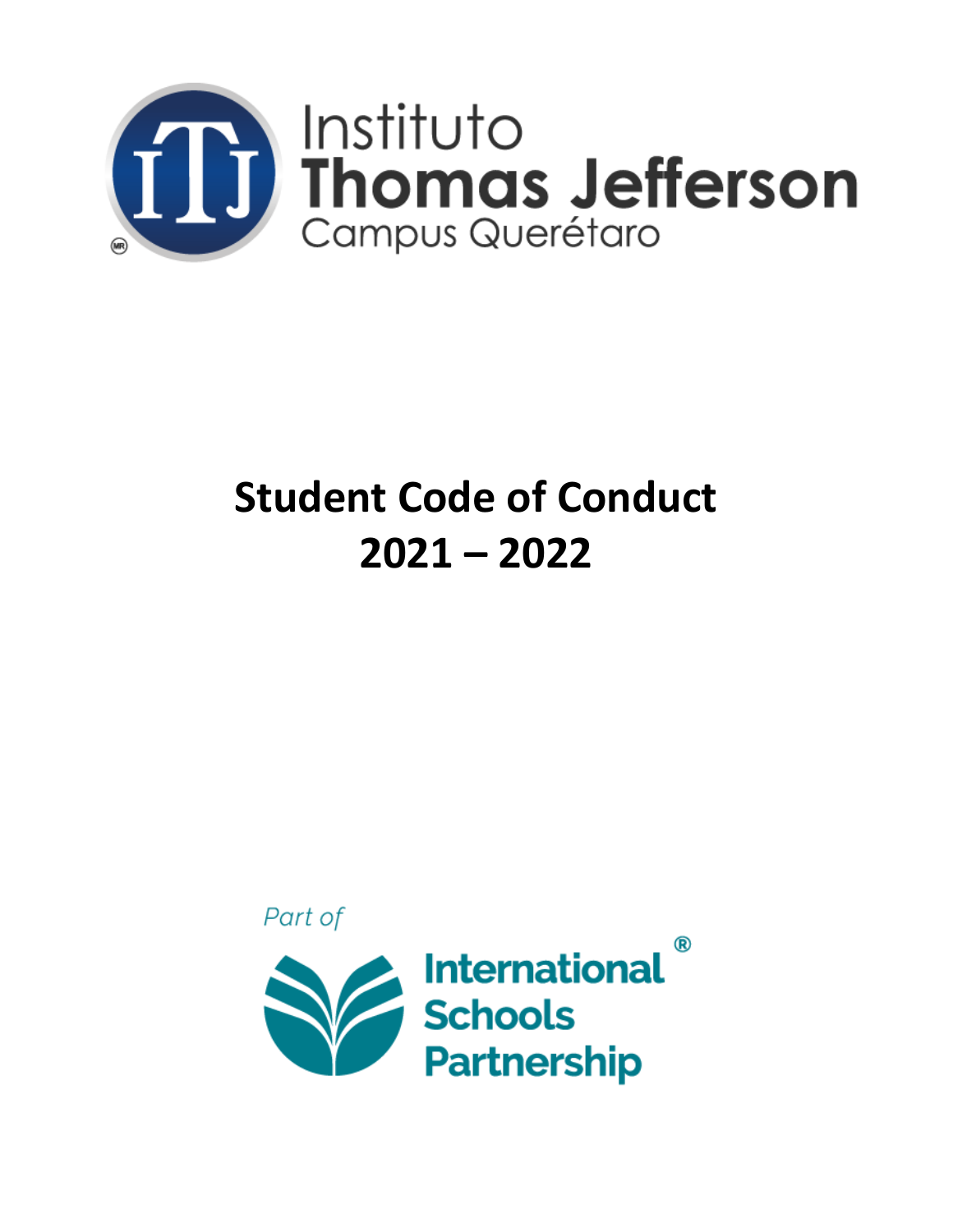Instituto
**Thomas Jefferson**
Campus Querétaro

# Student Code of Conduct
# 2021 – 2022

*Part of*

**International Schools Partnership**®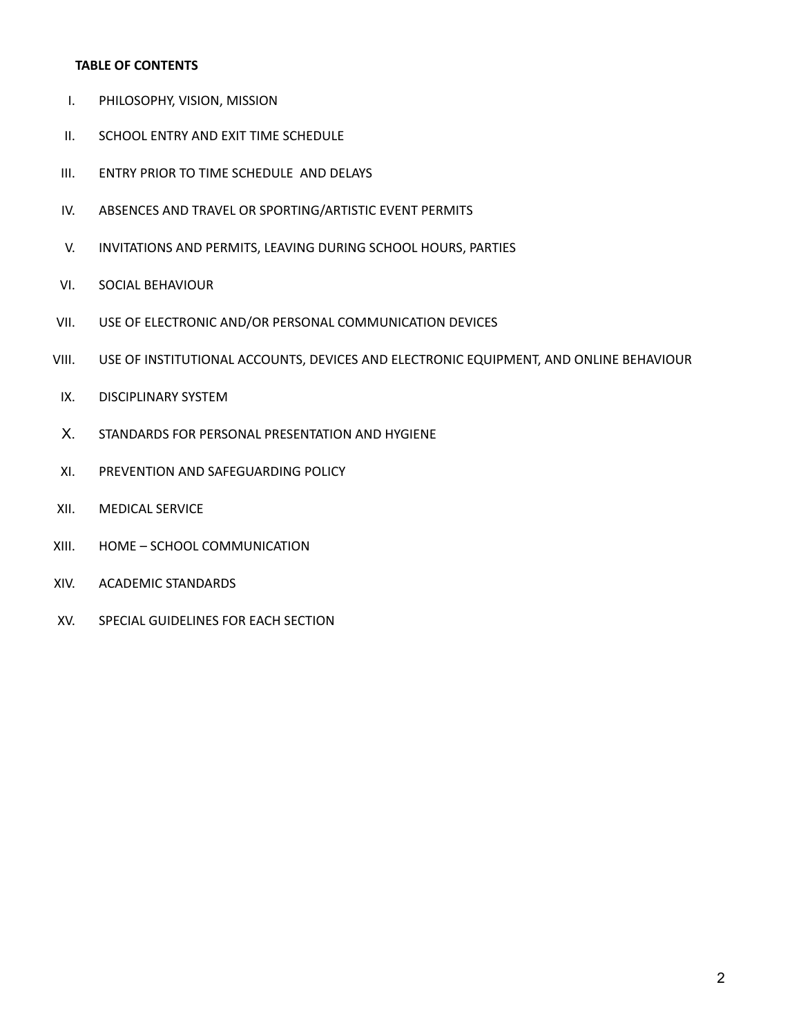**TABLE OF CONTENTS**

I. PHILOSOPHY, VISION, MISSION

II. SCHOOL ENTRY AND EXIT TIME SCHEDULE

III. ENTRY PRIOR TO TIME SCHEDULE AND DELAYS

IV. ABSENCES AND TRAVEL OR SPORTING/ARTISTIC EVENT PERMITS

V. INVITATIONS AND PERMITS, LEAVING DURING SCHOOL HOURS, PARTIES

VI. SOCIAL BEHAVIOUR

VII. USE OF ELECTRONIC AND/OR PERSONAL COMMUNICATION DEVICES

VIII. USE OF INSTITUTIONAL ACCOUNTS, DEVICES AND ELECTRONIC EQUIPMENT, AND ONLINE BEHAVIOUR

IX. DISCIPLINARY SYSTEM

X. STANDARDS FOR PERSONAL PRESENTATION AND HYGIENE

XI. PREVENTION AND SAFEGUARDING POLICY

XII. MEDICAL SERVICE

XIII. HOME – SCHOOL COMMUNICATION

XIV. ACADEMIC STANDARDS

XV. SPECIAL GUIDELINES FOR EACH SECTION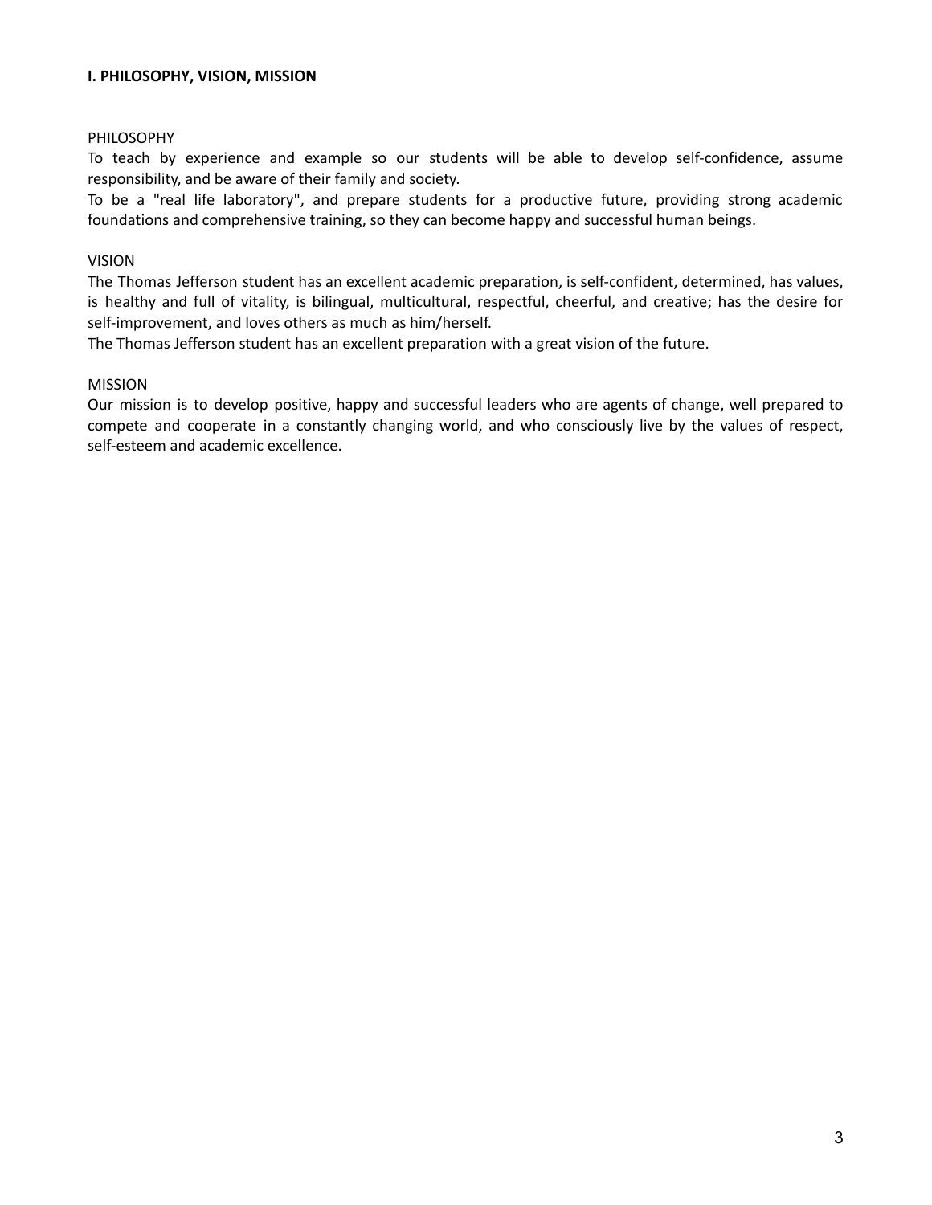## I. PHILOSOPHY, VISION, MISSION

### PHILOSOPHY

To teach by experience and example so our students will be able to develop self-confidence, assume responsibility, and be aware of their family and society.

To be a "real life laboratory", and prepare students for a productive future, providing strong academic foundations and comprehensive training, so they can become happy and successful human beings.

### VISION

The Thomas Jefferson student has an excellent academic preparation, is self-confident, determined, has values, is healthy and full of vitality, is bilingual, multicultural, respectful, cheerful, and creative; has the desire for self-improvement, and loves others as much as him/herself.

The Thomas Jefferson student has an excellent preparation with a great vision of the future.

### MISSION

Our mission is to develop positive, happy and successful leaders who are agents of change, well prepared to compete and cooperate in a constantly changing world, and who consciously live by the values of respect, self-esteem and academic excellence.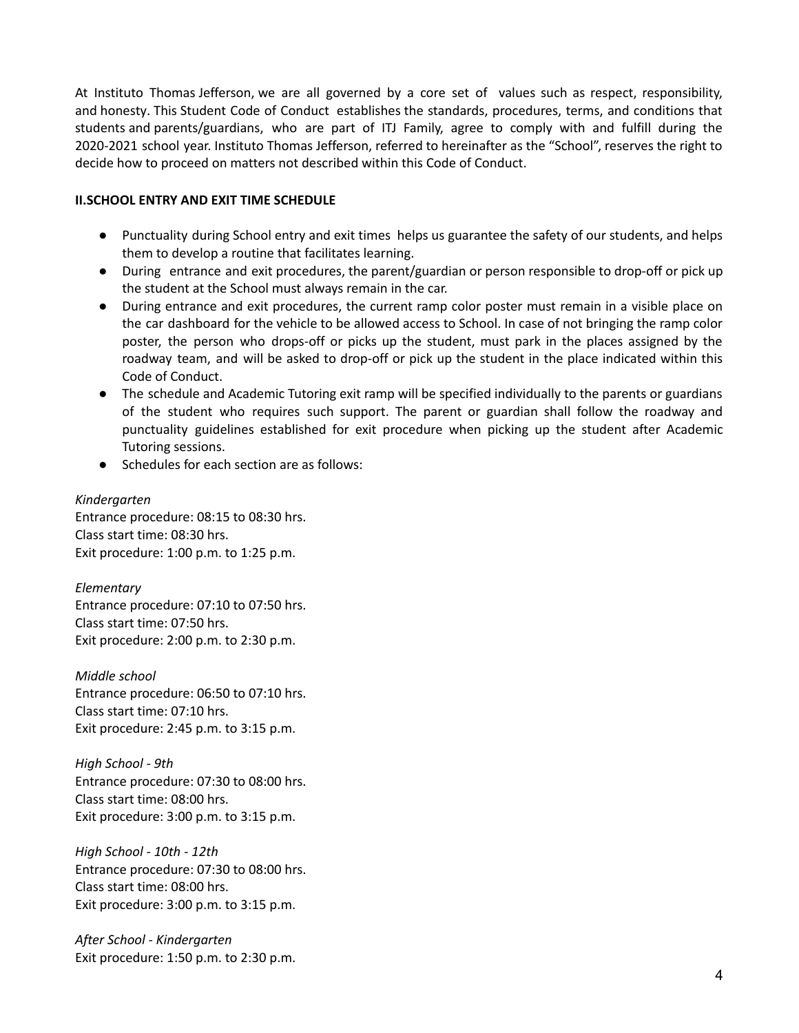At Instituto Thomas Jefferson, we are all governed by a core set of values such as respect, responsibility, and honesty. This Student Code of Conduct establishes the standards, procedures, terms, and conditions that students and parents/guardians, who are part of ITJ Family, agree to comply with and fulfill during the 2020-2021 school year. Instituto Thomas Jefferson, referred to hereinafter as the "School", reserves the right to decide how to proceed on matters not described within this Code of Conduct.

**II.SCHOOL ENTRY AND EXIT TIME SCHEDULE**

- Punctuality during School entry and exit times helps us guarantee the safety of our students, and helps them to develop a routine that facilitates learning.
- During entrance and exit procedures, the parent/guardian or person responsible to drop-off or pick up the student at the School must always remain in the car.
- During entrance and exit procedures, the current ramp color poster must remain in a visible place on the car dashboard for the vehicle to be allowed access to School. In case of not bringing the ramp color poster, the person who drops-off or picks up the student, must park in the places assigned by the roadway team, and will be asked to drop-off or pick up the student in the place indicated within this Code of Conduct.
- The schedule and Academic Tutoring exit ramp will be specified individually to the parents or guardians of the student who requires such support. The parent or guardian shall follow the roadway and punctuality guidelines established for exit procedure when picking up the student after Academic Tutoring sessions.
- Schedules for each section are as follows:

*Kindergarten*
Entrance procedure: 08:15 to 08:30 hrs.
Class start time: 08:30 hrs.
Exit procedure: 1:00 p.m. to 1:25 p.m.

*Elementary*
Entrance procedure: 07:10 to 07:50 hrs.
Class start time: 07:50 hrs.
Exit procedure: 2:00 p.m. to 2:30 p.m.

*Middle school*
Entrance procedure: 06:50 to 07:10 hrs.
Class start time: 07:10 hrs.
Exit procedure: 2:45 p.m. to 3:15 p.m.

*High School - 9th*
Entrance procedure: 07:30 to 08:00 hrs.
Class start time: 08:00 hrs.
Exit procedure: 3:00 p.m. to 3:15 p.m.

*High School - 10th - 12th*
Entrance procedure: 07:30 to 08:00 hrs.
Class start time: 08:00 hrs.
Exit procedure: 3:00 p.m. to 3:15 p.m.

*After School - Kindergarten*
Exit procedure: 1:50 p.m. to 2:30 p.m.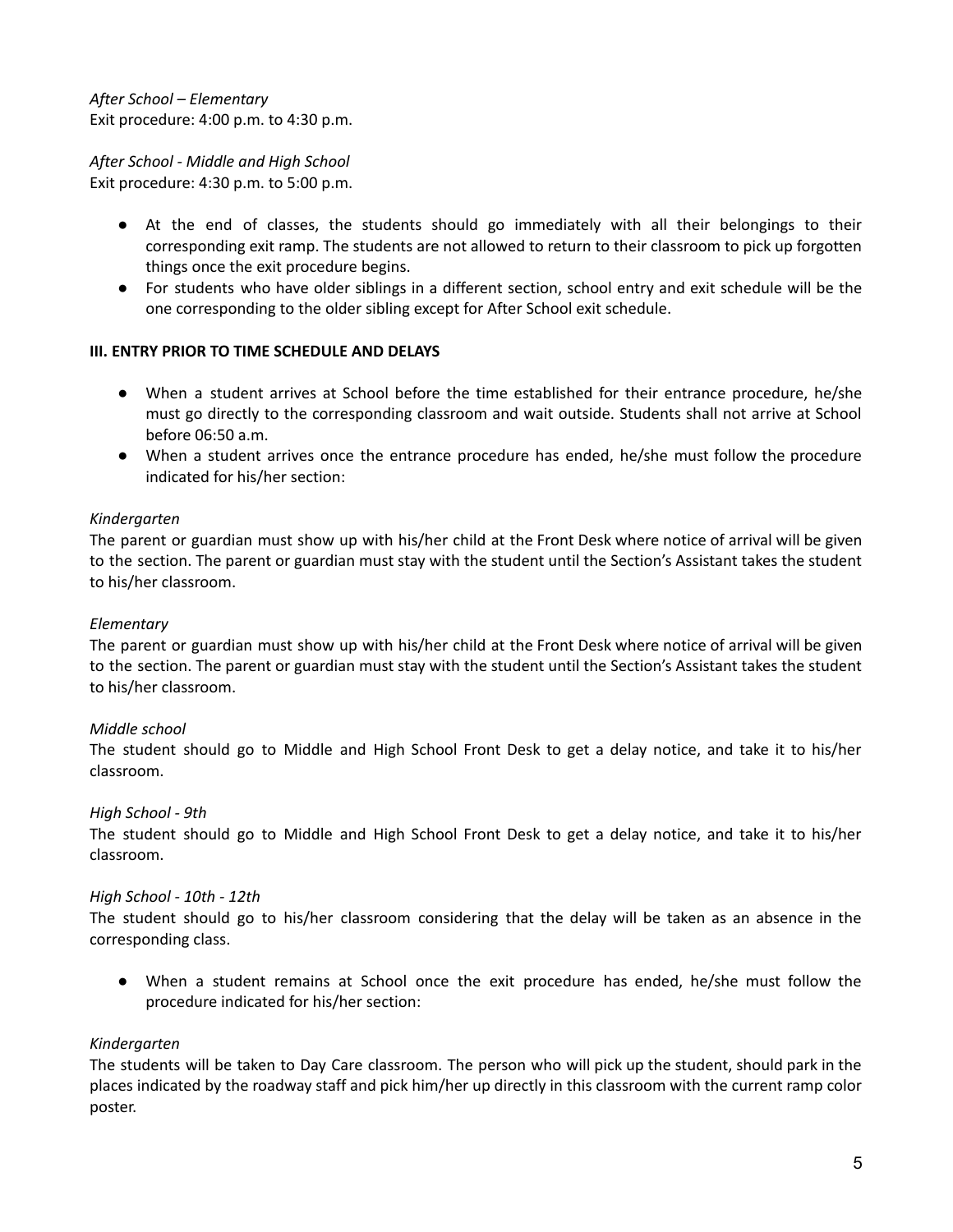*After School – Elementary*
Exit procedure: 4:00 p.m. to 4:30 p.m.

*After School - Middle and High School*
Exit procedure: 4:30 p.m. to 5:00 p.m.

- At the end of classes, the students should go immediately with all their belongings to their corresponding exit ramp. The students are not allowed to return to their classroom to pick up forgotten things once the exit procedure begins.
- For students who have older siblings in a different section, school entry and exit schedule will be the one corresponding to the older sibling except for After School exit schedule.

**III. ENTRY PRIOR TO TIME SCHEDULE AND DELAYS**

- When a student arrives at School before the time established for their entrance procedure, he/she must go directly to the corresponding classroom and wait outside. Students shall not arrive at School before 06:50 a.m.
- When a student arrives once the entrance procedure has ended, he/she must follow the procedure indicated for his/her section:

*Kindergarten*
The parent or guardian must show up with his/her child at the Front Desk where notice of arrival will be given to the section. The parent or guardian must stay with the student until the Section's Assistant takes the student to his/her classroom.

*Elementary*
The parent or guardian must show up with his/her child at the Front Desk where notice of arrival will be given to the section. The parent or guardian must stay with the student until the Section's Assistant takes the student to his/her classroom.

*Middle school*
The student should go to Middle and High School Front Desk to get a delay notice, and take it to his/her classroom.

*High School - 9th*
The student should go to Middle and High School Front Desk to get a delay notice, and take it to his/her classroom.

*High School - 10th - 12th*
The student should go to his/her classroom considering that the delay will be taken as an absence in the corresponding class.

- When a student remains at School once the exit procedure has ended, he/she must follow the procedure indicated for his/her section:

*Kindergarten*
The students will be taken to Day Care classroom. The person who will pick up the student, should park in the places indicated by the roadway staff and pick him/her up directly in this classroom with the current ramp color poster.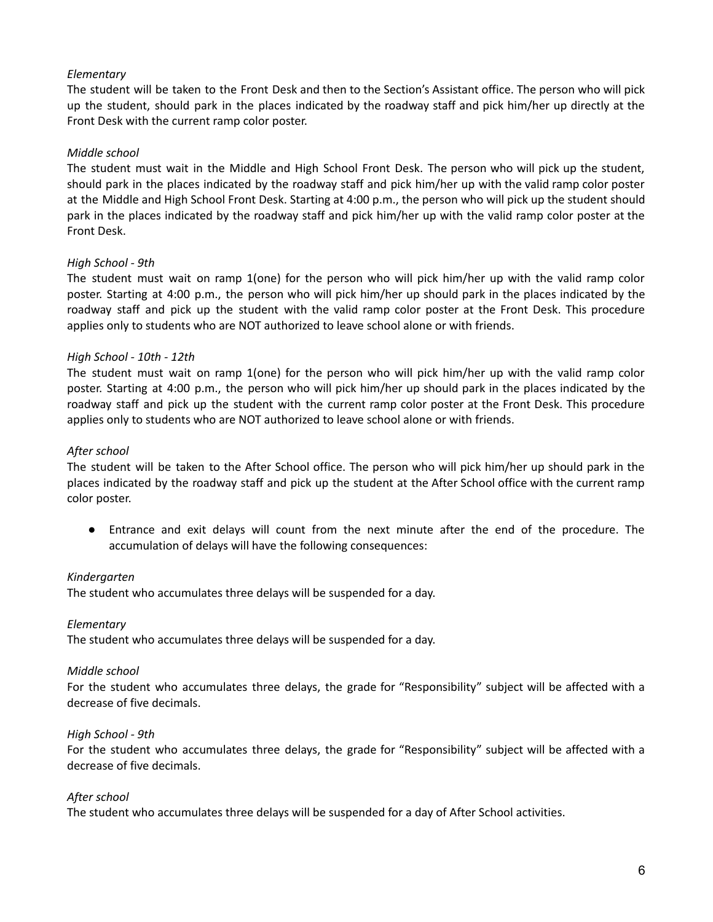*Elementary*

The student will be taken to the Front Desk and then to the Section's Assistant office. The person who will pick up the student, should park in the places indicated by the roadway staff and pick him/her up directly at the Front Desk with the current ramp color poster.

*Middle school*

The student must wait in the Middle and High School Front Desk. The person who will pick up the student, should park in the places indicated by the roadway staff and pick him/her up with the valid ramp color poster at the Middle and High School Front Desk. Starting at 4:00 p.m., the person who will pick up the student should park in the places indicated by the roadway staff and pick him/her up with the valid ramp color poster at the Front Desk.

*High School - 9th*

The student must wait on ramp 1(one) for the person who will pick him/her up with the valid ramp color poster. Starting at 4:00 p.m., the person who will pick him/her up should park in the places indicated by the roadway staff and pick up the student with the valid ramp color poster at the Front Desk. This procedure applies only to students who are NOT authorized to leave school alone or with friends.

*High School - 10th - 12th*

The student must wait on ramp 1(one) for the person who will pick him/her up with the valid ramp color poster. Starting at 4:00 p.m., the person who will pick him/her up should park in the places indicated by the roadway staff and pick up the student with the current ramp color poster at the Front Desk. This procedure applies only to students who are NOT authorized to leave school alone or with friends.

*After school*

The student will be taken to the After School office. The person who will pick him/her up should park in the places indicated by the roadway staff and pick up the student at the After School office with the current ramp color poster.

- Entrance and exit delays will count from the next minute after the end of the procedure. The accumulation of delays will have the following consequences:

*Kindergarten*

The student who accumulates three delays will be suspended for a day.

*Elementary*

The student who accumulates three delays will be suspended for a day.

*Middle school*

For the student who accumulates three delays, the grade for "Responsibility" subject will be affected with a decrease of five decimals.

*High School - 9th*

For the student who accumulates three delays, the grade for "Responsibility" subject will be affected with a decrease of five decimals.

*After school*

The student who accumulates three delays will be suspended for a day of After School activities.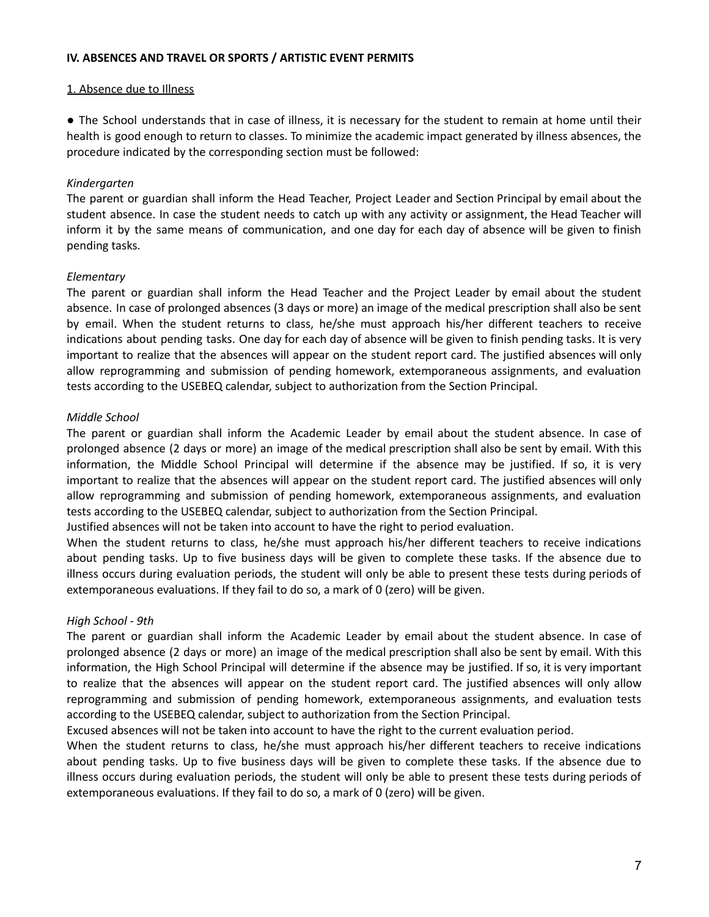**IV. ABSENCES AND TRAVEL OR SPORTS / ARTISTIC EVENT PERMITS**

1. Absence due to Illness

- The School understands that in case of illness, it is necessary for the student to remain at home until their health is good enough to return to classes. To minimize the academic impact generated by illness absences, the procedure indicated by the corresponding section must be followed:

*Kindergarten*

The parent or guardian shall inform the Head Teacher, Project Leader and Section Principal by email about the student absence. In case the student needs to catch up with any activity or assignment, the Head Teacher will inform it by the same means of communication, and one day for each day of absence will be given to finish pending tasks.

*Elementary*

The parent or guardian shall inform the Head Teacher and the Project Leader by email about the student absence. In case of prolonged absences (3 days or more) an image of the medical prescription shall also be sent by email. When the student returns to class, he/she must approach his/her different teachers to receive indications about pending tasks. One day for each day of absence will be given to finish pending tasks. It is very important to realize that the absences will appear on the student report card. The justified absences will only allow reprogramming and submission of pending homework, extemporaneous assignments, and evaluation tests according to the USEBEQ calendar, subject to authorization from the Section Principal.

*Middle School*

The parent or guardian shall inform the Academic Leader by email about the student absence. In case of prolonged absence (2 days or more) an image of the medical prescription shall also be sent by email. With this information, the Middle School Principal will determine if the absence may be justified. If so, it is very important to realize that the absences will appear on the student report card. The justified absences will only allow reprogramming and submission of pending homework, extemporaneous assignments, and evaluation tests according to the USEBEQ calendar, subject to authorization from the Section Principal.

Justified absences will not be taken into account to have the right to period evaluation.

When the student returns to class, he/she must approach his/her different teachers to receive indications about pending tasks. Up to five business days will be given to complete these tasks. If the absence due to illness occurs during evaluation periods, the student will only be able to present these tests during periods of extemporaneous evaluations. If they fail to do so, a mark of 0 (zero) will be given.

*High School - 9th*

The parent or guardian shall inform the Academic Leader by email about the student absence. In case of prolonged absence (2 days or more) an image of the medical prescription shall also be sent by email. With this information, the High School Principal will determine if the absence may be justified. If so, it is very important to realize that the absences will appear on the student report card. The justified absences will only allow reprogramming and submission of pending homework, extemporaneous assignments, and evaluation tests according to the USEBEQ calendar, subject to authorization from the Section Principal.

Excused absences will not be taken into account to have the right to the current evaluation period.

When the student returns to class, he/she must approach his/her different teachers to receive indications about pending tasks. Up to five business days will be given to complete these tasks. If the absence due to illness occurs during evaluation periods, the student will only be able to present these tests during periods of extemporaneous evaluations. If they fail to do so, a mark of 0 (zero) will be given.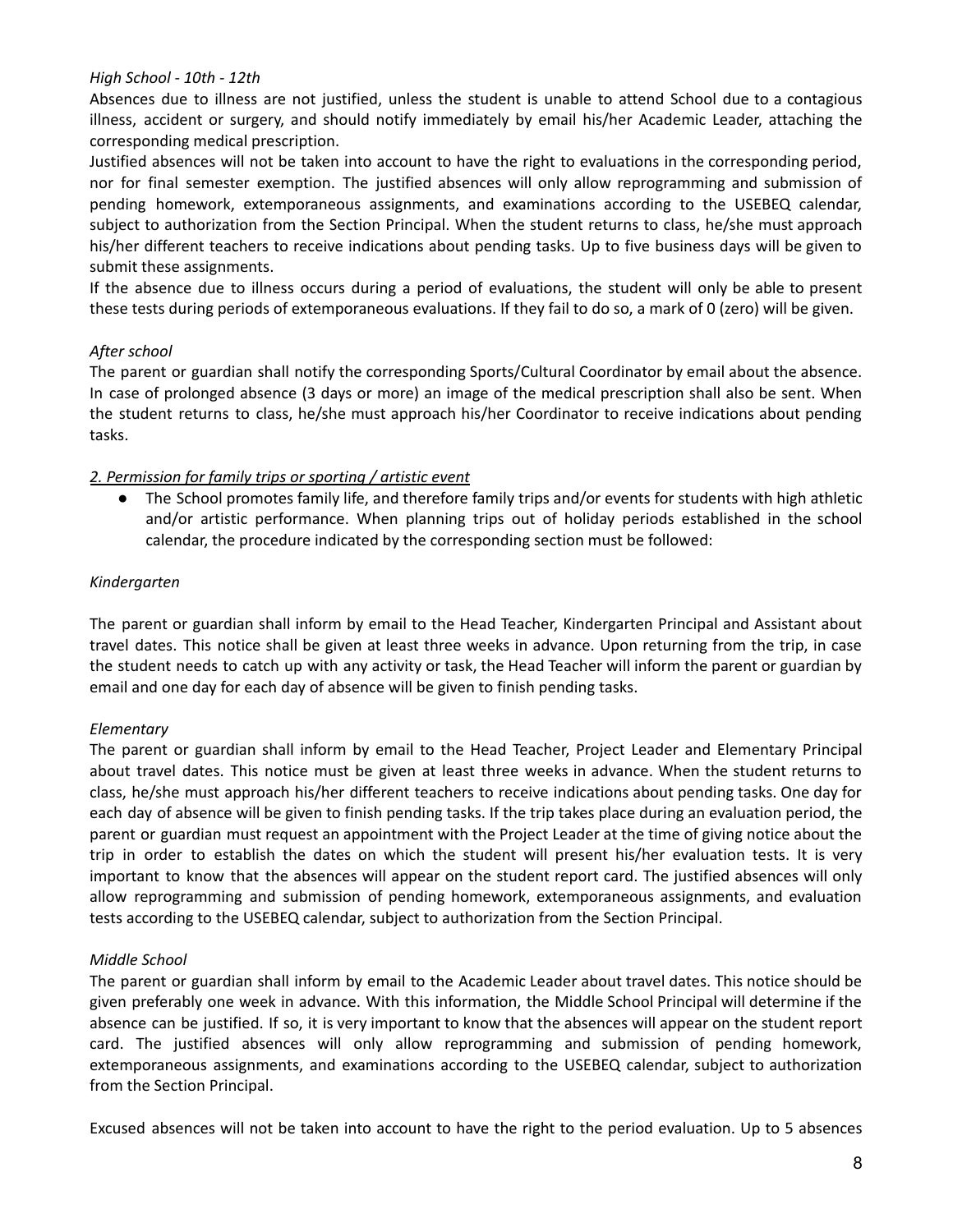*High School - 10th - 12th*

Absences due to illness are not justified, unless the student is unable to attend School due to a contagious illness, accident or surgery, and should notify immediately by email his/her Academic Leader, attaching the corresponding medical prescription.

Justified absences will not be taken into account to have the right to evaluations in the corresponding period, nor for final semester exemption. The justified absences will only allow reprogramming and submission of pending homework, extemporaneous assignments, and examinations according to the USEBEQ calendar, subject to authorization from the Section Principal. When the student returns to class, he/she must approach his/her different teachers to receive indications about pending tasks. Up to five business days will be given to submit these assignments.

If the absence due to illness occurs during a period of evaluations, the student will only be able to present these tests during periods of extemporaneous evaluations. If they fail to do so, a mark of 0 (zero) will be given.

*After school*

The parent or guardian shall notify the corresponding Sports/Cultural Coordinator by email about the absence. In case of prolonged absence (3 days or more) an image of the medical prescription shall also be sent. When the student returns to class, he/she must approach his/her Coordinator to receive indications about pending tasks.

*2. Permission for family trips or sporting / artistic event*

- The School promotes family life, and therefore family trips and/or events for students with high athletic and/or artistic performance. When planning trips out of holiday periods established in the school calendar, the procedure indicated by the corresponding section must be followed:

*Kindergarten*

The parent or guardian shall inform by email to the Head Teacher, Kindergarten Principal and Assistant about travel dates. This notice shall be given at least three weeks in advance. Upon returning from the trip, in case the student needs to catch up with any activity or task, the Head Teacher will inform the parent or guardian by email and one day for each day of absence will be given to finish pending tasks.

*Elementary*

The parent or guardian shall inform by email to the Head Teacher, Project Leader and Elementary Principal about travel dates. This notice must be given at least three weeks in advance. When the student returns to class, he/she must approach his/her different teachers to receive indications about pending tasks. One day for each day of absence will be given to finish pending tasks. If the trip takes place during an evaluation period, the parent or guardian must request an appointment with the Project Leader at the time of giving notice about the trip in order to establish the dates on which the student will present his/her evaluation tests. It is very important to know that the absences will appear on the student report card. The justified absences will only allow reprogramming and submission of pending homework, extemporaneous assignments, and evaluation tests according to the USEBEQ calendar, subject to authorization from the Section Principal.

*Middle School*

The parent or guardian shall inform by email to the Academic Leader about travel dates. This notice should be given preferably one week in advance. With this information, the Middle School Principal will determine if the absence can be justified. If so, it is very important to know that the absences will appear on the student report card. The justified absences will only allow reprogramming and submission of pending homework, extemporaneous assignments, and examinations according to the USEBEQ calendar, subject to authorization from the Section Principal.

Excused absences will not be taken into account to have the right to the period evaluation. Up to 5 absences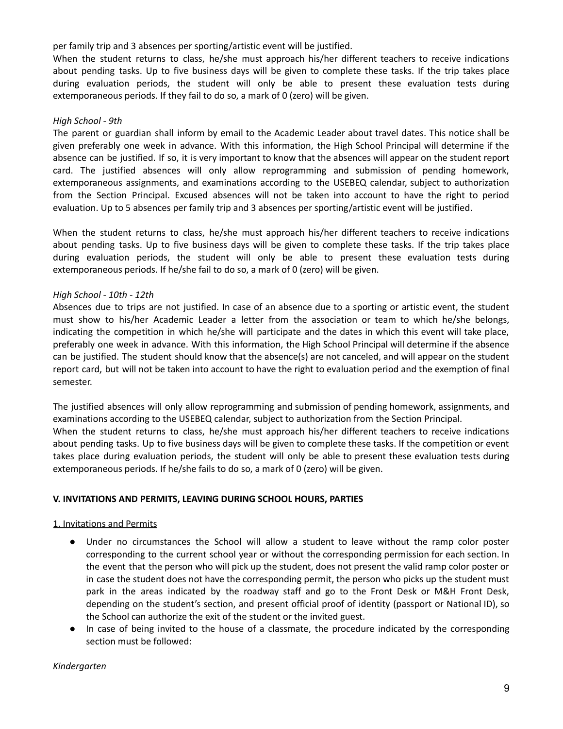per family trip and 3 absences per sporting/artistic event will be justified.

When the student returns to class, he/she must approach his/her different teachers to receive indications about pending tasks. Up to five business days will be given to complete these tasks. If the trip takes place during evaluation periods, the student will only be able to present these evaluation tests during extemporaneous periods. If they fail to do so, a mark of 0 (zero) will be given.

*High School - 9th*

The parent or guardian shall inform by email to the Academic Leader about travel dates. This notice shall be given preferably one week in advance. With this information, the High School Principal will determine if the absence can be justified. If so, it is very important to know that the absences will appear on the student report card. The justified absences will only allow reprogramming and submission of pending homework, extemporaneous assignments, and examinations according to the USEBEQ calendar, subject to authorization from the Section Principal. Excused absences will not be taken into account to have the right to period evaluation. Up to 5 absences per family trip and 3 absences per sporting/artistic event will be justified.

When the student returns to class, he/she must approach his/her different teachers to receive indications about pending tasks. Up to five business days will be given to complete these tasks. If the trip takes place during evaluation periods, the student will only be able to present these evaluation tests during extemporaneous periods. If he/she fail to do so, a mark of 0 (zero) will be given.

*High School - 10th - 12th*

Absences due to trips are not justified. In case of an absence due to a sporting or artistic event, the student must show to his/her Academic Leader a letter from the association or team to which he/she belongs, indicating the competition in which he/she will participate and the dates in which this event will take place, preferably one week in advance. With this information, the High School Principal will determine if the absence can be justified. The student should know that the absence(s) are not canceled, and will appear on the student report card, but will not be taken into account to have the right to evaluation period and the exemption of final semester.

The justified absences will only allow reprogramming and submission of pending homework, assignments, and examinations according to the USEBEQ calendar, subject to authorization from the Section Principal.

When the student returns to class, he/she must approach his/her different teachers to receive indications about pending tasks. Up to five business days will be given to complete these tasks. If the competition or event takes place during evaluation periods, the student will only be able to present these evaluation tests during extemporaneous periods. If he/she fails to do so, a mark of 0 (zero) will be given.

## V. INVITATIONS AND PERMITS, LEAVING DURING SCHOOL HOURS, PARTIES

### 1. Invitations and Permits

- Under no circumstances the School will allow a student to leave without the ramp color poster corresponding to the current school year or without the corresponding permission for each section. In the event that the person who will pick up the student, does not present the valid ramp color poster or in case the student does not have the corresponding permit, the person who picks up the student must park in the areas indicated by the roadway staff and go to the Front Desk or M&H Front Desk, depending on the student's section, and present official proof of identity (passport or National ID), so the School can authorize the exit of the student or the invited guest.
- In case of being invited to the house of a classmate, the procedure indicated by the corresponding section must be followed:

*Kindergarten*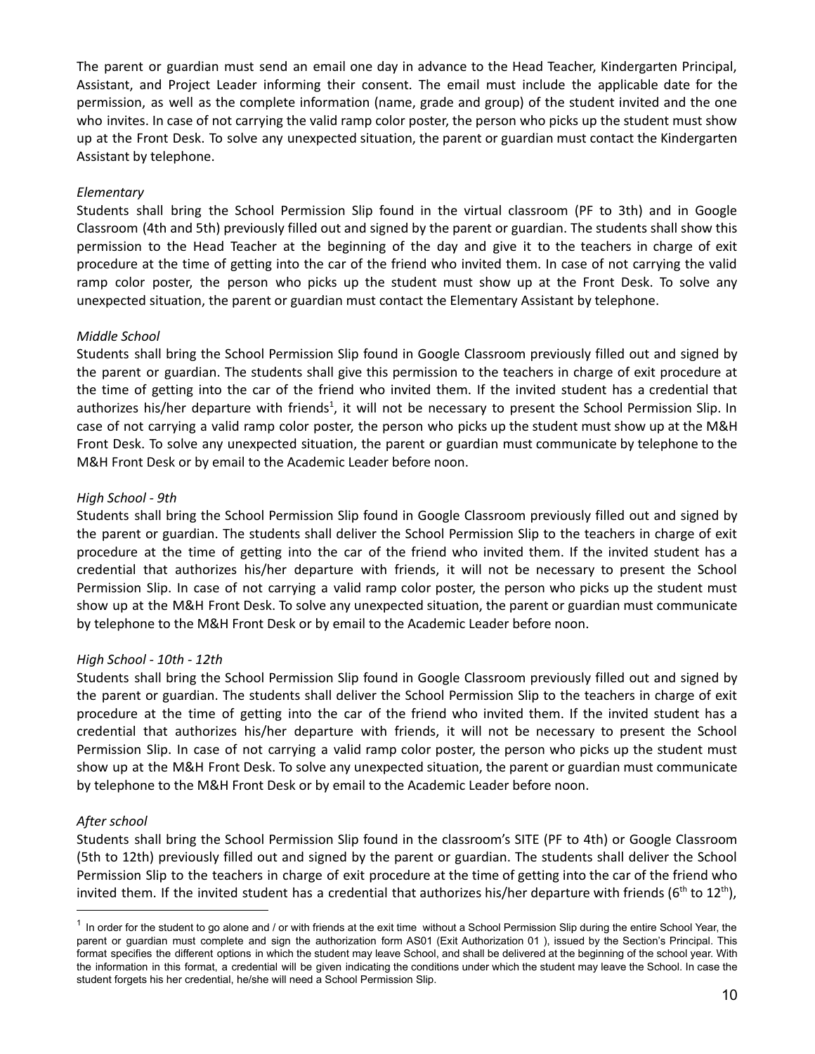The parent or guardian must send an email one day in advance to the Head Teacher, Kindergarten Principal, Assistant, and Project Leader informing their consent. The email must include the applicable date for the permission, as well as the complete information (name, grade and group) of the student invited and the one who invites. In case of not carrying the valid ramp color poster, the person who picks up the student must show up at the Front Desk. To solve any unexpected situation, the parent or guardian must contact the Kindergarten Assistant by telephone.

*Elementary*

Students shall bring the School Permission Slip found in the virtual classroom (PF to 3th) and in Google Classroom (4th and 5th) previously filled out and signed by the parent or guardian. The students shall show this permission to the Head Teacher at the beginning of the day and give it to the teachers in charge of exit procedure at the time of getting into the car of the friend who invited them. In case of not carrying the valid ramp color poster, the person who picks up the student must show up at the Front Desk. To solve any unexpected situation, the parent or guardian must contact the Elementary Assistant by telephone.

*Middle School*

Students shall bring the School Permission Slip found in Google Classroom previously filled out and signed by the parent or guardian. The students shall give this permission to the teachers in charge of exit procedure at the time of getting into the car of the friend who invited them. If the invited student has a credential that authorizes his/her departure with friends[1], it will not be necessary to present the School Permission Slip. In case of not carrying a valid ramp color poster, the person who picks up the student must show up at the M&H Front Desk. To solve any unexpected situation, the parent or guardian must communicate by telephone to the M&H Front Desk or by email to the Academic Leader before noon.

*High School - 9th*

Students shall bring the School Permission Slip found in Google Classroom previously filled out and signed by the parent or guardian. The students shall deliver the School Permission Slip to the teachers in charge of exit procedure at the time of getting into the car of the friend who invited them. If the invited student has a credential that authorizes his/her departure with friends, it will not be necessary to present the School Permission Slip. In case of not carrying a valid ramp color poster, the person who picks up the student must show up at the M&H Front Desk. To solve any unexpected situation, the parent or guardian must communicate by telephone to the M&H Front Desk or by email to the Academic Leader before noon.

*High School - 10th - 12th*

Students shall bring the School Permission Slip found in Google Classroom previously filled out and signed by the parent or guardian. The students shall deliver the School Permission Slip to the teachers in charge of exit procedure at the time of getting into the car of the friend who invited them. If the invited student has a credential that authorizes his/her departure with friends, it will not be necessary to present the School Permission Slip. In case of not carrying a valid ramp color poster, the person who picks up the student must show up at the M&H Front Desk. To solve any unexpected situation, the parent or guardian must communicate by telephone to the M&H Front Desk or by email to the Academic Leader before noon.

*After school*

Students shall bring the School Permission Slip found in the classroom's SITE (PF to 4th) or Google Classroom (5th to 12th) previously filled out and signed by the parent or guardian. The students shall deliver the School Permission Slip to the teachers in charge of exit procedure at the time of getting into the car of the friend who invited them. If the invited student has a credential that authorizes his/her departure with friends (6th to 12th),

---

[1] In order for the student to go alone and / or with friends at the exit time without a School Permission Slip during the entire School Year, the parent or guardian must complete and sign the authorization form AS01 (Exit Authorization 01 ), issued by the Section's Principal. This format specifies the different options in which the student may leave School, and shall be delivered at the beginning of the school year. With the information in this format, a credential will be given indicating the conditions under which the student may leave the School. In case the student forgets his her credential, he/she will need a School Permission Slip.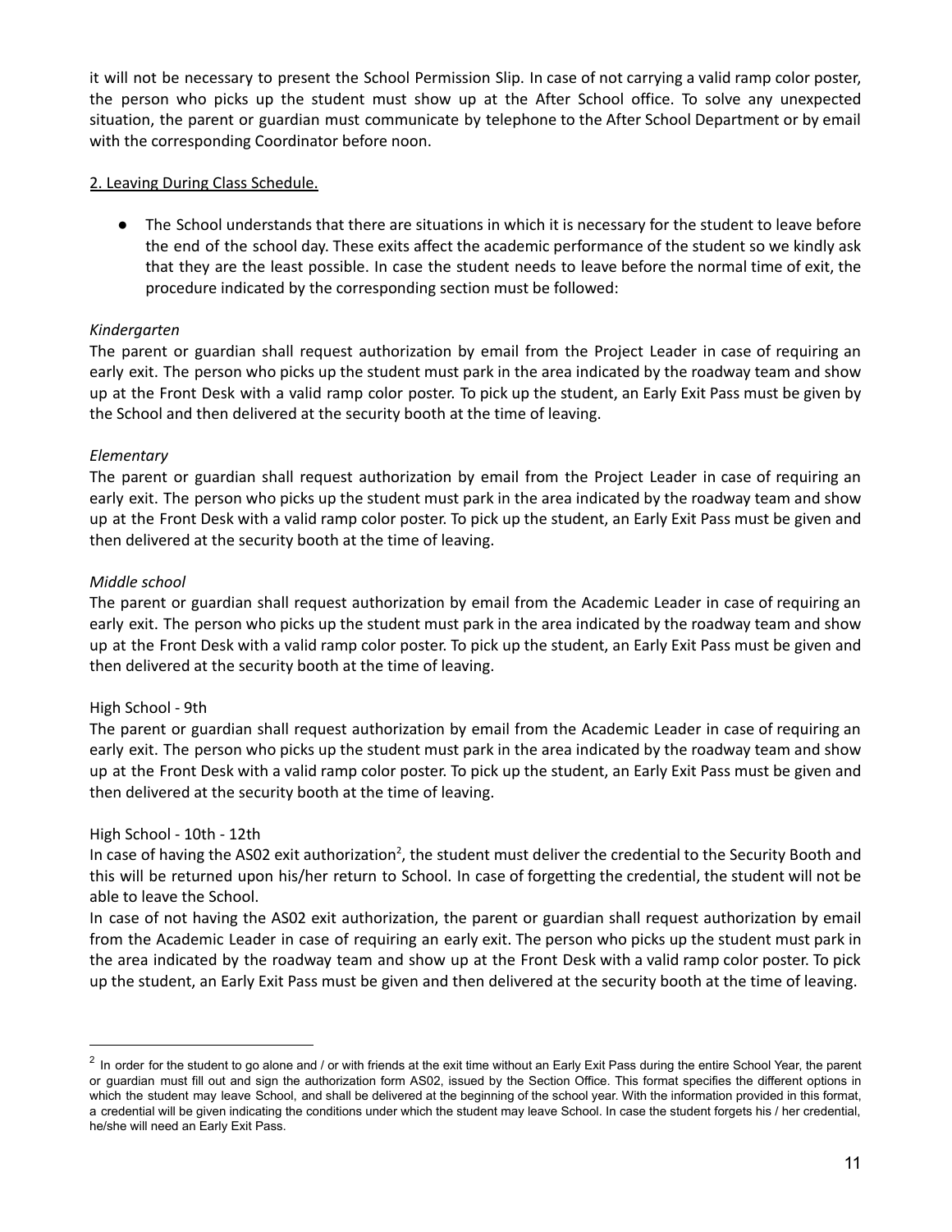it will not be necessary to present the School Permission Slip. In case of not carrying a valid ramp color poster, the person who picks up the student must show up at the After School office. To solve any unexpected situation, the parent or guardian must communicate by telephone to the After School Department or by email with the corresponding Coordinator before noon.

<u>2. Leaving During Class Schedule.</u>

- The School understands that there are situations in which it is necessary for the student to leave before the end of the school day. These exits affect the academic performance of the student so we kindly ask that they are the least possible. In case the student needs to leave before the normal time of exit, the procedure indicated by the corresponding section must be followed:

*Kindergarten*

The parent or guardian shall request authorization by email from the Project Leader in case of requiring an early exit. The person who picks up the student must park in the area indicated by the roadway team and show up at the Front Desk with a valid ramp color poster. To pick up the student, an Early Exit Pass must be given by the School and then delivered at the security booth at the time of leaving.

*Elementary*

The parent or guardian shall request authorization by email from the Project Leader in case of requiring an early exit. The person who picks up the student must park in the area indicated by the roadway team and show up at the Front Desk with a valid ramp color poster. To pick up the student, an Early Exit Pass must be given and then delivered at the security booth at the time of leaving.

*Middle school*

The parent or guardian shall request authorization by email from the Academic Leader in case of requiring an early exit. The person who picks up the student must park in the area indicated by the roadway team and show up at the Front Desk with a valid ramp color poster. To pick up the student, an Early Exit Pass must be given and then delivered at the security booth at the time of leaving.

High School - 9th

The parent or guardian shall request authorization by email from the Academic Leader in case of requiring an early exit. The person who picks up the student must park in the area indicated by the roadway team and show up at the Front Desk with a valid ramp color poster. To pick up the student, an Early Exit Pass must be given and then delivered at the security booth at the time of leaving.

High School - 10th - 12th

In case of having the AS02 exit authorization[2], the student must deliver the credential to the Security Booth and this will be returned upon his/her return to School. In case of forgetting the credential, the student will not be able to leave the School.

In case of not having the AS02 exit authorization, the parent or guardian shall request authorization by email from the Academic Leader in case of requiring an early exit. The person who picks up the student must park in the area indicated by the roadway team and show up at the Front Desk with a valid ramp color poster. To pick up the student, an Early Exit Pass must be given and then delivered at the security booth at the time of leaving.

---

[2] In order for the student to go alone and / or with friends at the exit time without an Early Exit Pass during the entire School Year, the parent or guardian must fill out and sign the authorization form AS02, issued by the Section Office. This format specifies the different options in which the student may leave School, and shall be delivered at the beginning of the school year. With the information provided in this format, a credential will be given indicating the conditions under which the student may leave School. In case the student forgets his / her credential, he/she will need an Early Exit Pass.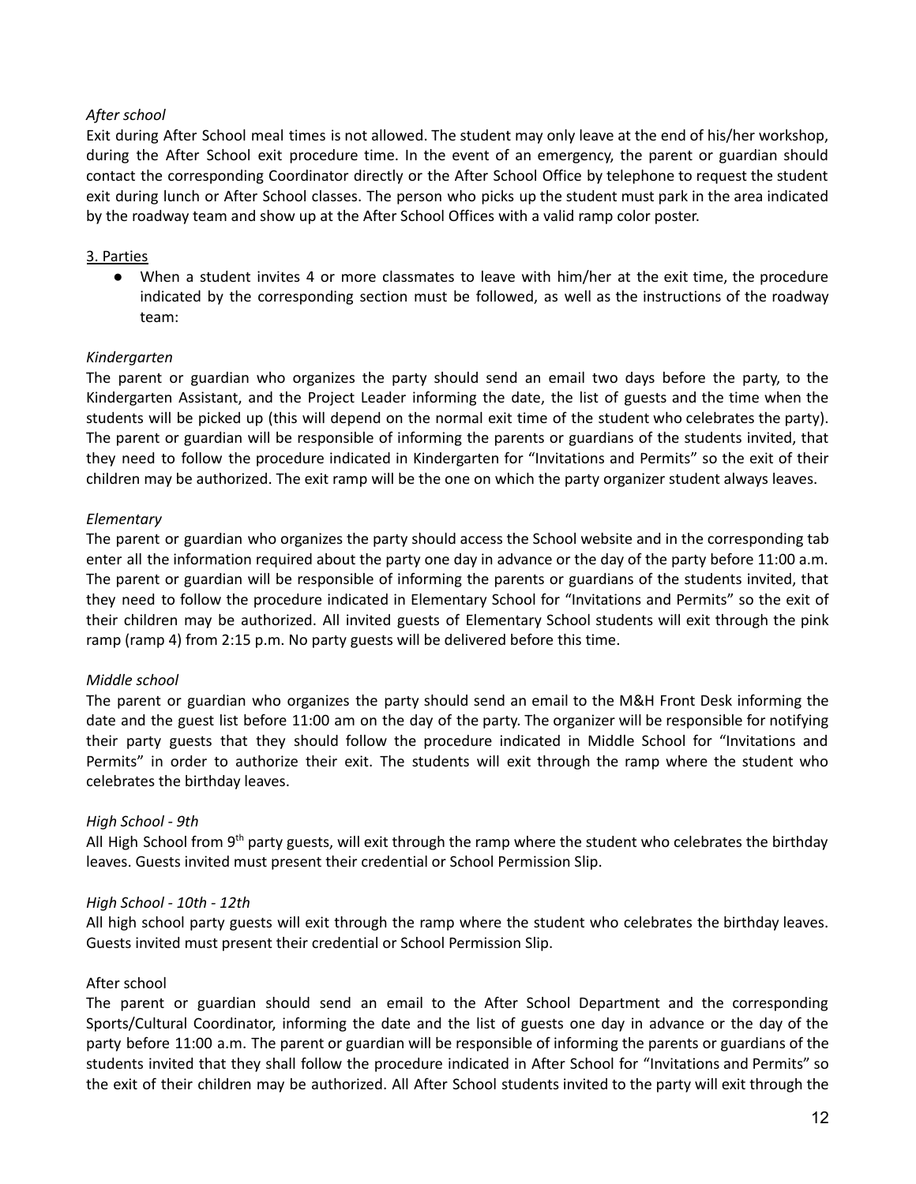*After school*

Exit during After School meal times is not allowed. The student may only leave at the end of his/her workshop, during the After School exit procedure time. In the event of an emergency, the parent or guardian should contact the corresponding Coordinator directly or the After School Office by telephone to request the student exit during lunch or After School classes. The person who picks up the student must park in the area indicated by the roadway team and show up at the After School Offices with a valid ramp color poster.

3. Parties

- When a student invites 4 or more classmates to leave with him/her at the exit time, the procedure indicated by the corresponding section must be followed, as well as the instructions of the roadway team:

*Kindergarten*

The parent or guardian who organizes the party should send an email two days before the party, to the Kindergarten Assistant, and the Project Leader informing the date, the list of guests and the time when the students will be picked up (this will depend on the normal exit time of the student who celebrates the party). The parent or guardian will be responsible of informing the parents or guardians of the students invited, that they need to follow the procedure indicated in Kindergarten for "Invitations and Permits" so the exit of their children may be authorized. The exit ramp will be the one on which the party organizer student always leaves.

*Elementary*

The parent or guardian who organizes the party should access the School website and in the corresponding tab enter all the information required about the party one day in advance or the day of the party before 11:00 a.m. The parent or guardian will be responsible of informing the parents or guardians of the students invited, that they need to follow the procedure indicated in Elementary School for "Invitations and Permits" so the exit of their children may be authorized. All invited guests of Elementary School students will exit through the pink ramp (ramp 4) from 2:15 p.m. No party guests will be delivered before this time.

*Middle school*

The parent or guardian who organizes the party should send an email to the M&H Front Desk informing the date and the guest list before 11:00 am on the day of the party. The organizer will be responsible for notifying their party guests that they should follow the procedure indicated in Middle School for "Invitations and Permits" in order to authorize their exit. The students will exit through the ramp where the student who celebrates the birthday leaves.

*High School - 9th*

All High School from 9th party guests, will exit through the ramp where the student who celebrates the birthday leaves. Guests invited must present their credential or School Permission Slip.

*High School - 10th - 12th*

All high school party guests will exit through the ramp where the student who celebrates the birthday leaves. Guests invited must present their credential or School Permission Slip.

After school

The parent or guardian should send an email to the After School Department and the corresponding Sports/Cultural Coordinator, informing the date and the list of guests one day in advance or the day of the party before 11:00 a.m. The parent or guardian will be responsible of informing the parents or guardians of the students invited that they shall follow the procedure indicated in After School for "Invitations and Permits" so the exit of their children may be authorized. All After School students invited to the party will exit through the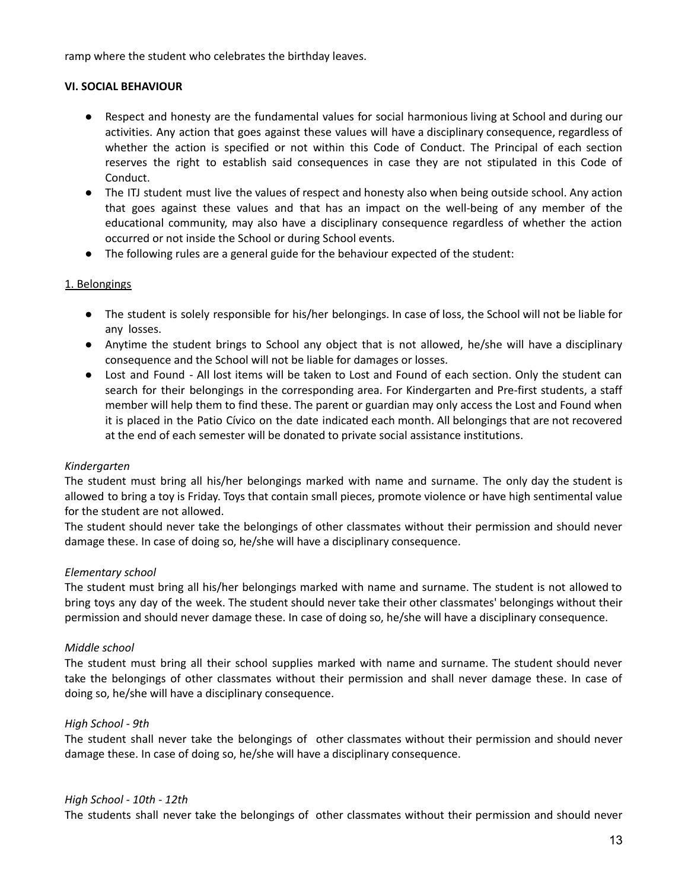ramp where the student who celebrates the birthday leaves.

### VI. SOCIAL BEHAVIOUR

- Respect and honesty are the fundamental values for social harmonious living at School and during our activities. Any action that goes against these values will have a disciplinary consequence, regardless of whether the action is specified or not within this Code of Conduct. The Principal of each section reserves the right to establish said consequences in case they are not stipulated in this Code of Conduct.
- The ITJ student must live the values of respect and honesty also when being outside school. Any action that goes against these values and that has an impact on the well-being of any member of the educational community, may also have a disciplinary consequence regardless of whether the action occurred or not inside the School or during School events.
- The following rules are a general guide for the behaviour expected of the student:

#### 1. Belongings

- The student is solely responsible for his/her belongings. In case of loss, the School will not be liable for any losses.
- Anytime the student brings to School any object that is not allowed, he/she will have a disciplinary consequence and the School will not be liable for damages or losses.
- Lost and Found - All lost items will be taken to Lost and Found of each section. Only the student can search for their belongings in the corresponding area. For Kindergarten and Pre-first students, a staff member will help them to find these. The parent or guardian may only access the Lost and Found when it is placed in the Patio Cívico on the date indicated each month. All belongings that are not recovered at the end of each semester will be donated to private social assistance institutions.

*Kindergarten*

The student must bring all his/her belongings marked with name and surname. The only day the student is allowed to bring a toy is Friday. Toys that contain small pieces, promote violence or have high sentimental value for the student are not allowed.

The student should never take the belongings of other classmates without their permission and should never damage these. In case of doing so, he/she will have a disciplinary consequence.

*Elementary school*

The student must bring all his/her belongings marked with name and surname. The student is not allowed to bring toys any day of the week. The student should never take their other classmates' belongings without their permission and should never damage these. In case of doing so, he/she will have a disciplinary consequence.

*Middle school*

The student must bring all their school supplies marked with name and surname. The student should never take the belongings of other classmates without their permission and shall never damage these. In case of doing so, he/she will have a disciplinary consequence.

*High School - 9th*

The student shall never take the belongings of other classmates without their permission and should never damage these. In case of doing so, he/she will have a disciplinary consequence.

*High School - 10th - 12th*

The students shall never take the belongings of other classmates without their permission and should never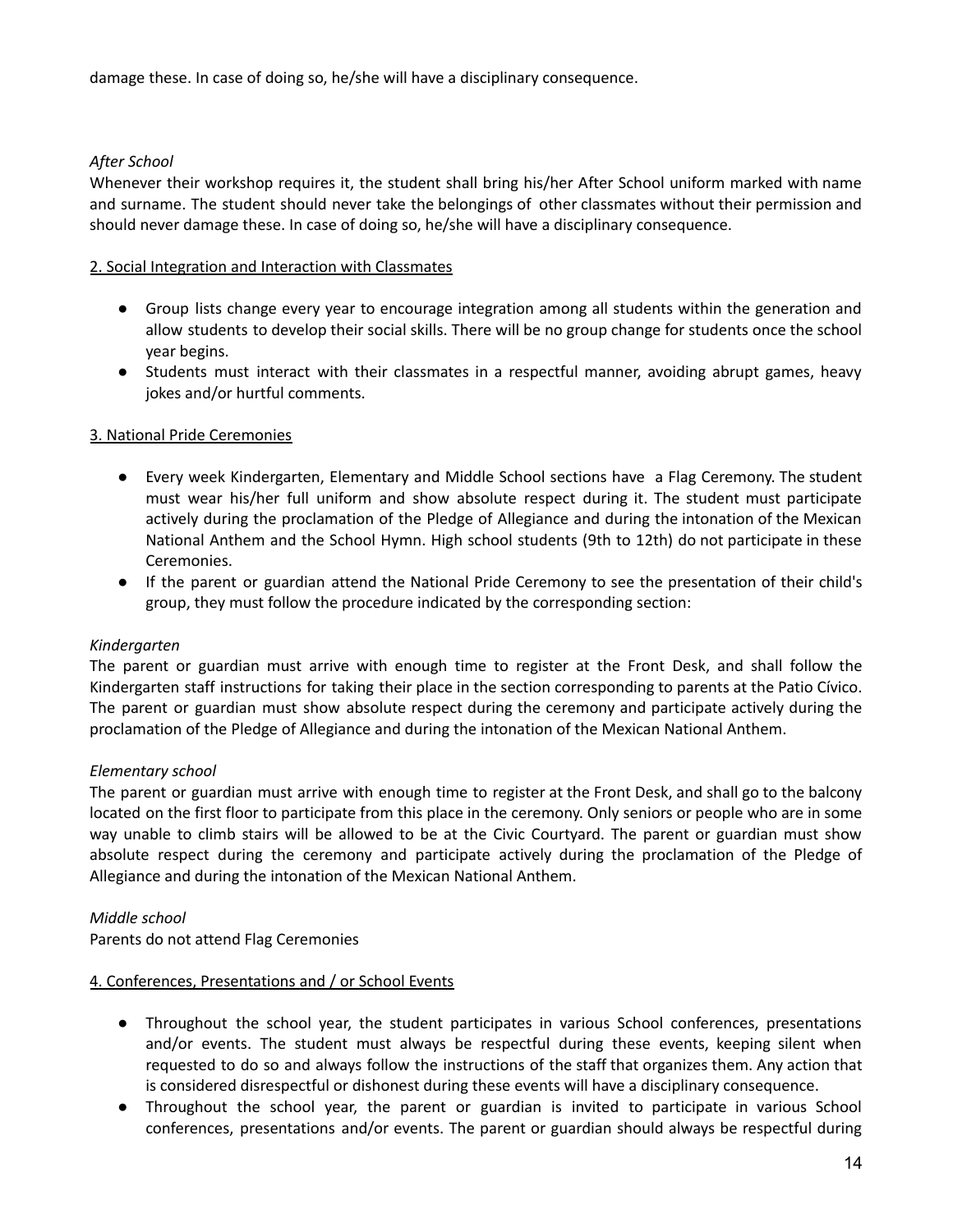damage these. In case of doing so, he/she will have a disciplinary consequence.

*After School*

Whenever their workshop requires it, the student shall bring his/her After School uniform marked with name and surname. The student should never take the belongings of other classmates without their permission and should never damage these. In case of doing so, he/she will have a disciplinary consequence.

2. Social Integration and Interaction with Classmates

- Group lists change every year to encourage integration among all students within the generation and allow students to develop their social skills. There will be no group change for students once the school year begins.
- Students must interact with their classmates in a respectful manner, avoiding abrupt games, heavy jokes and/or hurtful comments.

3. National Pride Ceremonies

- Every week Kindergarten, Elementary and Middle School sections have a Flag Ceremony. The student must wear his/her full uniform and show absolute respect during it. The student must participate actively during the proclamation of the Pledge of Allegiance and during the intonation of the Mexican National Anthem and the School Hymn. High school students (9th to 12th) do not participate in these Ceremonies.
- If the parent or guardian attend the National Pride Ceremony to see the presentation of their child's group, they must follow the procedure indicated by the corresponding section:

*Kindergarten*

The parent or guardian must arrive with enough time to register at the Front Desk, and shall follow the Kindergarten staff instructions for taking their place in the section corresponding to parents at the Patio Cívico. The parent or guardian must show absolute respect during the ceremony and participate actively during the proclamation of the Pledge of Allegiance and during the intonation of the Mexican National Anthem.

*Elementary school*

The parent or guardian must arrive with enough time to register at the Front Desk, and shall go to the balcony located on the first floor to participate from this place in the ceremony. Only seniors or people who are in some way unable to climb stairs will be allowed to be at the Civic Courtyard. The parent or guardian must show absolute respect during the ceremony and participate actively during the proclamation of the Pledge of Allegiance and during the intonation of the Mexican National Anthem.

*Middle school*

Parents do not attend Flag Ceremonies

4. Conferences, Presentations and / or School Events

- Throughout the school year, the student participates in various School conferences, presentations and/or events. The student must always be respectful during these events, keeping silent when requested to do so and always follow the instructions of the staff that organizes them. Any action that is considered disrespectful or dishonest during these events will have a disciplinary consequence.
- Throughout the school year, the parent or guardian is invited to participate in various School conferences, presentations and/or events. The parent or guardian should always be respectful during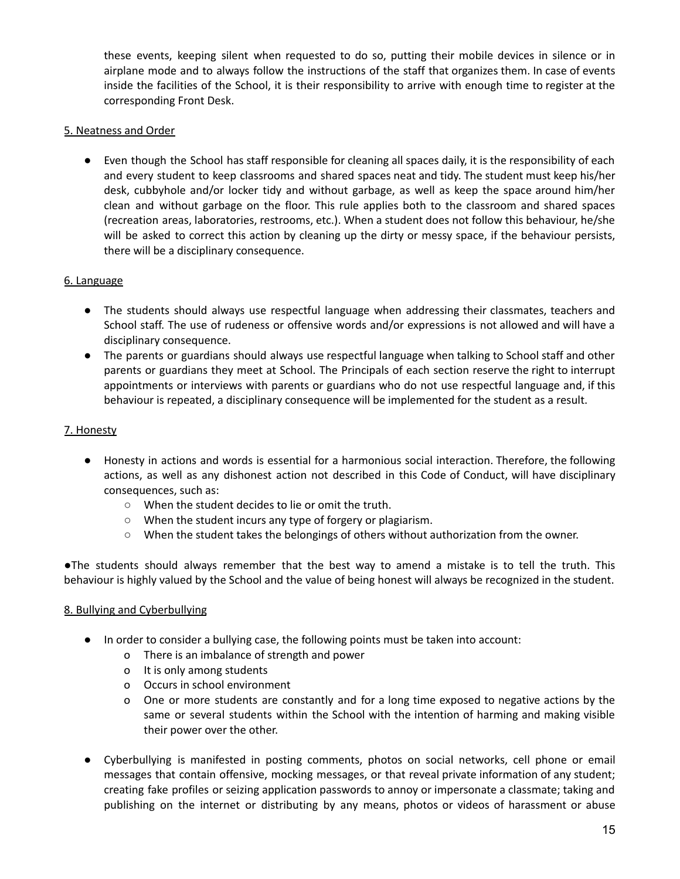these events, keeping silent when requested to do so, putting their mobile devices in silence or in airplane mode and to always follow the instructions of the staff that organizes them. In case of events inside the facilities of the School, it is their responsibility to arrive with enough time to register at the corresponding Front Desk.

5. Neatness and Order

- Even though the School has staff responsible for cleaning all spaces daily, it is the responsibility of each and every student to keep classrooms and shared spaces neat and tidy. The student must keep his/her desk, cubbyhole and/or locker tidy and without garbage, as well as keep the space around him/her clean and without garbage on the floor. This rule applies both to the classroom and shared spaces (recreation areas, laboratories, restrooms, etc.). When a student does not follow this behaviour, he/she will be asked to correct this action by cleaning up the dirty or messy space, if the behaviour persists, there will be a disciplinary consequence.

6. Language

- The students should always use respectful language when addressing their classmates, teachers and School staff. The use of rudeness or offensive words and/or expressions is not allowed and will have a disciplinary consequence.
- The parents or guardians should always use respectful language when talking to School staff and other parents or guardians they meet at School. The Principals of each section reserve the right to interrupt appointments or interviews with parents or guardians who do not use respectful language and, if this behaviour is repeated, a disciplinary consequence will be implemented for the student as a result.

7. Honesty

- Honesty in actions and words is essential for a harmonious social interaction. Therefore, the following actions, as well as any dishonest action not described in this Code of Conduct, will have disciplinary consequences, such as:
  - When the student decides to lie or omit the truth.
  - When the student incurs any type of forgery or plagiarism.
  - When the student takes the belongings of others without authorization from the owner.

- The students should always remember that the best way to amend a mistake is to tell the truth. This behaviour is highly valued by the School and the value of being honest will always be recognized in the student.

8. Bullying and Cyberbullying

- In order to consider a bullying case, the following points must be taken into account:
  - There is an imbalance of strength and power
  - It is only among students
  - Occurs in school environment
  - One or more students are constantly and for a long time exposed to negative actions by the same or several students within the School with the intention of harming and making visible their power over the other.

- Cyberbullying is manifested in posting comments, photos on social networks, cell phone or email messages that contain offensive, mocking messages, or that reveal private information of any student; creating fake profiles or seizing application passwords to annoy or impersonate a classmate; taking and publishing on the internet or distributing by any means, photos or videos of harassment or abuse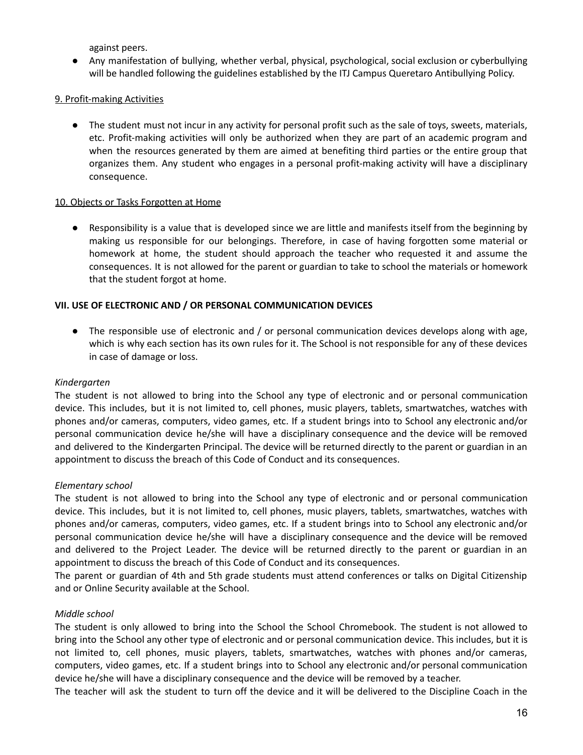against peers.

- Any manifestation of bullying, whether verbal, physical, psychological, social exclusion or cyberbullying will be handled following the guidelines established by the ITJ Campus Queretaro Antibullying Policy.

<u>9. Profit-making Activities</u>

- The student must not incur in any activity for personal profit such as the sale of toys, sweets, materials, etc. Profit-making activities will only be authorized when they are part of an academic program and when the resources generated by them are aimed at benefiting third parties or the entire group that organizes them. Any student who engages in a personal profit-making activity will have a disciplinary consequence.

<u>10. Objects or Tasks Forgotten at Home</u>

- Responsibility is a value that is developed since we are little and manifests itself from the beginning by making us responsible for our belongings. Therefore, in case of having forgotten some material or homework at home, the student should approach the teacher who requested it and assume the consequences. It is not allowed for the parent or guardian to take to school the materials or homework that the student forgot at home.

**VII. USE OF ELECTRONIC AND / OR PERSONAL COMMUNICATION DEVICES**

- The responsible use of electronic and / or personal communication devices develops along with age, which is why each section has its own rules for it. The School is not responsible for any of these devices in case of damage or loss.

*Kindergarten*

The student is not allowed to bring into the School any type of electronic and or personal communication device. This includes, but it is not limited to, cell phones, music players, tablets, smartwatches, watches with phones and/or cameras, computers, video games, etc. If a student brings into to School any electronic and/or personal communication device he/she will have a disciplinary consequence and the device will be removed and delivered to the Kindergarten Principal. The device will be returned directly to the parent or guardian in an appointment to discuss the breach of this Code of Conduct and its consequences.

*Elementary school*

The student is not allowed to bring into the School any type of electronic and or personal communication device. This includes, but it is not limited to, cell phones, music players, tablets, smartwatches, watches with phones and/or cameras, computers, video games, etc. If a student brings into to School any electronic and/or personal communication device he/she will have a disciplinary consequence and the device will be removed and delivered to the Project Leader. The device will be returned directly to the parent or guardian in an appointment to discuss the breach of this Code of Conduct and its consequences.

The parent or guardian of 4th and 5th grade students must attend conferences or talks on Digital Citizenship and or Online Security available at the School.

*Middle school*

The student is only allowed to bring into the School the School Chromebook. The student is not allowed to bring into the School any other type of electronic and or personal communication device. This includes, but it is not limited to, cell phones, music players, tablets, smartwatches, watches with phones and/or cameras, computers, video games, etc. If a student brings into to School any electronic and/or personal communication device he/she will have a disciplinary consequence and the device will be removed by a teacher.

The teacher will ask the student to turn off the device and it will be delivered to the Discipline Coach in the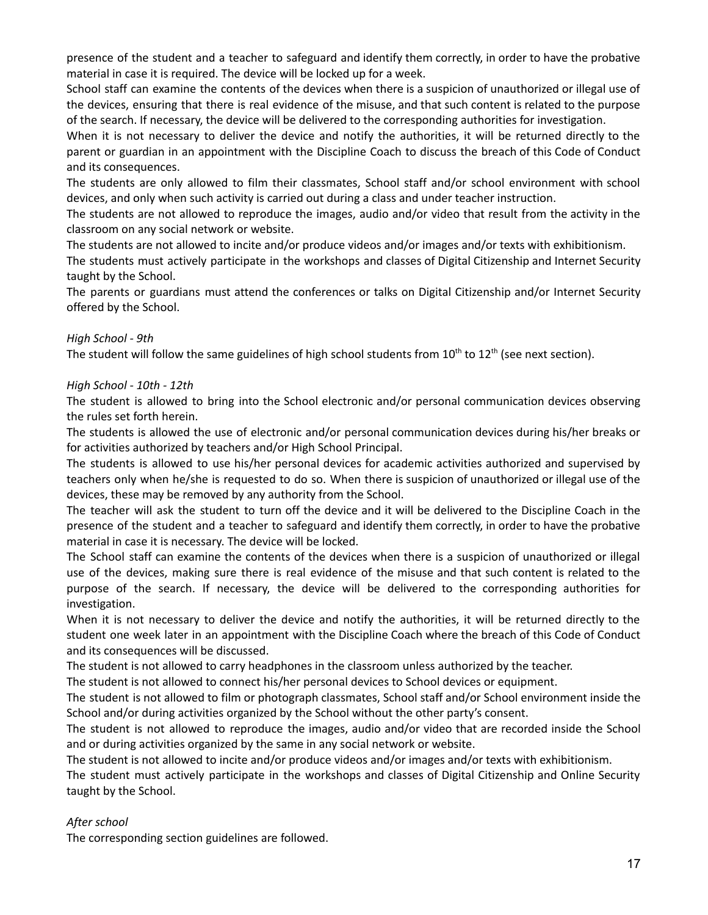presence of the student and a teacher to safeguard and identify them correctly, in order to have the probative material in case it is required. The device will be locked up for a week.

School staff can examine the contents of the devices when there is a suspicion of unauthorized or illegal use of the devices, ensuring that there is real evidence of the misuse, and that such content is related to the purpose of the search. If necessary, the device will be delivered to the corresponding authorities for investigation.

When it is not necessary to deliver the device and notify the authorities, it will be returned directly to the parent or guardian in an appointment with the Discipline Coach to discuss the breach of this Code of Conduct and its consequences.

The students are only allowed to film their classmates, School staff and/or school environment with school devices, and only when such activity is carried out during a class and under teacher instruction.

The students are not allowed to reproduce the images, audio and/or video that result from the activity in the classroom on any social network or website.

The students are not allowed to incite and/or produce videos and/or images and/or texts with exhibitionism.

The students must actively participate in the workshops and classes of Digital Citizenship and Internet Security taught by the School.

The parents or guardians must attend the conferences or talks on Digital Citizenship and/or Internet Security offered by the School.

*High School - 9th*

The student will follow the same guidelines of high school students from 10th to 12th (see next section).

*High School - 10th - 12th*

The student is allowed to bring into the School electronic and/or personal communication devices observing the rules set forth herein.

The students is allowed the use of electronic and/or personal communication devices during his/her breaks or for activities authorized by teachers and/or High School Principal.

The students is allowed to use his/her personal devices for academic activities authorized and supervised by teachers only when he/she is requested to do so. When there is suspicion of unauthorized or illegal use of the devices, these may be removed by any authority from the School.

The teacher will ask the student to turn off the device and it will be delivered to the Discipline Coach in the presence of the student and a teacher to safeguard and identify them correctly, in order to have the probative material in case it is necessary. The device will be locked.

The School staff can examine the contents of the devices when there is a suspicion of unauthorized or illegal use of the devices, making sure there is real evidence of the misuse and that such content is related to the purpose of the search. If necessary, the device will be delivered to the corresponding authorities for investigation.

When it is not necessary to deliver the device and notify the authorities, it will be returned directly to the student one week later in an appointment with the Discipline Coach where the breach of this Code of Conduct and its consequences will be discussed.

The student is not allowed to carry headphones in the classroom unless authorized by the teacher.

The student is not allowed to connect his/her personal devices to School devices or equipment.

The student is not allowed to film or photograph classmates, School staff and/or School environment inside the School and/or during activities organized by the School without the other party's consent.

The student is not allowed to reproduce the images, audio and/or video that are recorded inside the School and or during activities organized by the same in any social network or website.

The student is not allowed to incite and/or produce videos and/or images and/or texts with exhibitionism.

The student must actively participate in the workshops and classes of Digital Citizenship and Online Security taught by the School.

*After school*

The corresponding section guidelines are followed.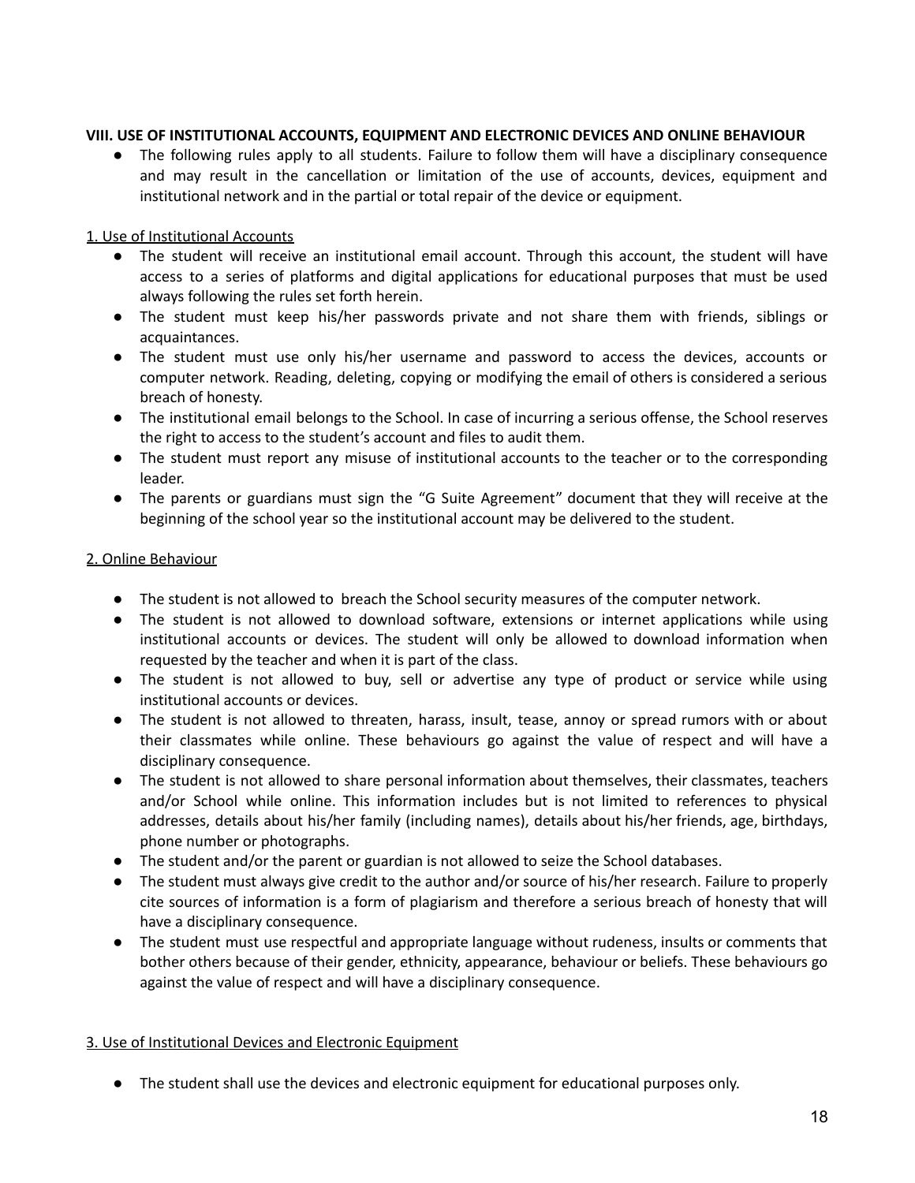**VIII. USE OF INSTITUTIONAL ACCOUNTS, EQUIPMENT AND ELECTRONIC DEVICES AND ONLINE BEHAVIOUR**

- The following rules apply to all students. Failure to follow them will have a disciplinary consequence and may result in the cancellation or limitation of the use of accounts, devices, equipment and institutional network and in the partial or total repair of the device or equipment.

<u>1. Use of Institutional Accounts</u>

- The student will receive an institutional email account. Through this account, the student will have access to a series of platforms and digital applications for educational purposes that must be used always following the rules set forth herein.
- The student must keep his/her passwords private and not share them with friends, siblings or acquaintances.
- The student must use only his/her username and password to access the devices, accounts or computer network. Reading, deleting, copying or modifying the email of others is considered a serious breach of honesty.
- The institutional email belongs to the School. In case of incurring a serious offense, the School reserves the right to access to the student's account and files to audit them.
- The student must report any misuse of institutional accounts to the teacher or to the corresponding leader.
- The parents or guardians must sign the "G Suite Agreement" document that they will receive at the beginning of the school year so the institutional account may be delivered to the student.

<u>2. Online Behaviour</u>

- The student is not allowed to breach the School security measures of the computer network.
- The student is not allowed to download software, extensions or internet applications while using institutional accounts or devices. The student will only be allowed to download information when requested by the teacher and when it is part of the class.
- The student is not allowed to buy, sell or advertise any type of product or service while using institutional accounts or devices.
- The student is not allowed to threaten, harass, insult, tease, annoy or spread rumors with or about their classmates while online. These behaviours go against the value of respect and will have a disciplinary consequence.
- The student is not allowed to share personal information about themselves, their classmates, teachers and/or School while online. This information includes but is not limited to references to physical addresses, details about his/her family (including names), details about his/her friends, age, birthdays, phone number or photographs.
- The student and/or the parent or guardian is not allowed to seize the School databases.
- The student must always give credit to the author and/or source of his/her research. Failure to properly cite sources of information is a form of plagiarism and therefore a serious breach of honesty that will have a disciplinary consequence.
- The student must use respectful and appropriate language without rudeness, insults or comments that bother others because of their gender, ethnicity, appearance, behaviour or beliefs. These behaviours go against the value of respect and will have a disciplinary consequence.

<u>3. Use of Institutional Devices and Electronic Equipment</u>

- The student shall use the devices and electronic equipment for educational purposes only.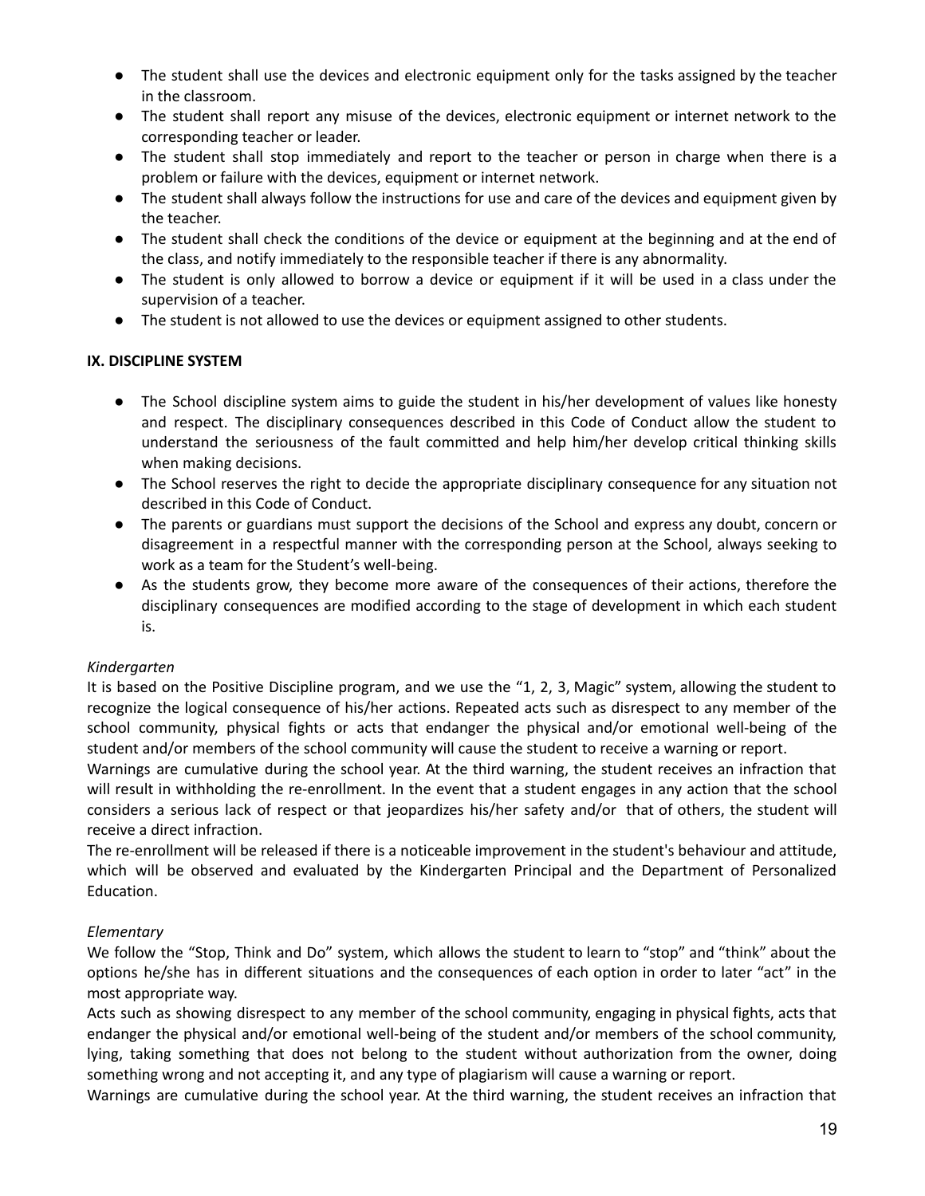- The student shall use the devices and electronic equipment only for the tasks assigned by the teacher in the classroom.
- The student shall report any misuse of the devices, electronic equipment or internet network to the corresponding teacher or leader.
- The student shall stop immediately and report to the teacher or person in charge when there is a problem or failure with the devices, equipment or internet network.
- The student shall always follow the instructions for use and care of the devices and equipment given by the teacher.
- The student shall check the conditions of the device or equipment at the beginning and at the end of the class, and notify immediately to the responsible teacher if there is any abnormality.
- The student is only allowed to borrow a device or equipment if it will be used in a class under the supervision of a teacher.
- The student is not allowed to use the devices or equipment assigned to other students.

## IX. DISCIPLINE SYSTEM

- The School discipline system aims to guide the student in his/her development of values like honesty and respect. The disciplinary consequences described in this Code of Conduct allow the student to understand the seriousness of the fault committed and help him/her develop critical thinking skills when making decisions.
- The School reserves the right to decide the appropriate disciplinary consequence for any situation not described in this Code of Conduct.
- The parents or guardians must support the decisions of the School and express any doubt, concern or disagreement in a respectful manner with the corresponding person at the School, always seeking to work as a team for the Student's well-being.
- As the students grow, they become more aware of the consequences of their actions, therefore the disciplinary consequences are modified according to the stage of development in which each student is.

*Kindergarten*

It is based on the Positive Discipline program, and we use the "1, 2, 3, Magic" system, allowing the student to recognize the logical consequence of his/her actions. Repeated acts such as disrespect to any member of the school community, physical fights or acts that endanger the physical and/or emotional well-being of the student and/or members of the school community will cause the student to receive a warning or report.

Warnings are cumulative during the school year. At the third warning, the student receives an infraction that will result in withholding the re-enrollment. In the event that a student engages in any action that the school considers a serious lack of respect or that jeopardizes his/her safety and/or that of others, the student will receive a direct infraction.

The re-enrollment will be released if there is a noticeable improvement in the student's behaviour and attitude, which will be observed and evaluated by the Kindergarten Principal and the Department of Personalized Education.

*Elementary*

We follow the "Stop, Think and Do" system, which allows the student to learn to "stop" and "think" about the options he/she has in different situations and the consequences of each option in order to later "act" in the most appropriate way.

Acts such as showing disrespect to any member of the school community, engaging in physical fights, acts that endanger the physical and/or emotional well-being of the student and/or members of the school community, lying, taking something that does not belong to the student without authorization from the owner, doing something wrong and not accepting it, and any type of plagiarism will cause a warning or report.

Warnings are cumulative during the school year. At the third warning, the student receives an infraction that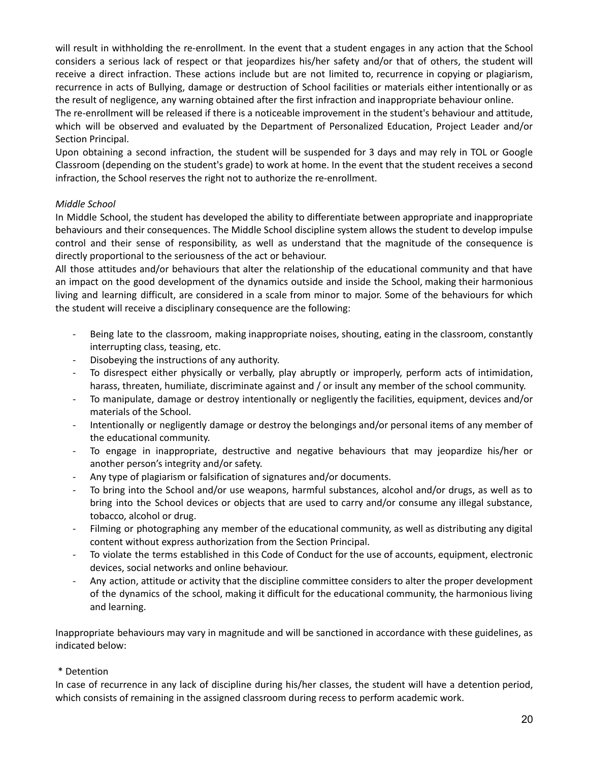will result in withholding the re-enrollment. In the event that a student engages in any action that the School considers a serious lack of respect or that jeopardizes his/her safety and/or that of others, the student will receive a direct infraction. These actions include but are not limited to, recurrence in copying or plagiarism, recurrence in acts of Bullying, damage or destruction of School facilities or materials either intentionally or as the result of negligence, any warning obtained after the first infraction and inappropriate behaviour online.
The re-enrollment will be released if there is a noticeable improvement in the student's behaviour and attitude, which will be observed and evaluated by the Department of Personalized Education, Project Leader and/or Section Principal.
Upon obtaining a second infraction, the student will be suspended for 3 days and may rely in TOL or Google Classroom (depending on the student's grade) to work at home. In the event that the student receives a second infraction, the School reserves the right not to authorize the re-enrollment.

*Middle School*

In Middle School, the student has developed the ability to differentiate between appropriate and inappropriate behaviours and their consequences. The Middle School discipline system allows the student to develop impulse control and their sense of responsibility, as well as understand that the magnitude of the consequence is directly proportional to the seriousness of the act or behaviour.
All those attitudes and/or behaviours that alter the relationship of the educational community and that have an impact on the good development of the dynamics outside and inside the School, making their harmonious living and learning difficult, are considered in a scale from minor to major. Some of the behaviours for which the student will receive a disciplinary consequence are the following:

- Being late to the classroom, making inappropriate noises, shouting, eating in the classroom, constantly interrupting class, teasing, etc.
- Disobeying the instructions of any authority.
- To disrespect either physically or verbally, play abruptly or improperly, perform acts of intimidation, harass, threaten, humiliate, discriminate against and / or insult any member of the school community.
- To manipulate, damage or destroy intentionally or negligently the facilities, equipment, devices and/or materials of the School.
- Intentionally or negligently damage or destroy the belongings and/or personal items of any member of the educational community.
- To engage in inappropriate, destructive and negative behaviours that may jeopardize his/her or another person's integrity and/or safety.
- Any type of plagiarism or falsification of signatures and/or documents.
- To bring into the School and/or use weapons, harmful substances, alcohol and/or drugs, as well as to bring into the School devices or objects that are used to carry and/or consume any illegal substance, tobacco, alcohol or drug.
- Filming or photographing any member of the educational community, as well as distributing any digital content without express authorization from the Section Principal.
- To violate the terms established in this Code of Conduct for the use of accounts, equipment, electronic devices, social networks and online behaviour.
- Any action, attitude or activity that the discipline committee considers to alter the proper development of the dynamics of the school, making it difficult for the educational community, the harmonious living and learning.

Inappropriate behaviours may vary in magnitude and will be sanctioned in accordance with these guidelines, as indicated below:

\* Detention

In case of recurrence in any lack of discipline during his/her classes, the student will have a detention period, which consists of remaining in the assigned classroom during recess to perform academic work.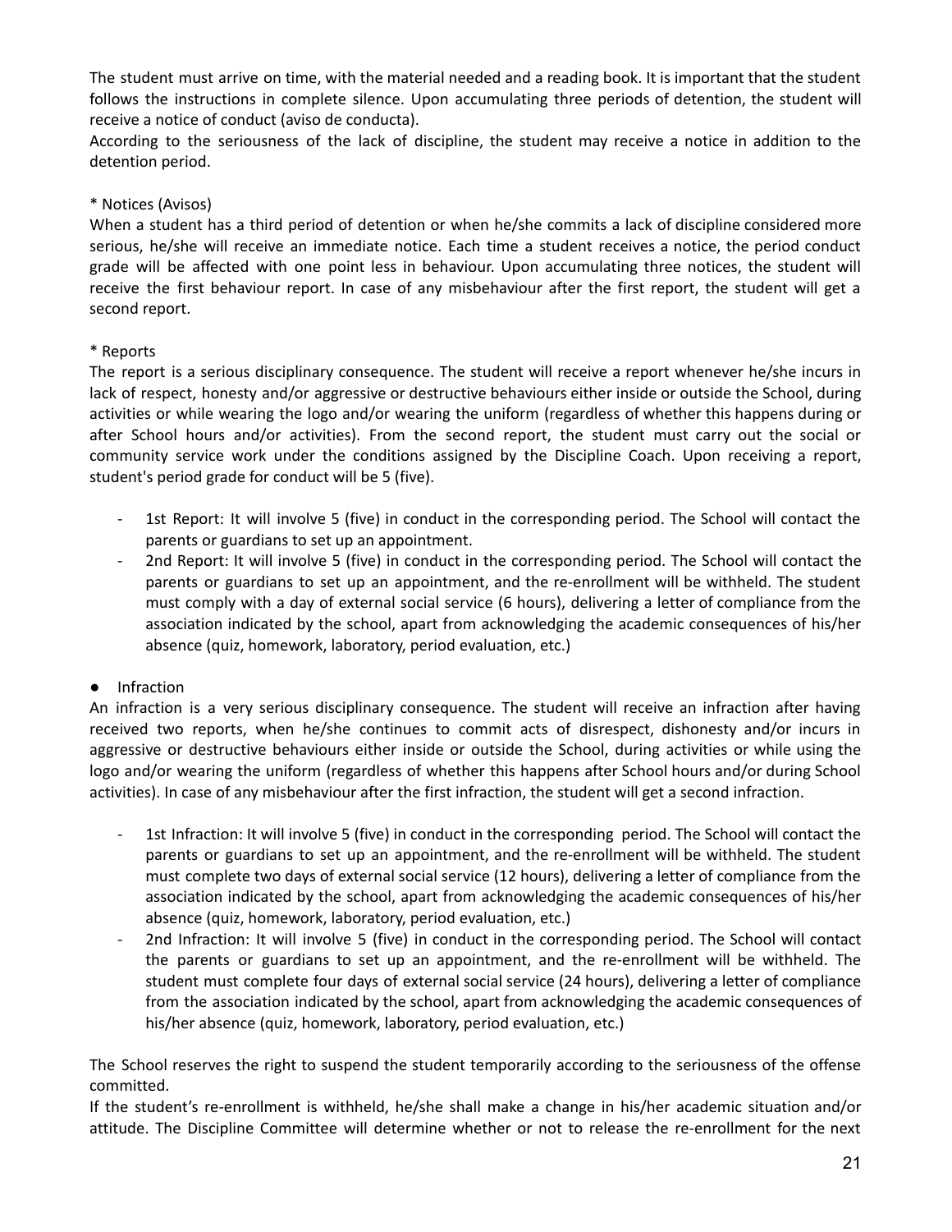The student must arrive on time, with the material needed and a reading book. It is important that the student follows the instructions in complete silence. Upon accumulating three periods of detention, the student will receive a notice of conduct (aviso de conducta).

According to the seriousness of the lack of discipline, the student may receive a notice in addition to the detention period.

* Notices (Avisos)

When a student has a third period of detention or when he/she commits a lack of discipline considered more serious, he/she will receive an immediate notice. Each time a student receives a notice, the period conduct grade will be affected with one point less in behaviour. Upon accumulating three notices, the student will receive the first behaviour report. In case of any misbehaviour after the first report, the student will get a second report.

* Reports

The report is a serious disciplinary consequence. The student will receive a report whenever he/she incurs in lack of respect, honesty and/or aggressive or destructive behaviours either inside or outside the School, during activities or while wearing the logo and/or wearing the uniform (regardless of whether this happens during or after School hours and/or activities). From the second report, the student must carry out the social or community service work under the conditions assigned by the Discipline Coach. Upon receiving a report, student's period grade for conduct will be 5 (five).

- 1st Report: It will involve 5 (five) in conduct in the corresponding period. The School will contact the parents or guardians to set up an appointment.
- 2nd Report: It will involve 5 (five) in conduct in the corresponding period. The School will contact the parents or guardians to set up an appointment, and the re-enrollment will be withheld. The student must comply with a day of external social service (6 hours), delivering a letter of compliance from the association indicated by the school, apart from acknowledging the academic consequences of his/her absence (quiz, homework, laboratory, period evaluation, etc.)

● Infraction

An infraction is a very serious disciplinary consequence. The student will receive an infraction after having received two reports, when he/she continues to commit acts of disrespect, dishonesty and/or incurs in aggressive or destructive behaviours either inside or outside the School, during activities or while using the logo and/or wearing the uniform (regardless of whether this happens after School hours and/or during School activities). In case of any misbehaviour after the first infraction, the student will get a second infraction.

- 1st Infraction: It will involve 5 (five) in conduct in the corresponding period. The School will contact the parents or guardians to set up an appointment, and the re-enrollment will be withheld. The student must complete two days of external social service (12 hours), delivering a letter of compliance from the association indicated by the school, apart from acknowledging the academic consequences of his/her absence (quiz, homework, laboratory, period evaluation, etc.)
- 2nd Infraction: It will involve 5 (five) in conduct in the corresponding period. The School will contact the parents or guardians to set up an appointment, and the re-enrollment will be withheld. The student must complete four days of external social service (24 hours), delivering a letter of compliance from the association indicated by the school, apart from acknowledging the academic consequences of his/her absence (quiz, homework, laboratory, period evaluation, etc.)

The School reserves the right to suspend the student temporarily according to the seriousness of the offense committed.

If the student's re-enrollment is withheld, he/she shall make a change in his/her academic situation and/or attitude. The Discipline Committee will determine whether or not to release the re-enrollment for the next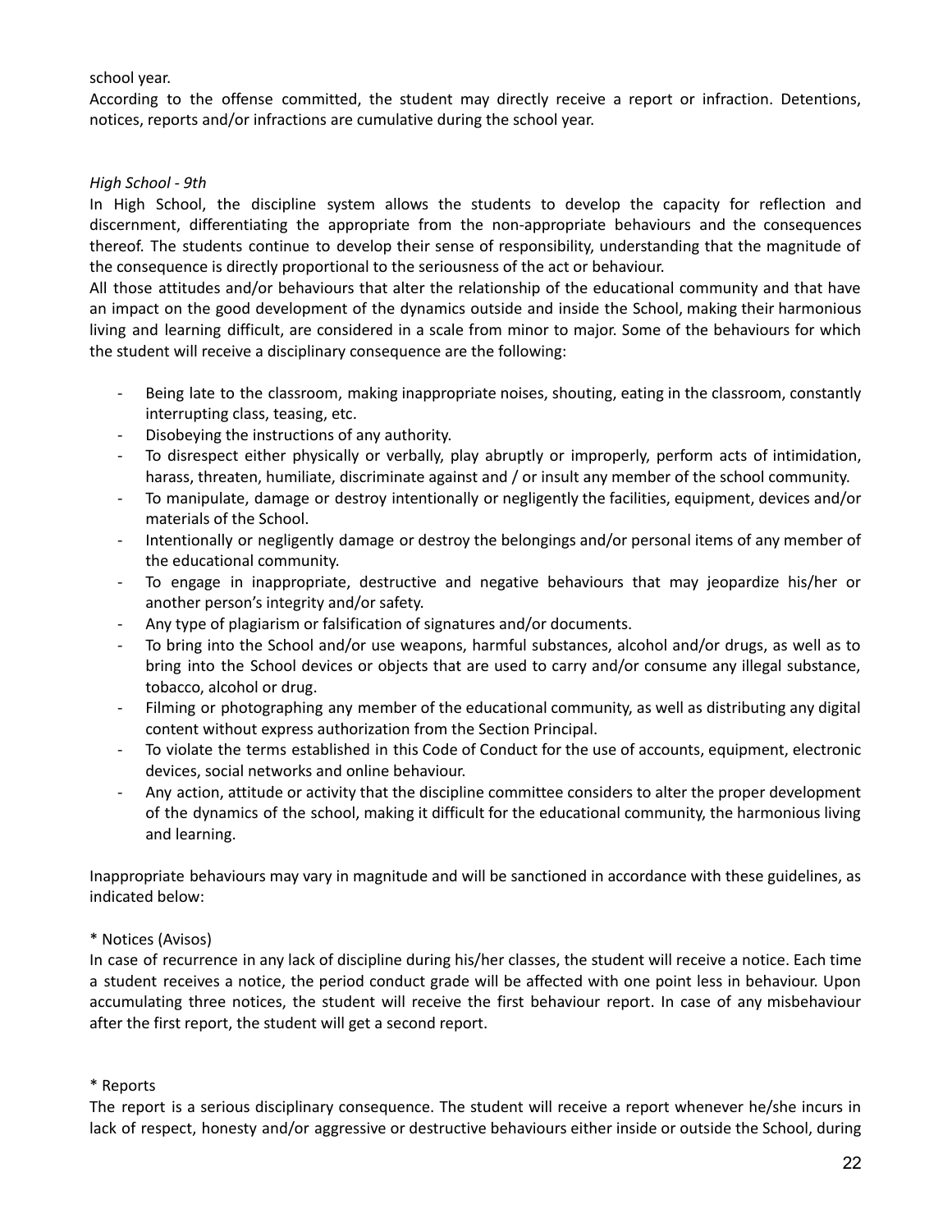school year.
According to the offense committed, the student may directly receive a report or infraction. Detentions, notices, reports and/or infractions are cumulative during the school year.

*High School - 9th*

In High School, the discipline system allows the students to develop the capacity for reflection and discernment, differentiating the appropriate from the non-appropriate behaviours and the consequences thereof. The students continue to develop their sense of responsibility, understanding that the magnitude of the consequence is directly proportional to the seriousness of the act or behaviour.
All those attitudes and/or behaviours that alter the relationship of the educational community and that have an impact on the good development of the dynamics outside and inside the School, making their harmonious living and learning difficult, are considered in a scale from minor to major. Some of the behaviours for which the student will receive a disciplinary consequence are the following:

- Being late to the classroom, making inappropriate noises, shouting, eating in the classroom, constantly interrupting class, teasing, etc.
- Disobeying the instructions of any authority.
- To disrespect either physically or verbally, play abruptly or improperly, perform acts of intimidation, harass, threaten, humiliate, discriminate against and / or insult any member of the school community.
- To manipulate, damage or destroy intentionally or negligently the facilities, equipment, devices and/or materials of the School.
- Intentionally or negligently damage or destroy the belongings and/or personal items of any member of the educational community.
- To engage in inappropriate, destructive and negative behaviours that may jeopardize his/her or another person's integrity and/or safety.
- Any type of plagiarism or falsification of signatures and/or documents.
- To bring into the School and/or use weapons, harmful substances, alcohol and/or drugs, as well as to bring into the School devices or objects that are used to carry and/or consume any illegal substance, tobacco, alcohol or drug.
- Filming or photographing any member of the educational community, as well as distributing any digital content without express authorization from the Section Principal.
- To violate the terms established in this Code of Conduct for the use of accounts, equipment, electronic devices, social networks and online behaviour.
- Any action, attitude or activity that the discipline committee considers to alter the proper development of the dynamics of the school, making it difficult for the educational community, the harmonious living and learning.

Inappropriate behaviours may vary in magnitude and will be sanctioned in accordance with these guidelines, as indicated below:

* Notices (Avisos)
In case of recurrence in any lack of discipline during his/her classes, the student will receive a notice. Each time a student receives a notice, the period conduct grade will be affected with one point less in behaviour. Upon accumulating three notices, the student will receive the first behaviour report. In case of any misbehaviour after the first report, the student will get a second report.

* Reports
The report is a serious disciplinary consequence. The student will receive a report whenever he/she incurs in lack of respect, honesty and/or aggressive or destructive behaviours either inside or outside the School, during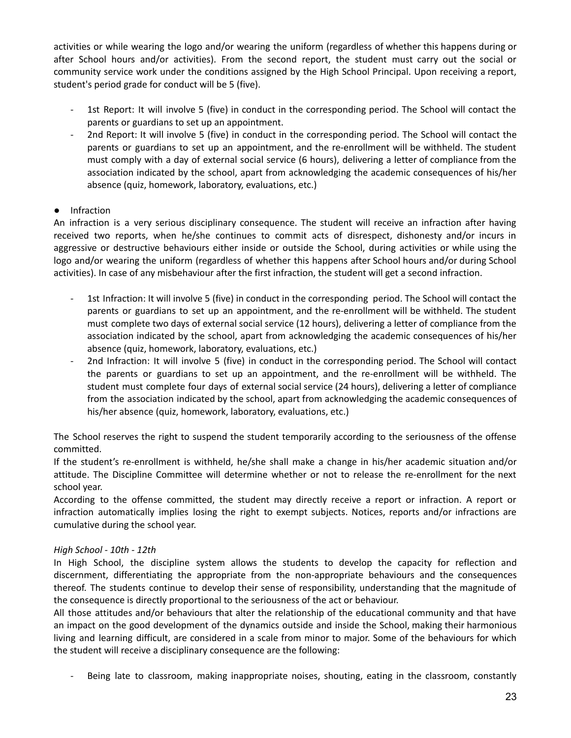activities or while wearing the logo and/or wearing the uniform (regardless of whether this happens during or after School hours and/or activities). From the second report, the student must carry out the social or community service work under the conditions assigned by the High School Principal. Upon receiving a report, student's period grade for conduct will be 5 (five).

- 1st Report: It will involve 5 (five) in conduct in the corresponding period. The School will contact the parents or guardians to set up an appointment.
- 2nd Report: It will involve 5 (five) in conduct in the corresponding period. The School will contact the parents or guardians to set up an appointment, and the re-enrollment will be withheld. The student must comply with a day of external social service (6 hours), delivering a letter of compliance from the association indicated by the school, apart from acknowledging the academic consequences of his/her absence (quiz, homework, laboratory, evaluations, etc.)

- Infraction

An infraction is a very serious disciplinary consequence. The student will receive an infraction after having received two reports, when he/she continues to commit acts of disrespect, dishonesty and/or incurs in aggressive or destructive behaviours either inside or outside the School, during activities or while using the logo and/or wearing the uniform (regardless of whether this happens after School hours and/or during School activities). In case of any misbehaviour after the first infraction, the student will get a second infraction.

- 1st Infraction: It will involve 5 (five) in conduct in the corresponding period. The School will contact the parents or guardians to set up an appointment, and the re-enrollment will be withheld. The student must complete two days of external social service (12 hours), delivering a letter of compliance from the association indicated by the school, apart from acknowledging the academic consequences of his/her absence (quiz, homework, laboratory, evaluations, etc.)
- 2nd Infraction: It will involve 5 (five) in conduct in the corresponding period. The School will contact the parents or guardians to set up an appointment, and the re-enrollment will be withheld. The student must complete four days of external social service (24 hours), delivering a letter of compliance from the association indicated by the school, apart from acknowledging the academic consequences of his/her absence (quiz, homework, laboratory, evaluations, etc.)

The School reserves the right to suspend the student temporarily according to the seriousness of the offense committed.

If the student's re-enrollment is withheld, he/she shall make a change in his/her academic situation and/or attitude. The Discipline Committee will determine whether or not to release the re-enrollment for the next school year.

According to the offense committed, the student may directly receive a report or infraction. A report or infraction automatically implies losing the right to exempt subjects. Notices, reports and/or infractions are cumulative during the school year.

*High School - 10th - 12th*

In High School, the discipline system allows the students to develop the capacity for reflection and discernment, differentiating the appropriate from the non-appropriate behaviours and the consequences thereof. The students continue to develop their sense of responsibility, understanding that the magnitude of the consequence is directly proportional to the seriousness of the act or behaviour.

All those attitudes and/or behaviours that alter the relationship of the educational community and that have an impact on the good development of the dynamics outside and inside the School, making their harmonious living and learning difficult, are considered in a scale from minor to major. Some of the behaviours for which the student will receive a disciplinary consequence are the following:

- Being late to classroom, making inappropriate noises, shouting, eating in the classroom, constantly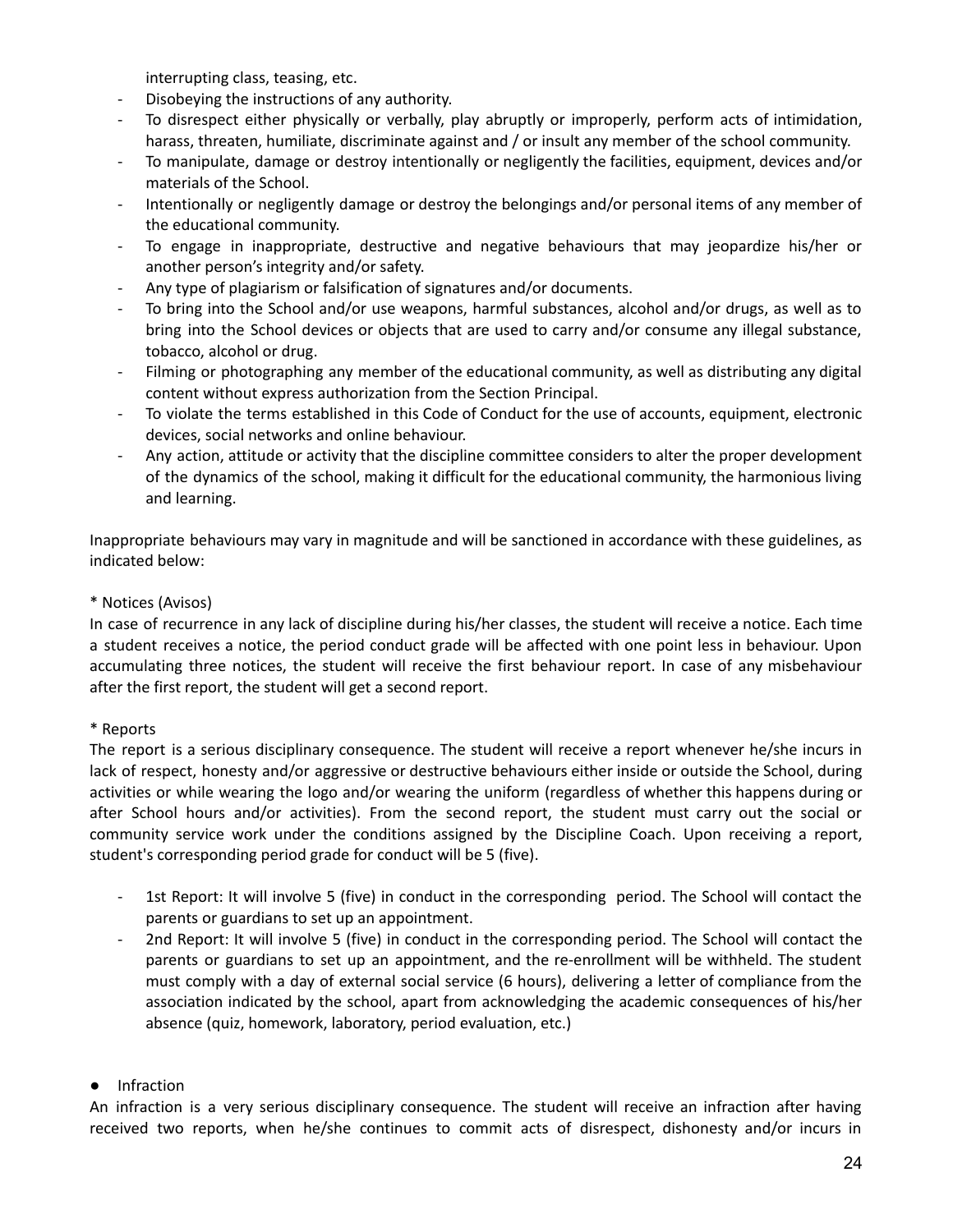interrupting class, teasing, etc.

- Disobeying the instructions of any authority.
- To disrespect either physically or verbally, play abruptly or improperly, perform acts of intimidation, harass, threaten, humiliate, discriminate against and / or insult any member of the school community.
- To manipulate, damage or destroy intentionally or negligently the facilities, equipment, devices and/or materials of the School.
- Intentionally or negligently damage or destroy the belongings and/or personal items of any member of the educational community.
- To engage in inappropriate, destructive and negative behaviours that may jeopardize his/her or another person's integrity and/or safety.
- Any type of plagiarism or falsification of signatures and/or documents.
- To bring into the School and/or use weapons, harmful substances, alcohol and/or drugs, as well as to bring into the School devices or objects that are used to carry and/or consume any illegal substance, tobacco, alcohol or drug.
- Filming or photographing any member of the educational community, as well as distributing any digital content without express authorization from the Section Principal.
- To violate the terms established in this Code of Conduct for the use of accounts, equipment, electronic devices, social networks and online behaviour.
- Any action, attitude or activity that the discipline committee considers to alter the proper development of the dynamics of the school, making it difficult for the educational community, the harmonious living and learning.

Inappropriate behaviours may vary in magnitude and will be sanctioned in accordance with these guidelines, as indicated below:

* Notices (Avisos)

In case of recurrence in any lack of discipline during his/her classes, the student will receive a notice. Each time a student receives a notice, the period conduct grade will be affected with one point less in behaviour. Upon accumulating three notices, the student will receive the first behaviour report. In case of any misbehaviour after the first report, the student will get a second report.

* Reports

The report is a serious disciplinary consequence. The student will receive a report whenever he/she incurs in lack of respect, honesty and/or aggressive or destructive behaviours either inside or outside the School, during activities or while wearing the logo and/or wearing the uniform (regardless of whether this happens during or after School hours and/or activities). From the second report, the student must carry out the social or community service work under the conditions assigned by the Discipline Coach. Upon receiving a report, student's corresponding period grade for conduct will be 5 (five).

- 1st Report: It will involve 5 (five) in conduct in the corresponding period. The School will contact the parents or guardians to set up an appointment.
- 2nd Report: It will involve 5 (five) in conduct in the corresponding period. The School will contact the parents or guardians to set up an appointment, and the re-enrollment will be withheld. The student must comply with a day of external social service (6 hours), delivering a letter of compliance from the association indicated by the school, apart from acknowledging the academic consequences of his/her absence (quiz, homework, laboratory, period evaluation, etc.)

- Infraction

An infraction is a very serious disciplinary consequence. The student will receive an infraction after having received two reports, when he/she continues to commit acts of disrespect, dishonesty and/or incurs in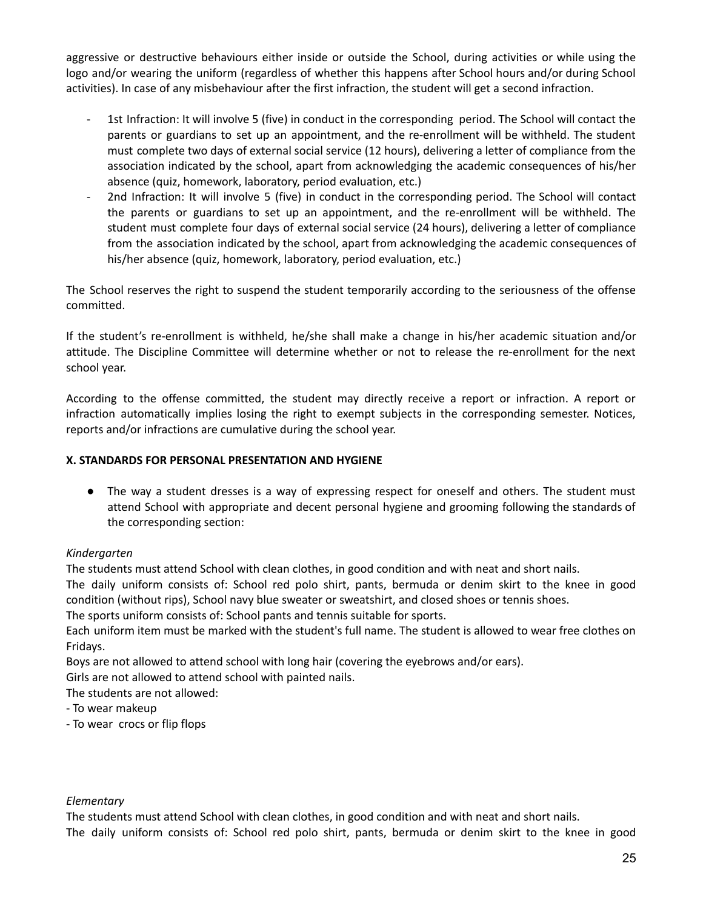aggressive or destructive behaviours either inside or outside the School, during activities or while using the logo and/or wearing the uniform (regardless of whether this happens after School hours and/or during School activities). In case of any misbehaviour after the first infraction, the student will get a second infraction.

- 1st Infraction: It will involve 5 (five) in conduct in the corresponding period. The School will contact the parents or guardians to set up an appointment, and the re-enrollment will be withheld. The student must complete two days of external social service (12 hours), delivering a letter of compliance from the association indicated by the school, apart from acknowledging the academic consequences of his/her absence (quiz, homework, laboratory, period evaluation, etc.)
- 2nd Infraction: It will involve 5 (five) in conduct in the corresponding period. The School will contact the parents or guardians to set up an appointment, and the re-enrollment will be withheld. The student must complete four days of external social service (24 hours), delivering a letter of compliance from the association indicated by the school, apart from acknowledging the academic consequences of his/her absence (quiz, homework, laboratory, period evaluation, etc.)

The School reserves the right to suspend the student temporarily according to the seriousness of the offense committed.

If the student's re-enrollment is withheld, he/she shall make a change in his/her academic situation and/or attitude. The Discipline Committee will determine whether or not to release the re-enrollment for the next school year.

According to the offense committed, the student may directly receive a report or infraction. A report or infraction automatically implies losing the right to exempt subjects in the corresponding semester. Notices, reports and/or infractions are cumulative during the school year.

**X. STANDARDS FOR PERSONAL PRESENTATION AND HYGIENE**

- The way a student dresses is a way of expressing respect for oneself and others. The student must attend School with appropriate and decent personal hygiene and grooming following the standards of the corresponding section:

*Kindergarten*

The students must attend School with clean clothes, in good condition and with neat and short nails.

The daily uniform consists of: School red polo shirt, pants, bermuda or denim skirt to the knee in good condition (without rips), School navy blue sweater or sweatshirt, and closed shoes or tennis shoes.

The sports uniform consists of: School pants and tennis suitable for sports.

Each uniform item must be marked with the student's full name. The student is allowed to wear free clothes on Fridays.

Boys are not allowed to attend school with long hair (covering the eyebrows and/or ears).

Girls are not allowed to attend school with painted nails.

The students are not allowed:

- To wear makeup
- To wear crocs or flip flops

*Elementary*

The students must attend School with clean clothes, in good condition and with neat and short nails.

The daily uniform consists of: School red polo shirt, pants, bermuda or denim skirt to the knee in good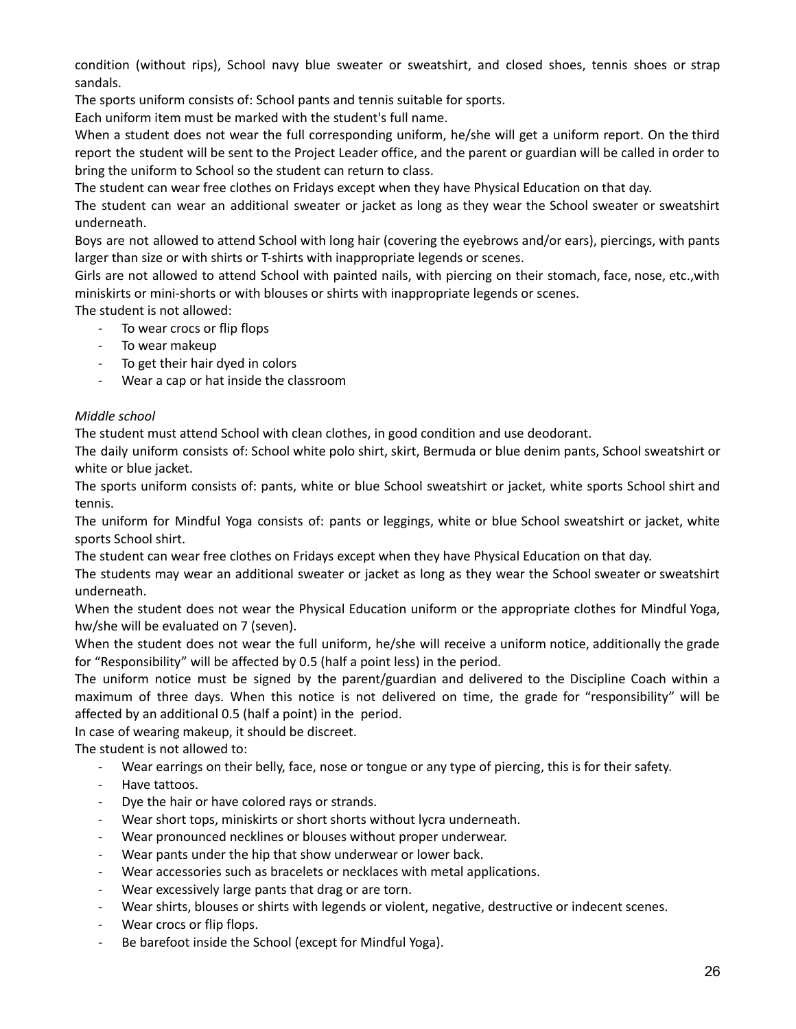condition (without rips), School navy blue sweater or sweatshirt, and closed shoes, tennis shoes or strap sandals.

The sports uniform consists of: School pants and tennis suitable for sports.

Each uniform item must be marked with the student's full name.

When a student does not wear the full corresponding uniform, he/she will get a uniform report. On the third report the student will be sent to the Project Leader office, and the parent or guardian will be called in order to bring the uniform to School so the student can return to class.

The student can wear free clothes on Fridays except when they have Physical Education on that day.

The student can wear an additional sweater or jacket as long as they wear the School sweater or sweatshirt underneath.

Boys are not allowed to attend School with long hair (covering the eyebrows and/or ears), piercings, with pants larger than size or with shirts or T-shirts with inappropriate legends or scenes.

Girls are not allowed to attend School with painted nails, with piercing on their stomach, face, nose, etc.,with miniskirts or mini-shorts or with blouses or shirts with inappropriate legends or scenes.

The student is not allowed:

- To wear crocs or flip flops
- To wear makeup
- To get their hair dyed in colors
- Wear a cap or hat inside the classroom

*Middle school*

The student must attend School with clean clothes, in good condition and use deodorant.

The daily uniform consists of: School white polo shirt, skirt, Bermuda or blue denim pants, School sweatshirt or white or blue jacket.

The sports uniform consists of: pants, white or blue School sweatshirt or jacket, white sports School shirt and tennis.

The uniform for Mindful Yoga consists of: pants or leggings, white or blue School sweatshirt or jacket, white sports School shirt.

The student can wear free clothes on Fridays except when they have Physical Education on that day.

The students may wear an additional sweater or jacket as long as they wear the School sweater or sweatshirt underneath.

When the student does not wear the Physical Education uniform or the appropriate clothes for Mindful Yoga, hw/she will be evaluated on 7 (seven).

When the student does not wear the full uniform, he/she will receive a uniform notice, additionally the grade for "Responsibility" will be affected by 0.5 (half a point less) in the period.

The uniform notice must be signed by the parent/guardian and delivered to the Discipline Coach within a maximum of three days. When this notice is not delivered on time, the grade for "responsibility" will be affected by an additional 0.5 (half a point) in the period.

In case of wearing makeup, it should be discreet.

The student is not allowed to:

- Wear earrings on their belly, face, nose or tongue or any type of piercing, this is for their safety.
- Have tattoos.
- Dye the hair or have colored rays or strands.
- Wear short tops, miniskirts or short shorts without lycra underneath.
- Wear pronounced necklines or blouses without proper underwear.
- Wear pants under the hip that show underwear or lower back.
- Wear accessories such as bracelets or necklaces with metal applications.
- Wear excessively large pants that drag or are torn.
- Wear shirts, blouses or shirts with legends or violent, negative, destructive or indecent scenes.
- Wear crocs or flip flops.
- Be barefoot inside the School (except for Mindful Yoga).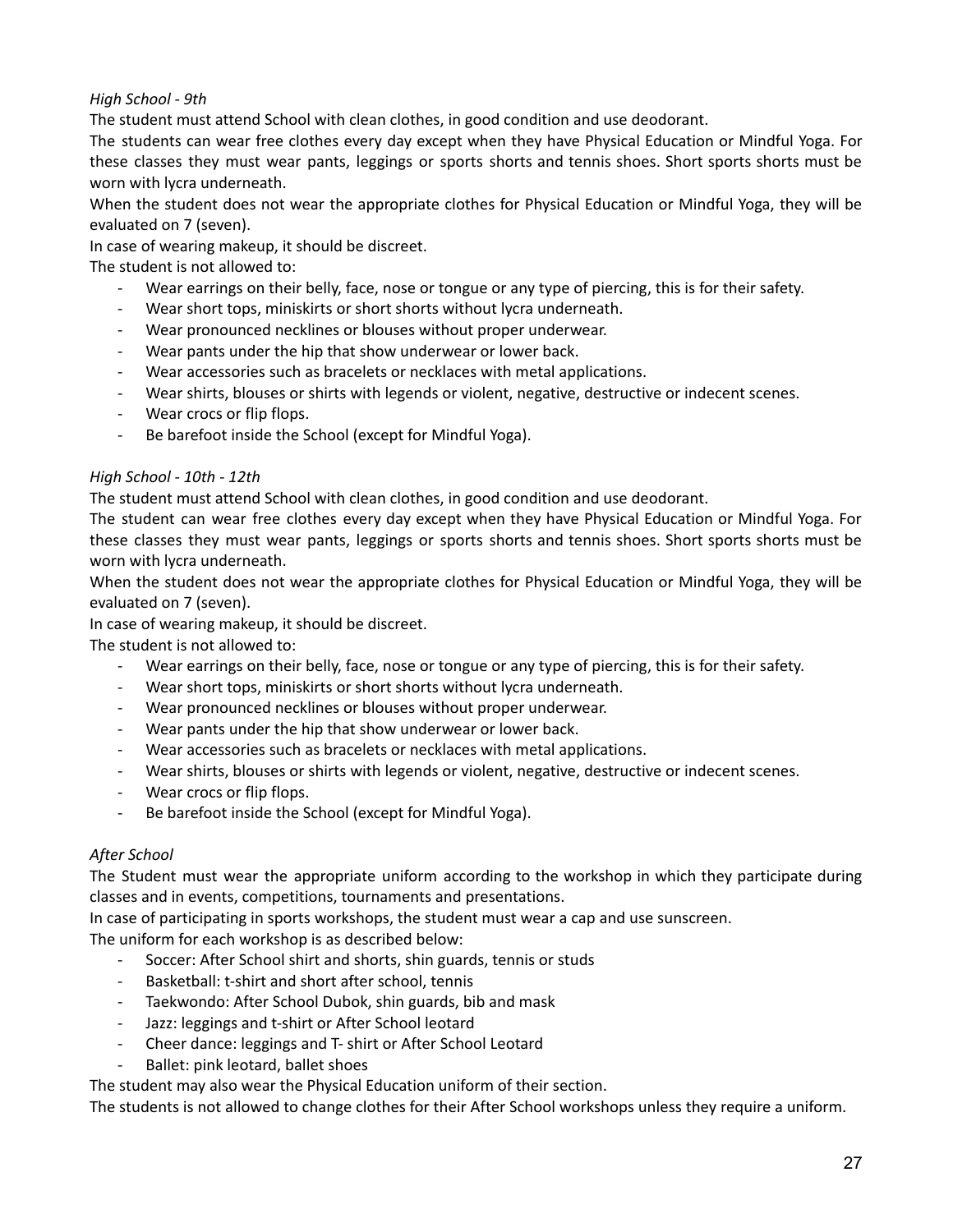*High School - 9th*

The student must attend School with clean clothes, in good condition and use deodorant.

The students can wear free clothes every day except when they have Physical Education or Mindful Yoga. For these classes they must wear pants, leggings or sports shorts and tennis shoes. Short sports shorts must be worn with lycra underneath.

When the student does not wear the appropriate clothes for Physical Education or Mindful Yoga, they will be evaluated on 7 (seven).

In case of wearing makeup, it should be discreet.

The student is not allowed to:

- Wear earrings on their belly, face, nose or tongue or any type of piercing, this is for their safety.
- Wear short tops, miniskirts or short shorts without lycra underneath.
- Wear pronounced necklines or blouses without proper underwear.
- Wear pants under the hip that show underwear or lower back.
- Wear accessories such as bracelets or necklaces with metal applications.
- Wear shirts, blouses or shirts with legends or violent, negative, destructive or indecent scenes.
- Wear crocs or flip flops.
- Be barefoot inside the School (except for Mindful Yoga).

*High School - 10th - 12th*

The student must attend School with clean clothes, in good condition and use deodorant.

The student can wear free clothes every day except when they have Physical Education or Mindful Yoga. For these classes they must wear pants, leggings or sports shorts and tennis shoes. Short sports shorts must be worn with lycra underneath.

When the student does not wear the appropriate clothes for Physical Education or Mindful Yoga, they will be evaluated on 7 (seven).

In case of wearing makeup, it should be discreet.

The student is not allowed to:

- Wear earrings on their belly, face, nose or tongue or any type of piercing, this is for their safety.
- Wear short tops, miniskirts or short shorts without lycra underneath.
- Wear pronounced necklines or blouses without proper underwear.
- Wear pants under the hip that show underwear or lower back.
- Wear accessories such as bracelets or necklaces with metal applications.
- Wear shirts, blouses or shirts with legends or violent, negative, destructive or indecent scenes.
- Wear crocs or flip flops.
- Be barefoot inside the School (except for Mindful Yoga).

*After School*

The Student must wear the appropriate uniform according to the workshop in which they participate during classes and in events, competitions, tournaments and presentations.

In case of participating in sports workshops, the student must wear a cap and use sunscreen.

The uniform for each workshop is as described below:

- Soccer: After School shirt and shorts, shin guards, tennis or studs
- Basketball: t-shirt and short after school, tennis
- Taekwondo: After School Dubok, shin guards, bib and mask
- Jazz: leggings and t-shirt or After School leotard
- Cheer dance: leggings and T- shirt or After School Leotard
- Ballet: pink leotard, ballet shoes

The student may also wear the Physical Education uniform of their section.

The students is not allowed to change clothes for their After School workshops unless they require a uniform.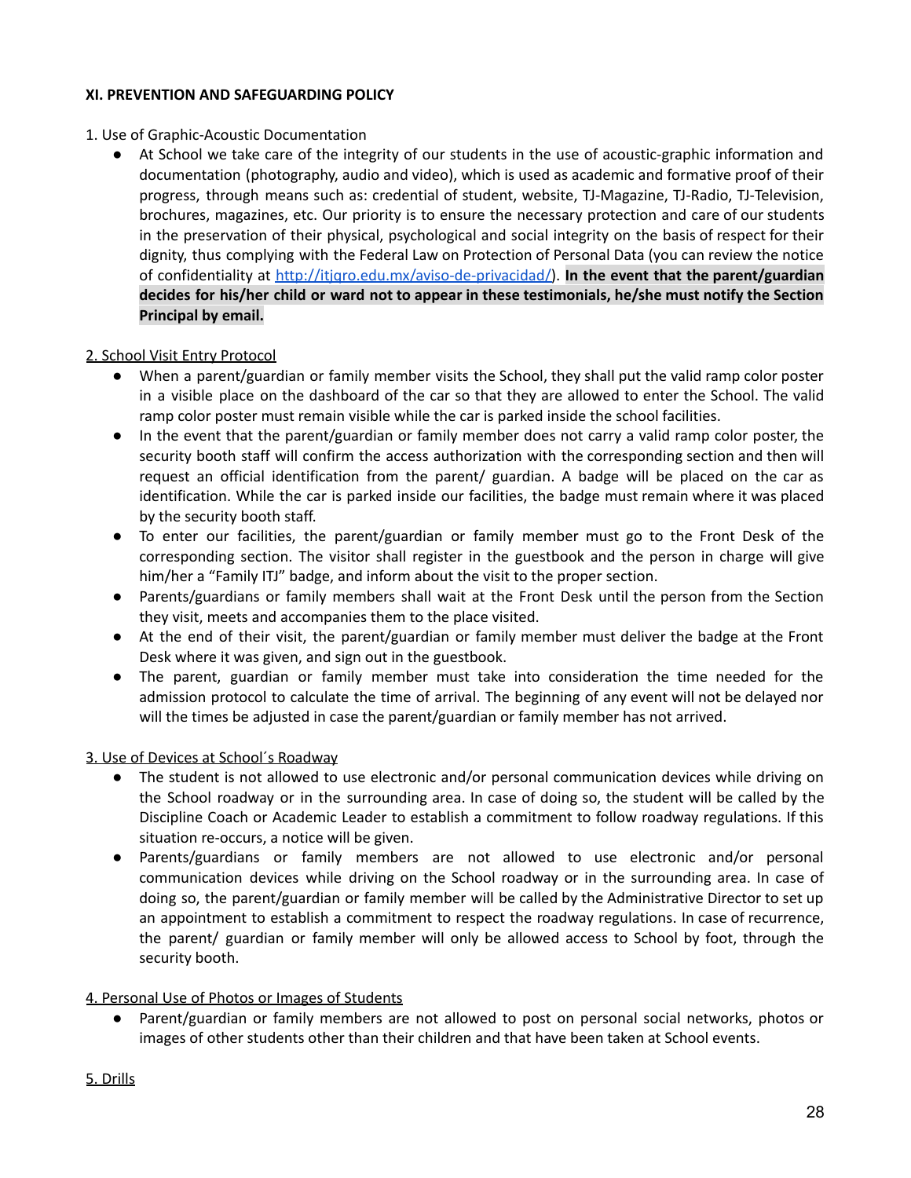**XI. PREVENTION AND SAFEGUARDING POLICY**

1. Use of Graphic-Acoustic Documentation

- At School we take care of the integrity of our students in the use of acoustic-graphic information and documentation (photography, audio and video), which is used as academic and formative proof of their progress, through means such as: credential of student, website, TJ-Magazine, TJ-Radio, TJ-Television, brochures, magazines, etc. Our priority is to ensure the necessary protection and care of our students in the preservation of their physical, psychological and social integrity on the basis of respect for their dignity, thus complying with the Federal Law on Protection of Personal Data (you can review the notice of confidentiality at [http://itjqro.edu.mx/aviso-de-privacidad/](http://itjqro.edu.mx/aviso-de-privacidad/)). **In the event that the parent/guardian decides for his/her child or ward not to appear in these testimonials, he/she must notify the Section Principal by email.**

2. School Visit Entry Protocol

- When a parent/guardian or family member visits the School, they shall put the valid ramp color poster in a visible place on the dashboard of the car so that they are allowed to enter the School. The valid ramp color poster must remain visible while the car is parked inside the school facilities.
- In the event that the parent/guardian or family member does not carry a valid ramp color poster, the security booth staff will confirm the access authorization with the corresponding section and then will request an official identification from the parent/ guardian. A badge will be placed on the car as identification. While the car is parked inside our facilities, the badge must remain where it was placed by the security booth staff.
- To enter our facilities, the parent/guardian or family member must go to the Front Desk of the corresponding section. The visitor shall register in the guestbook and the person in charge will give him/her a "Family ITJ" badge, and inform about the visit to the proper section.
- Parents/guardians or family members shall wait at the Front Desk until the person from the Section they visit, meets and accompanies them to the place visited.
- At the end of their visit, the parent/guardian or family member must deliver the badge at the Front Desk where it was given, and sign out in the guestbook.
- The parent, guardian or family member must take into consideration the time needed for the admission protocol to calculate the time of arrival. The beginning of any event will not be delayed nor will the times be adjusted in case the parent/guardian or family member has not arrived.

3. Use of Devices at School´s Roadway

- The student is not allowed to use electronic and/or personal communication devices while driving on the School roadway or in the surrounding area. In case of doing so, the student will be called by the Discipline Coach or Academic Leader to establish a commitment to follow roadway regulations. If this situation re-occurs, a notice will be given.
- Parents/guardians or family members are not allowed to use electronic and/or personal communication devices while driving on the School roadway or in the surrounding area. In case of doing so, the parent/guardian or family member will be called by the Administrative Director to set up an appointment to establish a commitment to respect the roadway regulations. In case of recurrence, the parent/ guardian or family member will only be allowed access to School by foot, through the security booth.

4. Personal Use of Photos or Images of Students

- Parent/guardian or family members are not allowed to post on personal social networks, photos or images of other students other than their children and that have been taken at School events.

5. Drills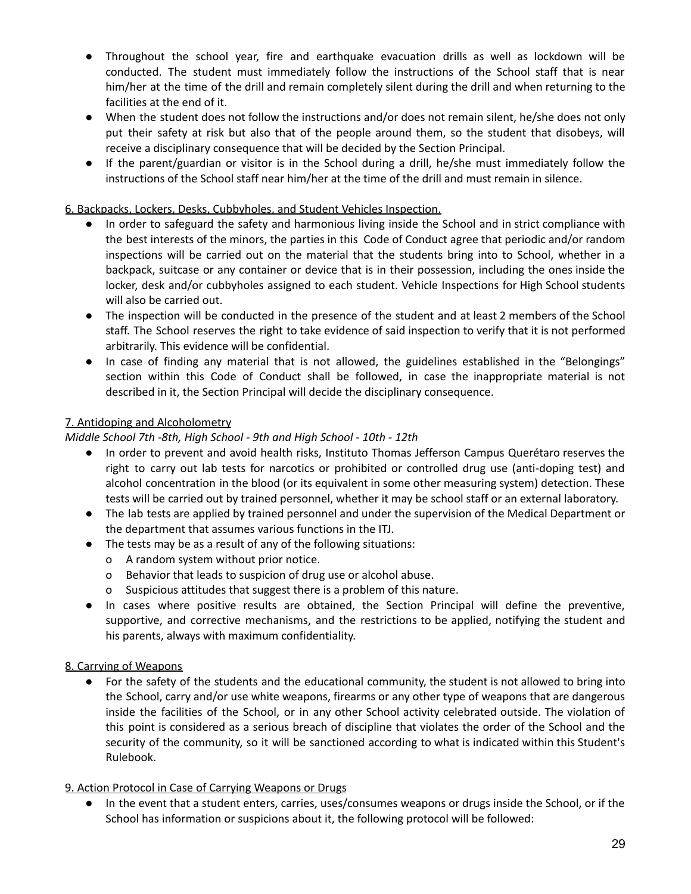- Throughout the school year, fire and earthquake evacuation drills as well as lockdown will be conducted. The student must immediately follow the instructions of the School staff that is near him/her at the time of the drill and remain completely silent during the drill and when returning to the facilities at the end of it.
- When the student does not follow the instructions and/or does not remain silent, he/she does not only put their safety at risk but also that of the people around them, so the student that disobeys, will receive a disciplinary consequence that will be decided by the Section Principal.
- If the parent/guardian or visitor is in the School during a drill, he/she must immediately follow the instructions of the School staff near him/her at the time of the drill and must remain in silence.

6. Backpacks, Lockers, Desks, Cubbyholes, and Student Vehicles Inspection.

- In order to safeguard the safety and harmonious living inside the School and in strict compliance with the best interests of the minors, the parties in this Code of Conduct agree that periodic and/or random inspections will be carried out on the material that the students bring into to School, whether in a backpack, suitcase or any container or device that is in their possession, including the ones inside the locker, desk and/or cubbyholes assigned to each student. Vehicle Inspections for High School students will also be carried out.
- The inspection will be conducted in the presence of the student and at least 2 members of the School staff. The School reserves the right to take evidence of said inspection to verify that it is not performed arbitrarily. This evidence will be confidential.
- In case of finding any material that is not allowed, the guidelines established in the "Belongings" section within this Code of Conduct shall be followed, in case the inappropriate material is not described in it, the Section Principal will decide the disciplinary consequence.

7. Antidoping and Alcoholometry

*Middle School 7th -8th, High School - 9th and High School - 10th - 12th*

- In order to prevent and avoid health risks, Instituto Thomas Jefferson Campus Querétaro reserves the right to carry out lab tests for narcotics or prohibited or controlled drug use (anti-doping test) and alcohol concentration in the blood (or its equivalent in some other measuring system) detection. These tests will be carried out by trained personnel, whether it may be school staff or an external laboratory.
- The lab tests are applied by trained personnel and under the supervision of the Medical Department or the department that assumes various functions in the ITJ.
- The tests may be as a result of any of the following situations:
  - A random system without prior notice.
  - Behavior that leads to suspicion of drug use or alcohol abuse.
  - Suspicious attitudes that suggest there is a problem of this nature.
- In cases where positive results are obtained, the Section Principal will define the preventive, supportive, and corrective mechanisms, and the restrictions to be applied, notifying the student and his parents, always with maximum confidentiality.

8. Carrying of Weapons

- For the safety of the students and the educational community, the student is not allowed to bring into the School, carry and/or use white weapons, firearms or any other type of weapons that are dangerous inside the facilities of the School, or in any other School activity celebrated outside. The violation of this point is considered as a serious breach of discipline that violates the order of the School and the security of the community, so it will be sanctioned according to what is indicated within this Student's Rulebook.

9. Action Protocol in Case of Carrying Weapons or Drugs

- In the event that a student enters, carries, uses/consumes weapons or drugs inside the School, or if the School has information or suspicions about it, the following protocol will be followed: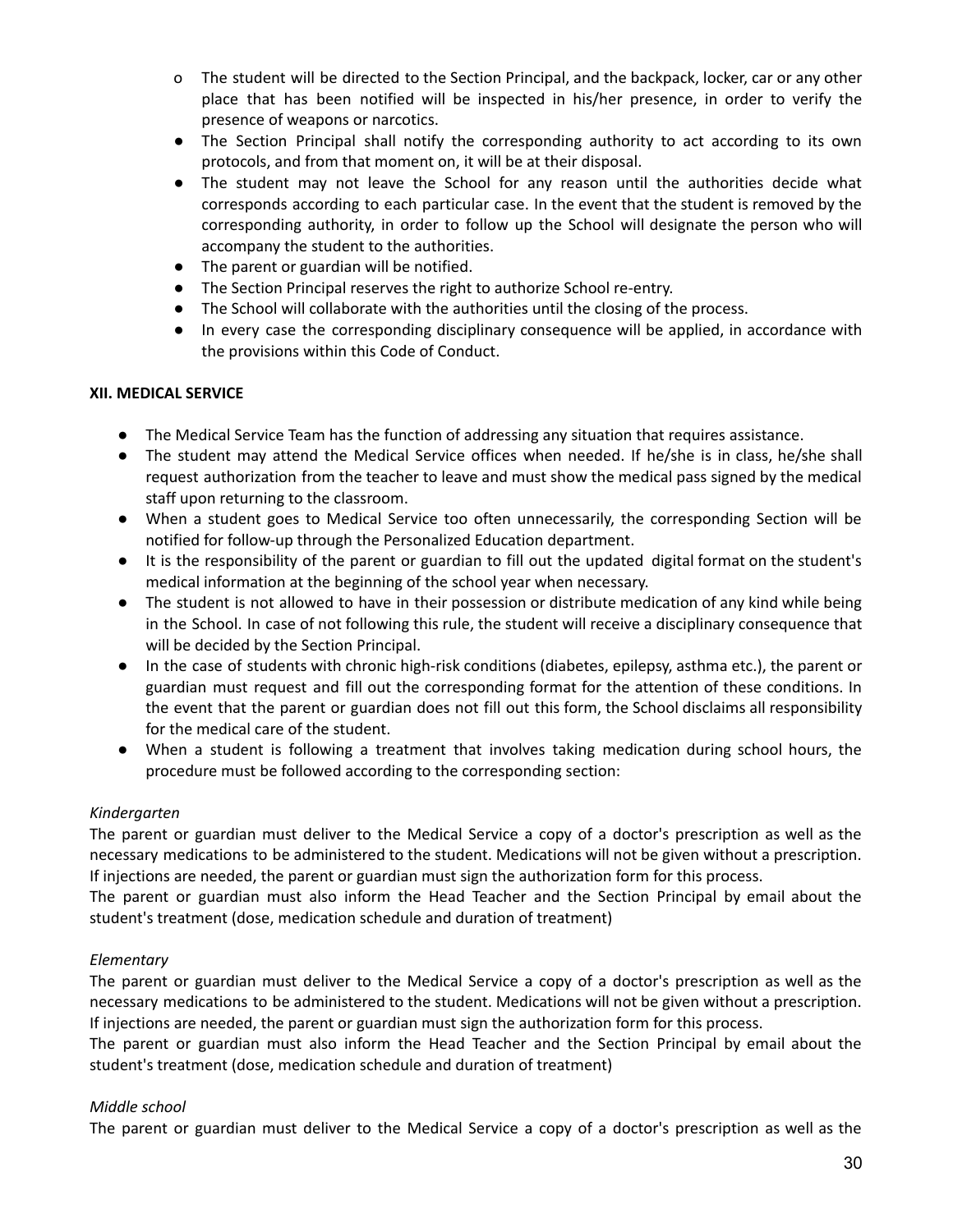- o The student will be directed to the Section Principal, and the backpack, locker, car or any other place that has been notified will be inspected in his/her presence, in order to verify the presence of weapons or narcotics.
- The Section Principal shall notify the corresponding authority to act according to its own protocols, and from that moment on, it will be at their disposal.
- The student may not leave the School for any reason until the authorities decide what corresponds according to each particular case. In the event that the student is removed by the corresponding authority, in order to follow up the School will designate the person who will accompany the student to the authorities.
- The parent or guardian will be notified.
- The Section Principal reserves the right to authorize School re-entry.
- The School will collaborate with the authorities until the closing of the process.
- In every case the corresponding disciplinary consequence will be applied, in accordance with the provisions within this Code of Conduct.

**XII. MEDICAL SERVICE**

- The Medical Service Team has the function of addressing any situation that requires assistance.
- The student may attend the Medical Service offices when needed. If he/she is in class, he/she shall request authorization from the teacher to leave and must show the medical pass signed by the medical staff upon returning to the classroom.
- When a student goes to Medical Service too often unnecessarily, the corresponding Section will be notified for follow-up through the Personalized Education department.
- It is the responsibility of the parent or guardian to fill out the updated digital format on the student's medical information at the beginning of the school year when necessary.
- The student is not allowed to have in their possession or distribute medication of any kind while being in the School. In case of not following this rule, the student will receive a disciplinary consequence that will be decided by the Section Principal.
- In the case of students with chronic high-risk conditions (diabetes, epilepsy, asthma etc.), the parent or guardian must request and fill out the corresponding format for the attention of these conditions. In the event that the parent or guardian does not fill out this form, the School disclaims all responsibility for the medical care of the student.
- When a student is following a treatment that involves taking medication during school hours, the procedure must be followed according to the corresponding section:

*Kindergarten*

The parent or guardian must deliver to the Medical Service a copy of a doctor's prescription as well as the necessary medications to be administered to the student. Medications will not be given without a prescription. If injections are needed, the parent or guardian must sign the authorization form for this process.

The parent or guardian must also inform the Head Teacher and the Section Principal by email about the student's treatment (dose, medication schedule and duration of treatment)

*Elementary*

The parent or guardian must deliver to the Medical Service a copy of a doctor's prescription as well as the necessary medications to be administered to the student. Medications will not be given without a prescription. If injections are needed, the parent or guardian must sign the authorization form for this process.

The parent or guardian must also inform the Head Teacher and the Section Principal by email about the student's treatment (dose, medication schedule and duration of treatment)

*Middle school*

The parent or guardian must deliver to the Medical Service a copy of a doctor's prescription as well as the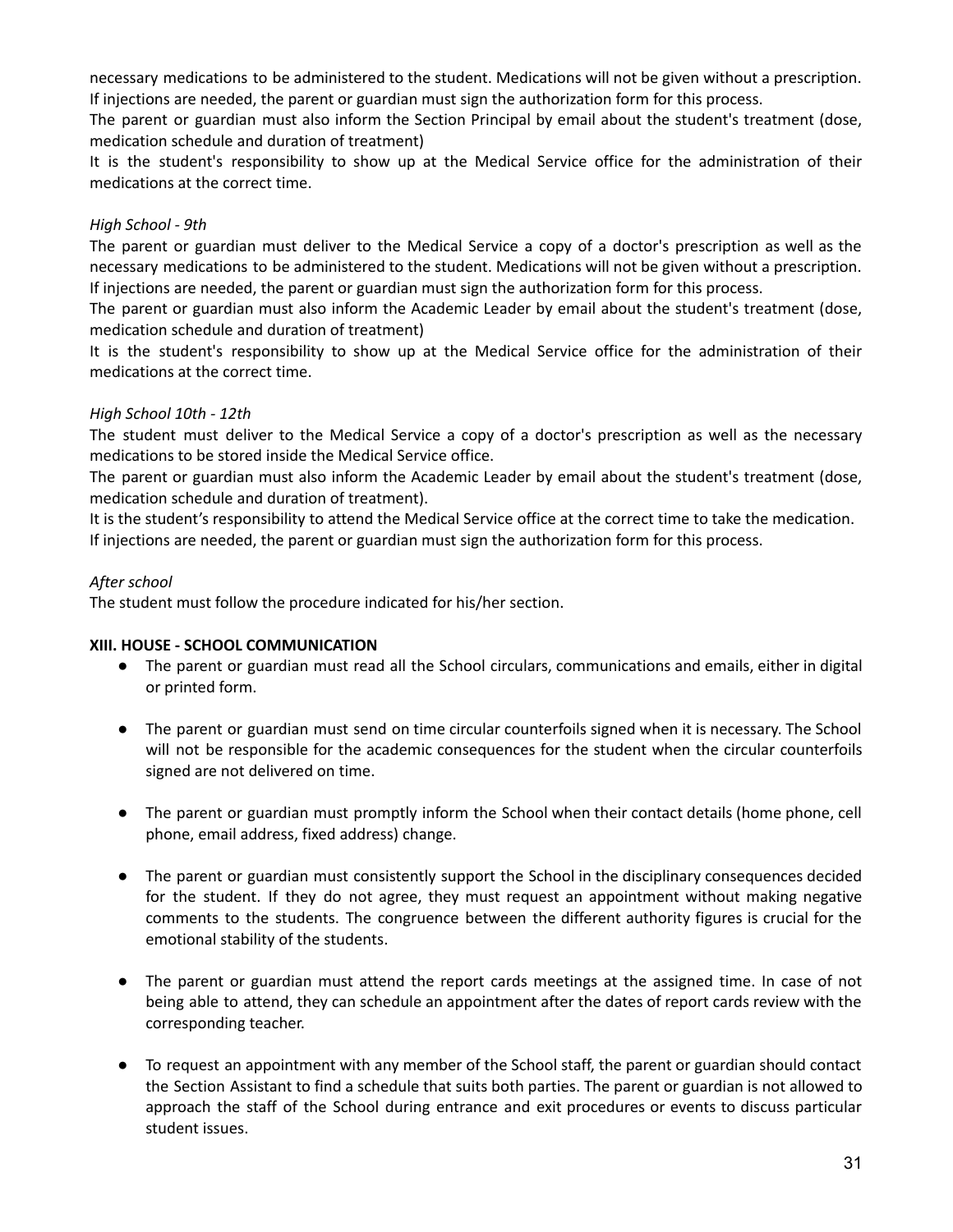necessary medications to be administered to the student. Medications will not be given without a prescription. If injections are needed, the parent or guardian must sign the authorization form for this process.
The parent or guardian must also inform the Section Principal by email about the student's treatment (dose, medication schedule and duration of treatment)
It is the student's responsibility to show up at the Medical Service office for the administration of their medications at the correct time.

*High School - 9th*

The parent or guardian must deliver to the Medical Service a copy of a doctor's prescription as well as the necessary medications to be administered to the student. Medications will not be given without a prescription. If injections are needed, the parent or guardian must sign the authorization form for this process.
The parent or guardian must also inform the Academic Leader by email about the student's treatment (dose, medication schedule and duration of treatment)
It is the student's responsibility to show up at the Medical Service office for the administration of their medications at the correct time.

*High School 10th - 12th*

The student must deliver to the Medical Service a copy of a doctor's prescription as well as the necessary medications to be stored inside the Medical Service office.
The parent or guardian must also inform the Academic Leader by email about the student's treatment (dose, medication schedule and duration of treatment).
It is the student's responsibility to attend the Medical Service office at the correct time to take the medication.
If injections are needed, the parent or guardian must sign the authorization form for this process.

*After school*

The student must follow the procedure indicated for his/her section.

**XIII. HOUSE - SCHOOL COMMUNICATION**

- The parent or guardian must read all the School circulars, communications and emails, either in digital or printed form.

- The parent or guardian must send on time circular counterfoils signed when it is necessary. The School will not be responsible for the academic consequences for the student when the circular counterfoils signed are not delivered on time.

- The parent or guardian must promptly inform the School when their contact details (home phone, cell phone, email address, fixed address) change.

- The parent or guardian must consistently support the School in the disciplinary consequences decided for the student. If they do not agree, they must request an appointment without making negative comments to the students. The congruence between the different authority figures is crucial for the emotional stability of the students.

- The parent or guardian must attend the report cards meetings at the assigned time. In case of not being able to attend, they can schedule an appointment after the dates of report cards review with the corresponding teacher.

- To request an appointment with any member of the School staff, the parent or guardian should contact the Section Assistant to find a schedule that suits both parties. The parent or guardian is not allowed to approach the staff of the School during entrance and exit procedures or events to discuss particular student issues.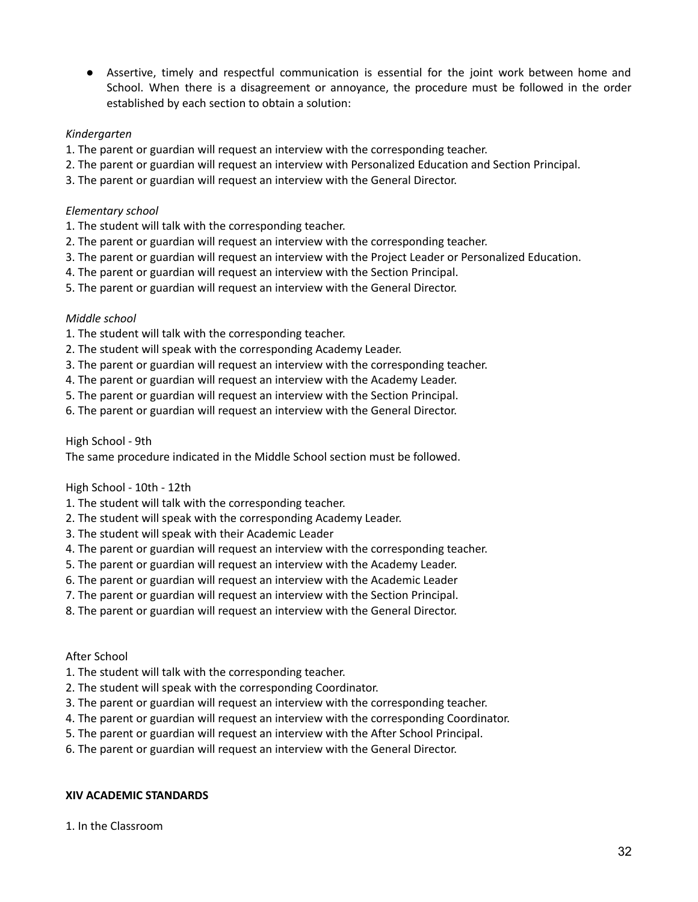- Assertive, timely and respectful communication is essential for the joint work between home and School. When there is a disagreement or annoyance, the procedure must be followed in the order established by each section to obtain a solution:

*Kindergarten*

1. The parent or guardian will request an interview with the corresponding teacher.
2. The parent or guardian will request an interview with Personalized Education and Section Principal.
3. The parent or guardian will request an interview with the General Director.

*Elementary school*

1. The student will talk with the corresponding teacher.
2. The parent or guardian will request an interview with the corresponding teacher.
3. The parent or guardian will request an interview with the Project Leader or Personalized Education.
4. The parent or guardian will request an interview with the Section Principal.
5. The parent or guardian will request an interview with the General Director.

*Middle school*

1. The student will talk with the corresponding teacher.
2. The student will speak with the corresponding Academy Leader.
3. The parent or guardian will request an interview with the corresponding teacher.
4. The parent or guardian will request an interview with the Academy Leader.
5. The parent or guardian will request an interview with the Section Principal.
6. The parent or guardian will request an interview with the General Director.

High School - 9th

The same procedure indicated in the Middle School section must be followed.

High School - 10th - 12th

1. The student will talk with the corresponding teacher.
2. The student will speak with the corresponding Academy Leader.
3. The student will speak with their Academic Leader
4. The parent or guardian will request an interview with the corresponding teacher.
5. The parent or guardian will request an interview with the Academy Leader.
6. The parent or guardian will request an interview with the Academic Leader
7. The parent or guardian will request an interview with the Section Principal.
8. The parent or guardian will request an interview with the General Director.

After School

1. The student will talk with the corresponding teacher.
2. The student will speak with the corresponding Coordinator.
3. The parent or guardian will request an interview with the corresponding teacher.
4. The parent or guardian will request an interview with the corresponding Coordinator.
5. The parent or guardian will request an interview with the After School Principal.
6. The parent or guardian will request an interview with the General Director.

**XIV ACADEMIC STANDARDS**

1. In the Classroom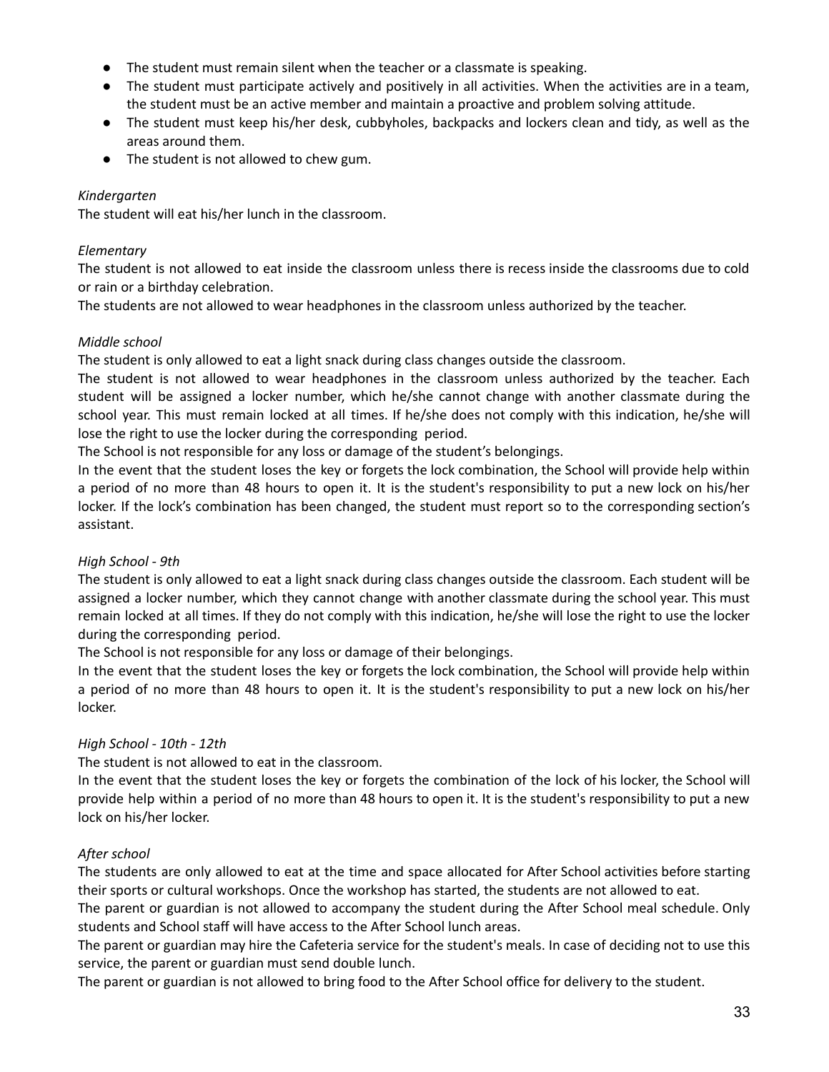- The student must remain silent when the teacher or a classmate is speaking.
- The student must participate actively and positively in all activities. When the activities are in a team, the student must be an active member and maintain a proactive and problem solving attitude.
- The student must keep his/her desk, cubbyholes, backpacks and lockers clean and tidy, as well as the areas around them.
- The student is not allowed to chew gum.

*Kindergarten*

The student will eat his/her lunch in the classroom.

*Elementary*

The student is not allowed to eat inside the classroom unless there is recess inside the classrooms due to cold or rain or a birthday celebration.

The students are not allowed to wear headphones in the classroom unless authorized by the teacher.

*Middle school*

The student is only allowed to eat a light snack during class changes outside the classroom.

The student is not allowed to wear headphones in the classroom unless authorized by the teacher. Each student will be assigned a locker number, which he/she cannot change with another classmate during the school year. This must remain locked at all times. If he/she does not comply with this indication, he/she will lose the right to use the locker during the corresponding period.

The School is not responsible for any loss or damage of the student's belongings.

In the event that the student loses the key or forgets the lock combination, the School will provide help within a period of no more than 48 hours to open it. It is the student's responsibility to put a new lock on his/her locker. If the lock's combination has been changed, the student must report so to the corresponding section's assistant.

*High School - 9th*

The student is only allowed to eat a light snack during class changes outside the classroom. Each student will be assigned a locker number, which they cannot change with another classmate during the school year. This must remain locked at all times. If they do not comply with this indication, he/she will lose the right to use the locker during the corresponding period.

The School is not responsible for any loss or damage of their belongings.

In the event that the student loses the key or forgets the lock combination, the School will provide help within a period of no more than 48 hours to open it. It is the student's responsibility to put a new lock on his/her locker.

*High School - 10th - 12th*

The student is not allowed to eat in the classroom.

In the event that the student loses the key or forgets the combination of the lock of his locker, the School will provide help within a period of no more than 48 hours to open it. It is the student's responsibility to put a new lock on his/her locker.

*After school*

The students are only allowed to eat at the time and space allocated for After School activities before starting their sports or cultural workshops. Once the workshop has started, the students are not allowed to eat.

The parent or guardian is not allowed to accompany the student during the After School meal schedule. Only students and School staff will have access to the After School lunch areas.

The parent or guardian may hire the Cafeteria service for the student's meals. In case of deciding not to use this service, the parent or guardian must send double lunch.

The parent or guardian is not allowed to bring food to the After School office for delivery to the student.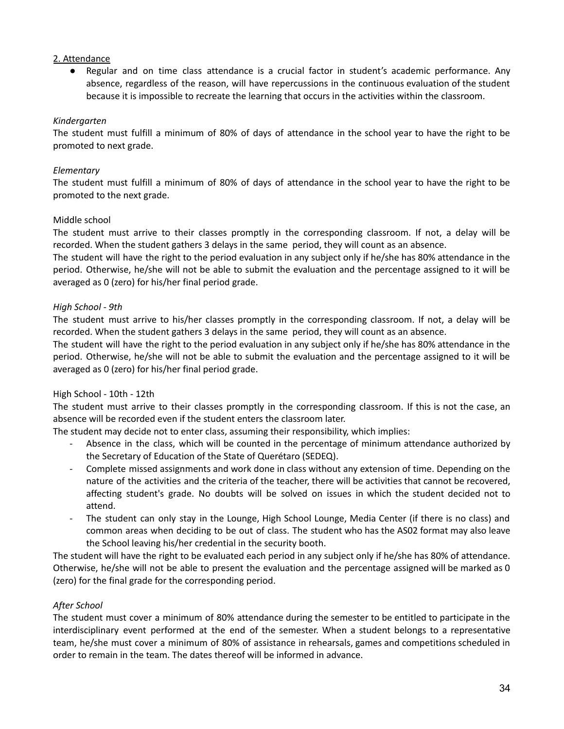## 2. Attendance

- Regular and on time class attendance is a crucial factor in student's academic performance. Any absence, regardless of the reason, will have repercussions in the continuous evaluation of the student because it is impossible to recreate the learning that occurs in the activities within the classroom.

*Kindergarten*

The student must fulfill a minimum of 80% of days of attendance in the school year to have the right to be promoted to next grade.

*Elementary*

The student must fulfill a minimum of 80% of days of attendance in the school year to have the right to be promoted to the next grade.

Middle school

The student must arrive to their classes promptly in the corresponding classroom. If not, a delay will be recorded. When the student gathers 3 delays in the same period, they will count as an absence.

The student will have the right to the period evaluation in any subject only if he/she has 80% attendance in the period. Otherwise, he/she will not be able to submit the evaluation and the percentage assigned to it will be averaged as 0 (zero) for his/her final period grade.

*High School - 9th*

The student must arrive to his/her classes promptly in the corresponding classroom. If not, a delay will be recorded. When the student gathers 3 delays in the same period, they will count as an absence.

The student will have the right to the period evaluation in any subject only if he/she has 80% attendance in the period. Otherwise, he/she will not be able to submit the evaluation and the percentage assigned to it will be averaged as 0 (zero) for his/her final period grade.

High School - 10th - 12th

The student must arrive to their classes promptly in the corresponding classroom. If this is not the case, an absence will be recorded even if the student enters the classroom later.

The student may decide not to enter class, assuming their responsibility, which implies:

- Absence in the class, which will be counted in the percentage of minimum attendance authorized by the Secretary of Education of the State of Querétaro (SEDEQ).
- Complete missed assignments and work done in class without any extension of time. Depending on the nature of the activities and the criteria of the teacher, there will be activities that cannot be recovered, affecting student's grade. No doubts will be solved on issues in which the student decided not to attend.
- The student can only stay in the Lounge, High School Lounge, Media Center (if there is no class) and common areas when deciding to be out of class. The student who has the AS02 format may also leave the School leaving his/her credential in the security booth.

The student will have the right to be evaluated each period in any subject only if he/she has 80% of attendance. Otherwise, he/she will not be able to present the evaluation and the percentage assigned will be marked as 0 (zero) for the final grade for the corresponding period.

*After School*

The student must cover a minimum of 80% attendance during the semester to be entitled to participate in the interdisciplinary event performed at the end of the semester. When a student belongs to a representative team, he/she must cover a minimum of 80% of assistance in rehearsals, games and competitions scheduled in order to remain in the team. The dates thereof will be informed in advance.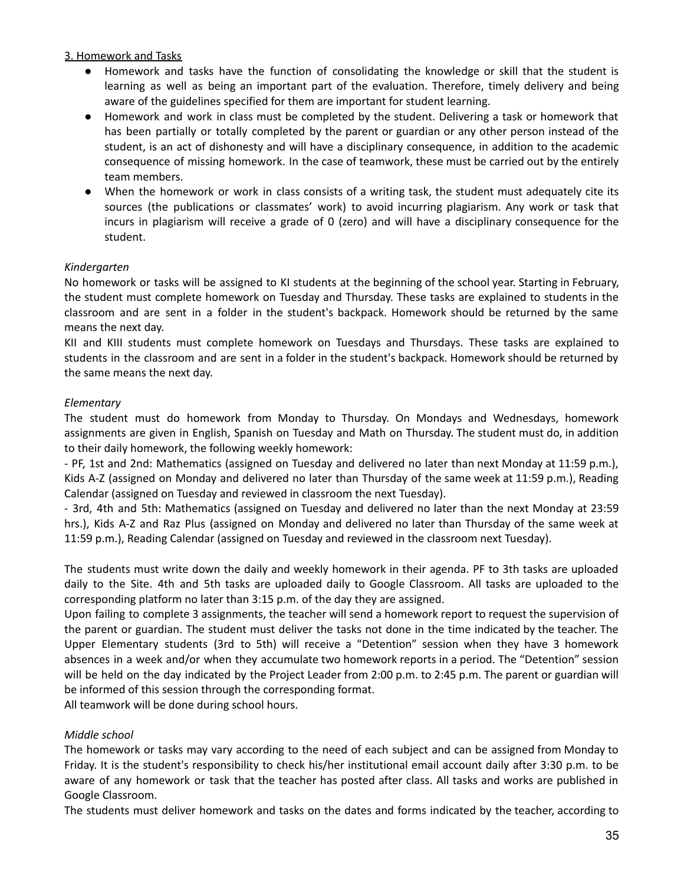3. Homework and Tasks

- Homework and tasks have the function of consolidating the knowledge or skill that the student is learning as well as being an important part of the evaluation. Therefore, timely delivery and being aware of the guidelines specified for them are important for student learning.
- Homework and work in class must be completed by the student. Delivering a task or homework that has been partially or totally completed by the parent or guardian or any other person instead of the student, is an act of dishonesty and will have a disciplinary consequence, in addition to the academic consequence of missing homework. In the case of teamwork, these must be carried out by the entirely team members.
- When the homework or work in class consists of a writing task, the student must adequately cite its sources (the publications or classmates' work) to avoid incurring plagiarism. Any work or task that incurs in plagiarism will receive a grade of 0 (zero) and will have a disciplinary consequence for the student.

*Kindergarten*

No homework or tasks will be assigned to KI students at the beginning of the school year. Starting in February, the student must complete homework on Tuesday and Thursday. These tasks are explained to students in the classroom and are sent in a folder in the student's backpack. Homework should be returned by the same means the next day.

KII and KIII students must complete homework on Tuesdays and Thursdays. These tasks are explained to students in the classroom and are sent in a folder in the student's backpack. Homework should be returned by the same means the next day.

*Elementary*

The student must do homework from Monday to Thursday. On Mondays and Wednesdays, homework assignments are given in English, Spanish on Tuesday and Math on Thursday. The student must do, in addition to their daily homework, the following weekly homework:

- PF, 1st and 2nd: Mathematics (assigned on Tuesday and delivered no later than next Monday at 11:59 p.m.), Kids A-Z (assigned on Monday and delivered no later than Thursday of the same week at 11:59 p.m.), Reading Calendar (assigned on Tuesday and reviewed in classroom the next Tuesday).
- 3rd, 4th and 5th: Mathematics (assigned on Tuesday and delivered no later than the next Monday at 23:59 hrs.), Kids A-Z and Raz Plus (assigned on Monday and delivered no later than Thursday of the same week at 11:59 p.m.), Reading Calendar (assigned on Tuesday and reviewed in the classroom next Tuesday).

The students must write down the daily and weekly homework in their agenda. PF to 3th tasks are uploaded daily to the Site. 4th and 5th tasks are uploaded daily to Google Classroom. All tasks are uploaded to the corresponding platform no later than 3:15 p.m. of the day they are assigned.

Upon failing to complete 3 assignments, the teacher will send a homework report to request the supervision of the parent or guardian. The student must deliver the tasks not done in the time indicated by the teacher. The Upper Elementary students (3rd to 5th) will receive a "Detention" session when they have 3 homework absences in a week and/or when they accumulate two homework reports in a period. The "Detention" session will be held on the day indicated by the Project Leader from 2:00 p.m. to 2:45 p.m. The parent or guardian will be informed of this session through the corresponding format.

All teamwork will be done during school hours.

*Middle school*

The homework or tasks may vary according to the need of each subject and can be assigned from Monday to Friday. It is the student's responsibility to check his/her institutional email account daily after 3:30 p.m. to be aware of any homework or task that the teacher has posted after class. All tasks and works are published in Google Classroom.

The students must deliver homework and tasks on the dates and forms indicated by the teacher, according to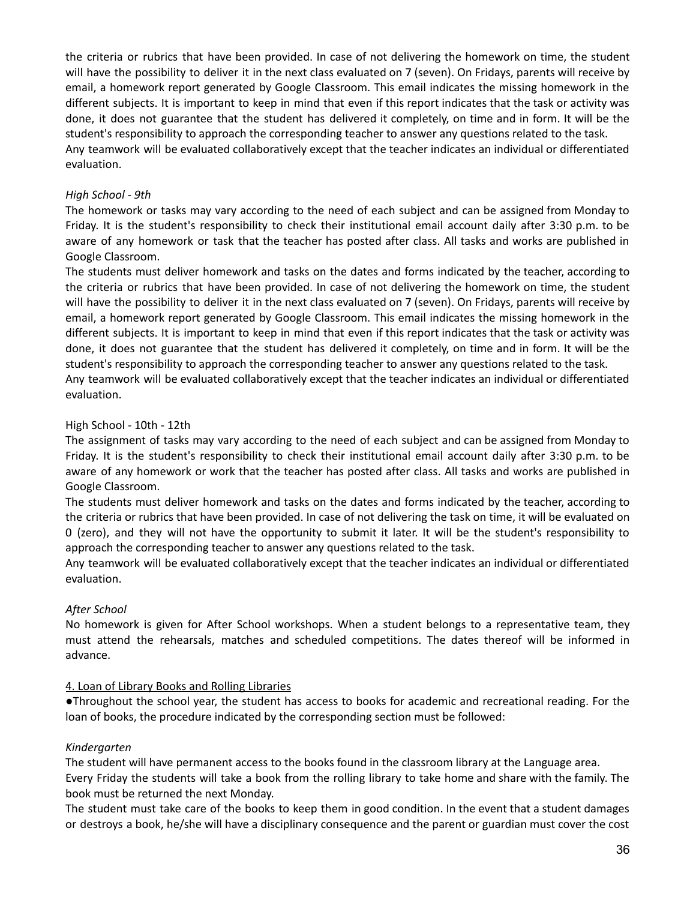the criteria or rubrics that have been provided. In case of not delivering the homework on time, the student will have the possibility to deliver it in the next class evaluated on 7 (seven). On Fridays, parents will receive by email, a homework report generated by Google Classroom. This email indicates the missing homework in the different subjects. It is important to keep in mind that even if this report indicates that the task or activity was done, it does not guarantee that the student has delivered it completely, on time and in form. It will be the student's responsibility to approach the corresponding teacher to answer any questions related to the task.
Any teamwork will be evaluated collaboratively except that the teacher indicates an individual or differentiated evaluation.

*High School - 9th*

The homework or tasks may vary according to the need of each subject and can be assigned from Monday to Friday. It is the student's responsibility to check their institutional email account daily after 3:30 p.m. to be aware of any homework or task that the teacher has posted after class. All tasks and works are published in Google Classroom.
The students must deliver homework and tasks on the dates and forms indicated by the teacher, according to the criteria or rubrics that have been provided. In case of not delivering the homework on time, the student will have the possibility to deliver it in the next class evaluated on 7 (seven). On Fridays, parents will receive by email, a homework report generated by Google Classroom. This email indicates the missing homework in the different subjects. It is important to keep in mind that even if this report indicates that the task or activity was done, it does not guarantee that the student has delivered it completely, on time and in form. It will be the student's responsibility to approach the corresponding teacher to answer any questions related to the task.
Any teamwork will be evaluated collaboratively except that the teacher indicates an individual or differentiated evaluation.

High School - 10th - 12th

The assignment of tasks may vary according to the need of each subject and can be assigned from Monday to Friday. It is the student's responsibility to check their institutional email account daily after 3:30 p.m. to be aware of any homework or work that the teacher has posted after class. All tasks and works are published in Google Classroom.
The students must deliver homework and tasks on the dates and forms indicated by the teacher, according to the criteria or rubrics that have been provided. In case of not delivering the task on time, it will be evaluated on 0 (zero), and they will not have the opportunity to submit it later. It will be the student's responsibility to approach the corresponding teacher to answer any questions related to the task.
Any teamwork will be evaluated collaboratively except that the teacher indicates an individual or differentiated evaluation.

*After School*

No homework is given for After School workshops. When a student belongs to a representative team, they must attend the rehearsals, matches and scheduled competitions. The dates thereof will be informed in advance.

4. Loan of Library Books and Rolling Libraries

●Throughout the school year, the student has access to books for academic and recreational reading. For the loan of books, the procedure indicated by the corresponding section must be followed:

*Kindergarten*

The student will have permanent access to the books found in the classroom library at the Language area.
Every Friday the students will take a book from the rolling library to take home and share with the family. The book must be returned the next Monday.
The student must take care of the books to keep them in good condition. In the event that a student damages or destroys a book, he/she will have a disciplinary consequence and the parent or guardian must cover the cost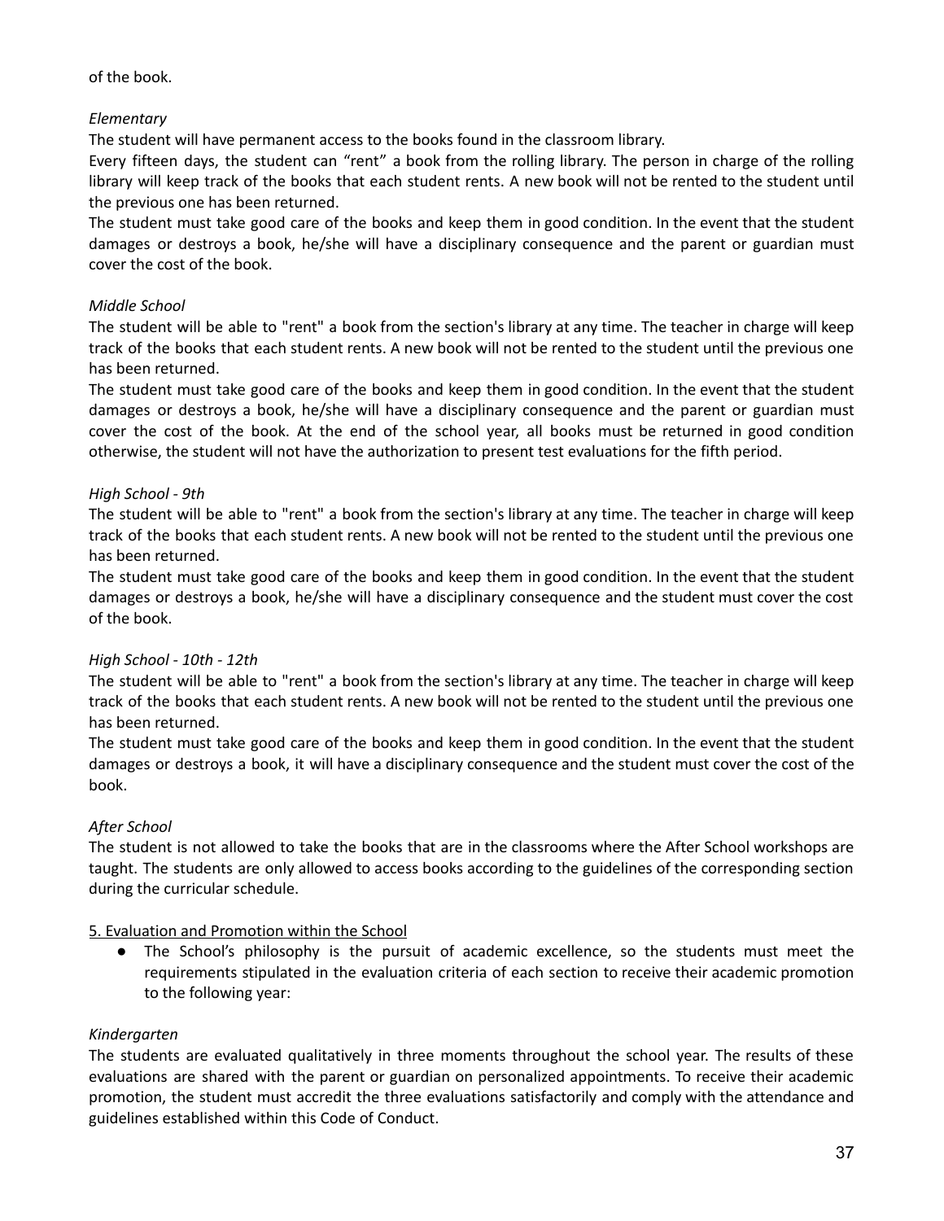of the book.

*Elementary*

The student will have permanent access to the books found in the classroom library.

Every fifteen days, the student can "rent" a book from the rolling library. The person in charge of the rolling library will keep track of the books that each student rents. A new book will not be rented to the student until the previous one has been returned.

The student must take good care of the books and keep them in good condition. In the event that the student damages or destroys a book, he/she will have a disciplinary consequence and the parent or guardian must cover the cost of the book.

*Middle School*

The student will be able to "rent" a book from the section's library at any time. The teacher in charge will keep track of the books that each student rents. A new book will not be rented to the student until the previous one has been returned.

The student must take good care of the books and keep them in good condition. In the event that the student damages or destroys a book, he/she will have a disciplinary consequence and the parent or guardian must cover the cost of the book. At the end of the school year, all books must be returned in good condition otherwise, the student will not have the authorization to present test evaluations for the fifth period.

*High School - 9th*

The student will be able to "rent" a book from the section's library at any time. The teacher in charge will keep track of the books that each student rents. A new book will not be rented to the student until the previous one has been returned.

The student must take good care of the books and keep them in good condition. In the event that the student damages or destroys a book, he/she will have a disciplinary consequence and the student must cover the cost of the book.

*High School - 10th - 12th*

The student will be able to "rent" a book from the section's library at any time. The teacher in charge will keep track of the books that each student rents. A new book will not be rented to the student until the previous one has been returned.

The student must take good care of the books and keep them in good condition. In the event that the student damages or destroys a book, it will have a disciplinary consequence and the student must cover the cost of the book.

*After School*

The student is not allowed to take the books that are in the classrooms where the After School workshops are taught. The students are only allowed to access books according to the guidelines of the corresponding section during the curricular schedule.

5. Evaluation and Promotion within the School

- The School's philosophy is the pursuit of academic excellence, so the students must meet the requirements stipulated in the evaluation criteria of each section to receive their academic promotion to the following year:

*Kindergarten*

The students are evaluated qualitatively in three moments throughout the school year. The results of these evaluations are shared with the parent or guardian on personalized appointments. To receive their academic promotion, the student must accredit the three evaluations satisfactorily and comply with the attendance and guidelines established within this Code of Conduct.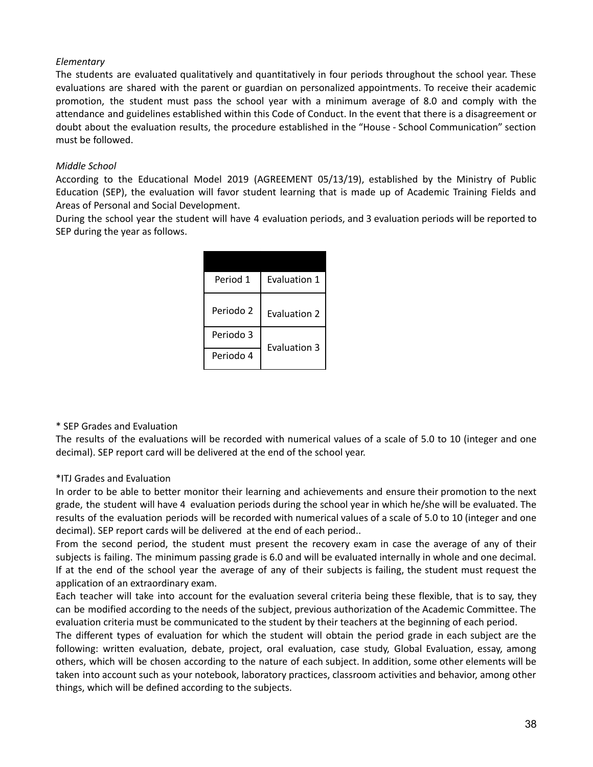*Elementary*

The students are evaluated qualitatively and quantitatively in four periods throughout the school year. These evaluations are shared with the parent or guardian on personalized appointments. To receive their academic promotion, the student must pass the school year with a minimum average of 8.0 and comply with the attendance and guidelines established within this Code of Conduct. In the event that there is a disagreement or doubt about the evaluation results, the procedure established in the "House - School Communication" section must be followed.

*Middle School*

According to the Educational Model 2019 (AGREEMENT 05/13/19), established by the Ministry of Public Education (SEP), the evaluation will favor student learning that is made up of Academic Training Fields and Areas of Personal and Social Development.

During the school year the student will have 4 evaluation periods, and 3 evaluation periods will be reported to SEP during the year as follows.

| | |
|---|---|
| Period 1 | Evaluation 1 |
| Periodo 2 | Evaluation 2 |
| Periodo 3 | Evaluation 3 |
| Periodo 4 | |

* SEP Grades and Evaluation

The results of the evaluations will be recorded with numerical values of a scale of 5.0 to 10 (integer and one decimal). SEP report card will be delivered at the end of the school year.

*ITJ Grades and Evaluation

In order to be able to better monitor their learning and achievements and ensure their promotion to the next grade, the student will have 4 evaluation periods during the school year in which he/she will be evaluated. The results of the evaluation periods will be recorded with numerical values of a scale of 5.0 to 10 (integer and one decimal). SEP report cards will be delivered at the end of each period..

From the second period, the student must present the recovery exam in case the average of any of their subjects is failing. The minimum passing grade is 6.0 and will be evaluated internally in whole and one decimal. If at the end of the school year the average of any of their subjects is failing, the student must request the application of an extraordinary exam.

Each teacher will take into account for the evaluation several criteria being these flexible, that is to say, they can be modified according to the needs of the subject, previous authorization of the Academic Committee. The evaluation criteria must be communicated to the student by their teachers at the beginning of each period.

The different types of evaluation for which the student will obtain the period grade in each subject are the following: written evaluation, debate, project, oral evaluation, case study, Global Evaluation, essay, among others, which will be chosen according to the nature of each subject. In addition, some other elements will be taken into account such as your notebook, laboratory practices, classroom activities and behavior, among other things, which will be defined according to the subjects.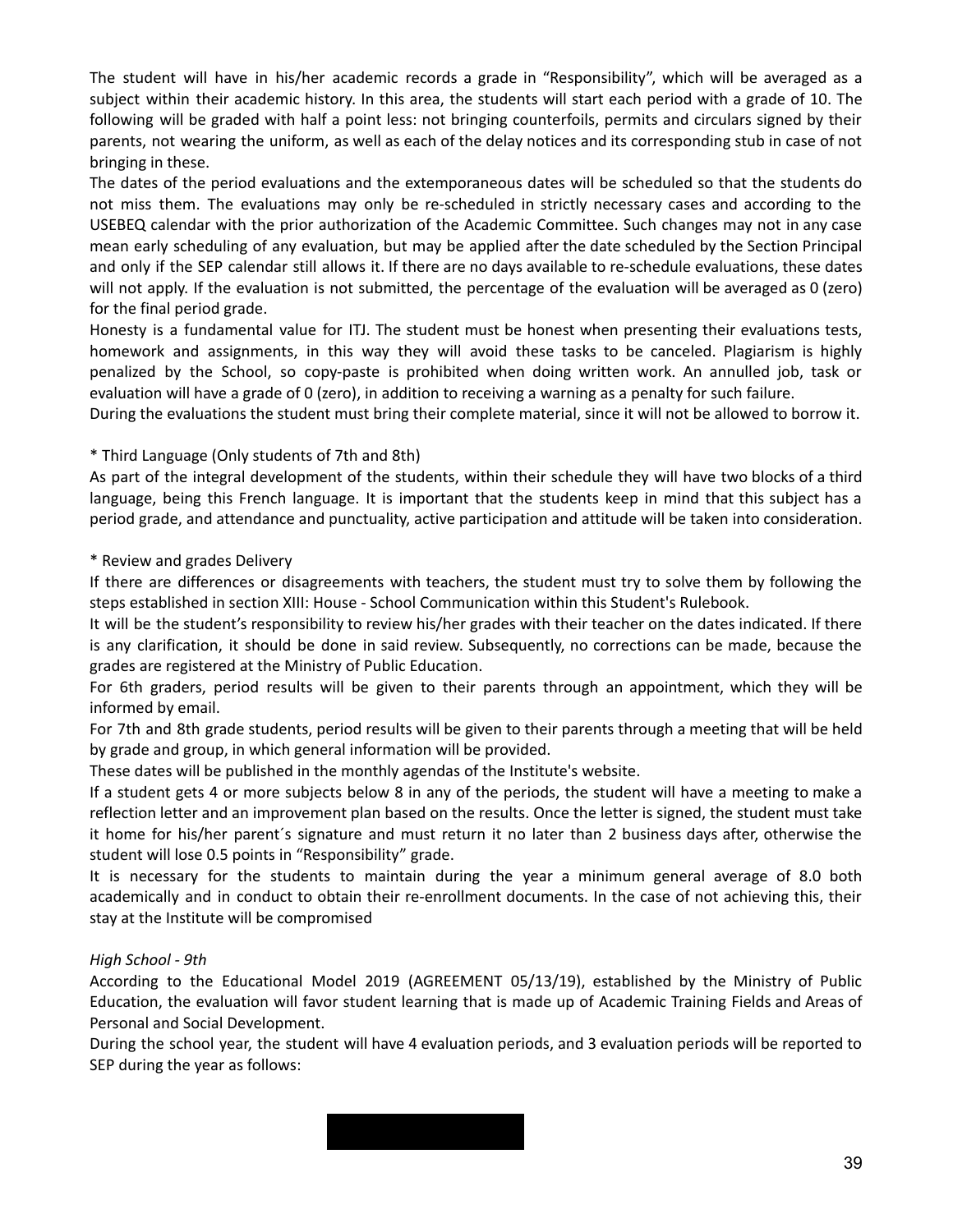The student will have in his/her academic records a grade in "Responsibility", which will be averaged as a subject within their academic history. In this area, the students will start each period with a grade of 10. The following will be graded with half a point less: not bringing counterfoils, permits and circulars signed by their parents, not wearing the uniform, as well as each of the delay notices and its corresponding stub in case of not bringing in these.

The dates of the period evaluations and the extemporaneous dates will be scheduled so that the students do not miss them. The evaluations may only be re-scheduled in strictly necessary cases and according to the USEBEQ calendar with the prior authorization of the Academic Committee. Such changes may not in any case mean early scheduling of any evaluation, but may be applied after the date scheduled by the Section Principal and only if the SEP calendar still allows it. If there are no days available to re-schedule evaluations, these dates will not apply. If the evaluation is not submitted, the percentage of the evaluation will be averaged as 0 (zero) for the final period grade.

Honesty is a fundamental value for ITJ. The student must be honest when presenting their evaluations tests, homework and assignments, in this way they will avoid these tasks to be canceled. Plagiarism is highly penalized by the School, so copy-paste is prohibited when doing written work. An annulled job, task or evaluation will have a grade of 0 (zero), in addition to receiving a warning as a penalty for such failure.

During the evaluations the student must bring their complete material, since it will not be allowed to borrow it.

* Third Language (Only students of 7th and 8th)

As part of the integral development of the students, within their schedule they will have two blocks of a third language, being this French language. It is important that the students keep in mind that this subject has a period grade, and attendance and punctuality, active participation and attitude will be taken into consideration.

* Review and grades Delivery

If there are differences or disagreements with teachers, the student must try to solve them by following the steps established in section XIII: House - School Communication within this Student's Rulebook.

It will be the student's responsibility to review his/her grades with their teacher on the dates indicated. If there is any clarification, it should be done in said review. Subsequently, no corrections can be made, because the grades are registered at the Ministry of Public Education.

For 6th graders, period results will be given to their parents through an appointment, which they will be informed by email.

For 7th and 8th grade students, period results will be given to their parents through a meeting that will be held by grade and group, in which general information will be provided.

These dates will be published in the monthly agendas of the Institute's website.

If a student gets 4 or more subjects below 8 in any of the periods, the student will have a meeting to make a reflection letter and an improvement plan based on the results. Once the letter is signed, the student must take it home for his/her parent´s signature and must return it no later than 2 business days after, otherwise the student will lose 0.5 points in "Responsibility" grade.

It is necessary for the students to maintain during the year a minimum general average of 8.0 both academically and in conduct to obtain their re-enrollment documents. In the case of not achieving this, their stay at the Institute will be compromised

*High School - 9th*

According to the Educational Model 2019 (AGREEMENT 05/13/19), established by the Ministry of Public Education, the evaluation will favor student learning that is made up of Academic Training Fields and Areas of Personal and Social Development.

During the school year, the student will have 4 evaluation periods, and 3 evaluation periods will be reported to SEP during the year as follows: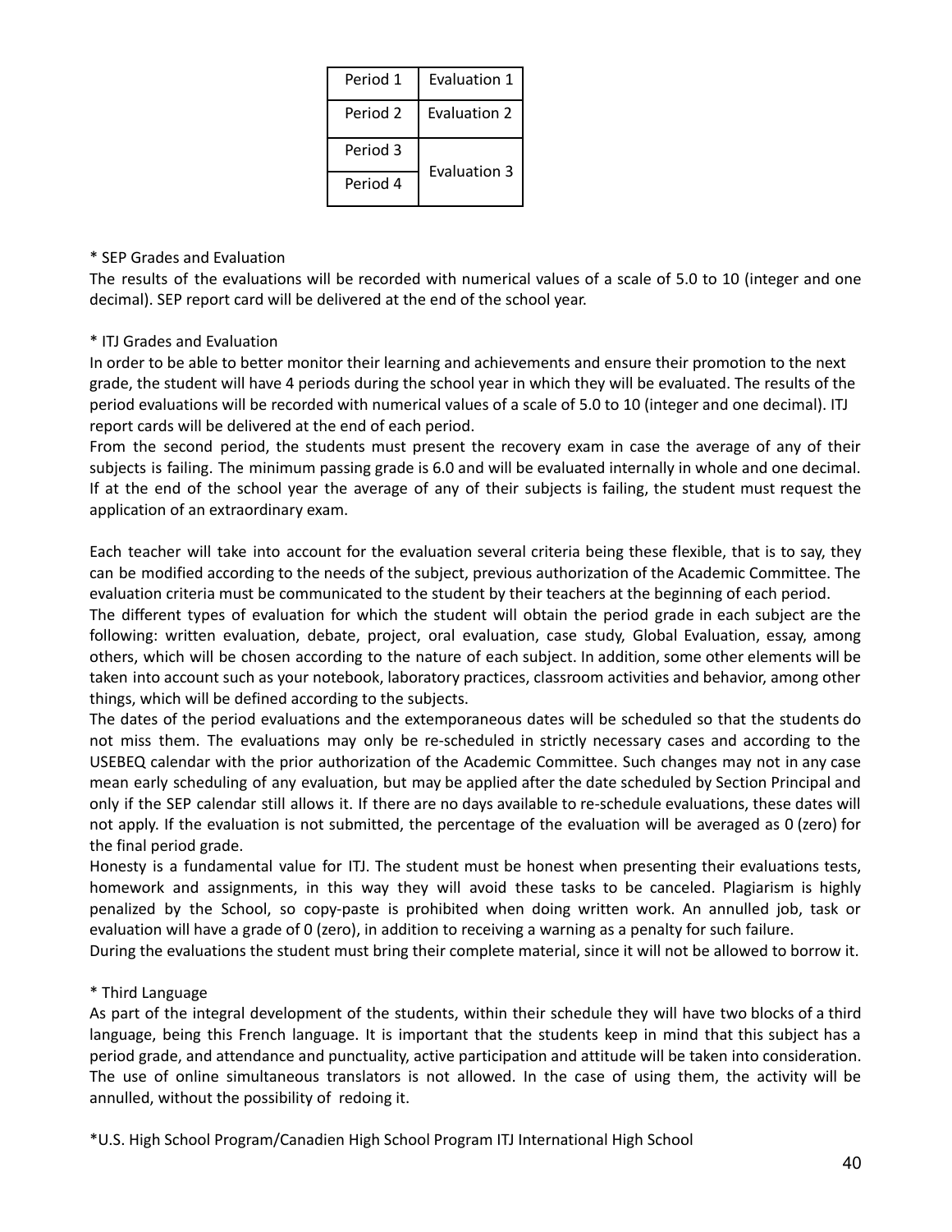| Period 1 | Evaluation 1 |
|---|---|
| Period 2 | Evaluation 2 |
| Period 3 | Evaluation 3 |
| Period 4 | |

\* SEP Grades and Evaluation

The results of the evaluations will be recorded with numerical values of a scale of 5.0 to 10 (integer and one decimal). SEP report card will be delivered at the end of the school year.

\* ITJ Grades and Evaluation

In order to be able to better monitor their learning and achievements and ensure their promotion to the next grade, the student will have 4 periods during the school year in which they will be evaluated. The results of the period evaluations will be recorded with numerical values of a scale of 5.0 to 10 (integer and one decimal). ITJ report cards will be delivered at the end of each period.

From the second period, the students must present the recovery exam in case the average of any of their subjects is failing. The minimum passing grade is 6.0 and will be evaluated internally in whole and one decimal. If at the end of the school year the average of any of their subjects is failing, the student must request the application of an extraordinary exam.

Each teacher will take into account for the evaluation several criteria being these flexible, that is to say, they can be modified according to the needs of the subject, previous authorization of the Academic Committee. The evaluation criteria must be communicated to the student by their teachers at the beginning of each period.

The different types of evaluation for which the student will obtain the period grade in each subject are the following: written evaluation, debate, project, oral evaluation, case study, Global Evaluation, essay, among others, which will be chosen according to the nature of each subject. In addition, some other elements will be taken into account such as your notebook, laboratory practices, classroom activities and behavior, among other things, which will be defined according to the subjects.

The dates of the period evaluations and the extemporaneous dates will be scheduled so that the students do not miss them. The evaluations may only be re-scheduled in strictly necessary cases and according to the USEBEQ calendar with the prior authorization of the Academic Committee. Such changes may not in any case mean early scheduling of any evaluation, but may be applied after the date scheduled by Section Principal and only if the SEP calendar still allows it. If there are no days available to re-schedule evaluations, these dates will not apply. If the evaluation is not submitted, the percentage of the evaluation will be averaged as 0 (zero) for the final period grade.

Honesty is a fundamental value for ITJ. The student must be honest when presenting their evaluations tests, homework and assignments, in this way they will avoid these tasks to be canceled. Plagiarism is highly penalized by the School, so copy-paste is prohibited when doing written work. An annulled job, task or evaluation will have a grade of 0 (zero), in addition to receiving a warning as a penalty for such failure.

During the evaluations the student must bring their complete material, since it will not be allowed to borrow it.

\* Third Language

As part of the integral development of the students, within their schedule they will have two blocks of a third language, being this French language. It is important that the students keep in mind that this subject has a period grade, and attendance and punctuality, active participation and attitude will be taken into consideration. The use of online simultaneous translators is not allowed. In the case of using them, the activity will be annulled, without the possibility of redoing it.

\*U.S. High School Program/Canadien High School Program ITJ International High School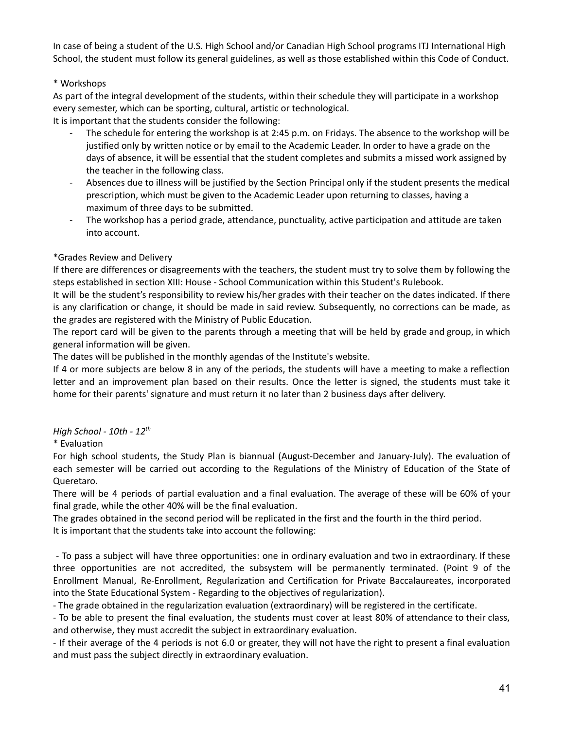In case of being a student of the U.S. High School and/or Canadian High School programs ITJ International High School, the student must follow its general guidelines, as well as those established within this Code of Conduct.

* Workshops

As part of the integral development of the students, within their schedule they will participate in a workshop every semester, which can be sporting, cultural, artistic or technological.

It is important that the students consider the following:

- The schedule for entering the workshop is at 2:45 p.m. on Fridays. The absence to the workshop will be justified only by written notice or by email to the Academic Leader. In order to have a grade on the days of absence, it will be essential that the student completes and submits a missed work assigned by the teacher in the following class.
- Absences due to illness will be justified by the Section Principal only if the student presents the medical prescription, which must be given to the Academic Leader upon returning to classes, having a maximum of three days to be submitted.
- The workshop has a period grade, attendance, punctuality, active participation and attitude are taken into account.

*Grades Review and Delivery

If there are differences or disagreements with the teachers, the student must try to solve them by following the steps established in section XIII: House - School Communication within this Student's Rulebook.

It will be the student's responsibility to review his/her grades with their teacher on the dates indicated. If there is any clarification or change, it should be made in said review. Subsequently, no corrections can be made, as the grades are registered with the Ministry of Public Education.

The report card will be given to the parents through a meeting that will be held by grade and group, in which general information will be given.

The dates will be published in the monthly agendas of the Institute's website.

If 4 or more subjects are below 8 in any of the periods, the students will have a meeting to make a reflection letter and an improvement plan based on their results. Once the letter is signed, the students must take it home for their parents' signature and must return it no later than 2 business days after delivery.

*High School - 10th - 12th*

* Evaluation

For high school students, the Study Plan is biannual (August-December and January-July). The evaluation of each semester will be carried out according to the Regulations of the Ministry of Education of the State of Queretaro.

There will be 4 periods of partial evaluation and a final evaluation. The average of these will be 60% of your final grade, while the other 40% will be the final evaluation.

The grades obtained in the second period will be replicated in the first and the fourth in the third period.

It is important that the students take into account the following:

- To pass a subject will have three opportunities: one in ordinary evaluation and two in extraordinary. If these three opportunities are not accredited, the subsystem will be permanently terminated. (Point 9 of the Enrollment Manual, Re-Enrollment, Regularization and Certification for Private Baccalaureates, incorporated into the State Educational System - Regarding to the objectives of regularization).
- The grade obtained in the regularization evaluation (extraordinary) will be registered in the certificate.
- To be able to present the final evaluation, the students must cover at least 80% of attendance to their class, and otherwise, they must accredit the subject in extraordinary evaluation.
- If their average of the 4 periods is not 6.0 or greater, they will not have the right to present a final evaluation and must pass the subject directly in extraordinary evaluation.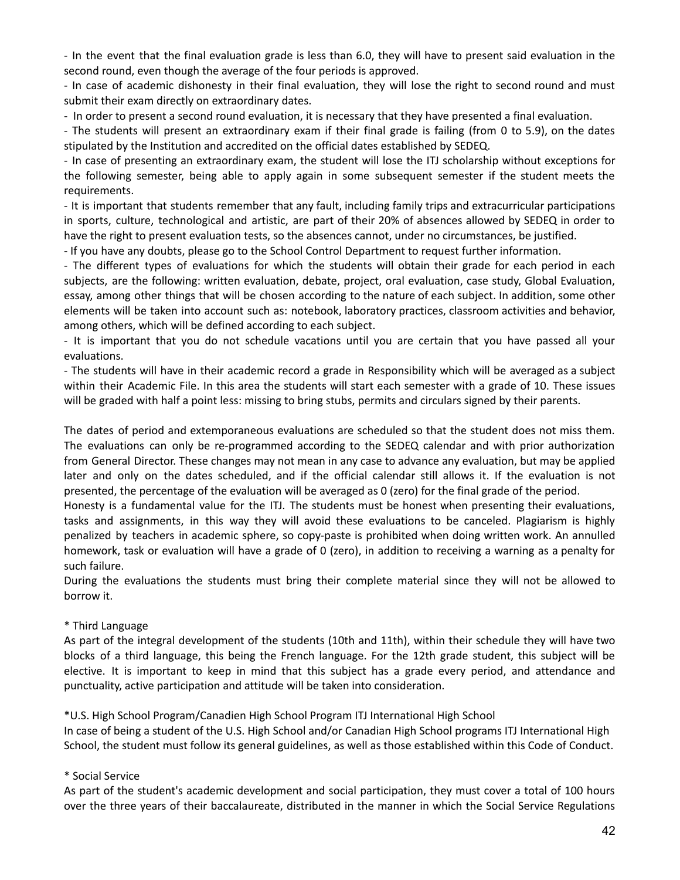- In the event that the final evaluation grade is less than 6.0, they will have to present said evaluation in the second round, even though the average of the four periods is approved.
- In case of academic dishonesty in their final evaluation, they will lose the right to second round and must submit their exam directly on extraordinary dates.
- In order to present a second round evaluation, it is necessary that they have presented a final evaluation.
- The students will present an extraordinary exam if their final grade is failing (from 0 to 5.9), on the dates stipulated by the Institution and accredited on the official dates established by SEDEQ.
- In case of presenting an extraordinary exam, the student will lose the ITJ scholarship without exceptions for the following semester, being able to apply again in some subsequent semester if the student meets the requirements.
- It is important that students remember that any fault, including family trips and extracurricular participations in sports, culture, technological and artistic, are part of their 20% of absences allowed by SEDEQ in order to have the right to present evaluation tests, so the absences cannot, under no circumstances, be justified.
- If you have any doubts, please go to the School Control Department to request further information.
- The different types of evaluations for which the students will obtain their grade for each period in each subjects, are the following: written evaluation, debate, project, oral evaluation, case study, Global Evaluation, essay, among other things that will be chosen according to the nature of each subject. In addition, some other elements will be taken into account such as: notebook, laboratory practices, classroom activities and behavior, among others, which will be defined according to each subject.
- It is important that you do not schedule vacations until you are certain that you have passed all your evaluations.
- The students will have in their academic record a grade in Responsibility which will be averaged as a subject within their Academic File. In this area the students will start each semester with a grade of 10. These issues will be graded with half a point less: missing to bring stubs, permits and circulars signed by their parents.

The dates of period and extemporaneous evaluations are scheduled so that the student does not miss them. The evaluations can only be re-programmed according to the SEDEQ calendar and with prior authorization from General Director. These changes may not mean in any case to advance any evaluation, but may be applied later and only on the dates scheduled, and if the official calendar still allows it. If the evaluation is not presented, the percentage of the evaluation will be averaged as 0 (zero) for the final grade of the period.
Honesty is a fundamental value for the ITJ. The students must be honest when presenting their evaluations, tasks and assignments, in this way they will avoid these evaluations to be canceled. Plagiarism is highly penalized by teachers in academic sphere, so copy-paste is prohibited when doing written work. An annulled homework, task or evaluation will have a grade of 0 (zero), in addition to receiving a warning as a penalty for such failure.
During the evaluations the students must bring their complete material since they will not be allowed to borrow it.

* Third Language
As part of the integral development of the students (10th and 11th), within their schedule they will have two blocks of a third language, this being the French language. For the 12th grade student, this subject will be elective. It is important to keep in mind that this subject has a grade every period, and attendance and punctuality, active participation and attitude will be taken into consideration.

*U.S. High School Program/Canadien High School Program ITJ International High School
In case of being a student of the U.S. High School and/or Canadian High School programs ITJ International High School, the student must follow its general guidelines, as well as those established within this Code of Conduct.

* Social Service
As part of the student's academic development and social participation, they must cover a total of 100 hours over the three years of their baccalaureate, distributed in the manner in which the Social Service Regulations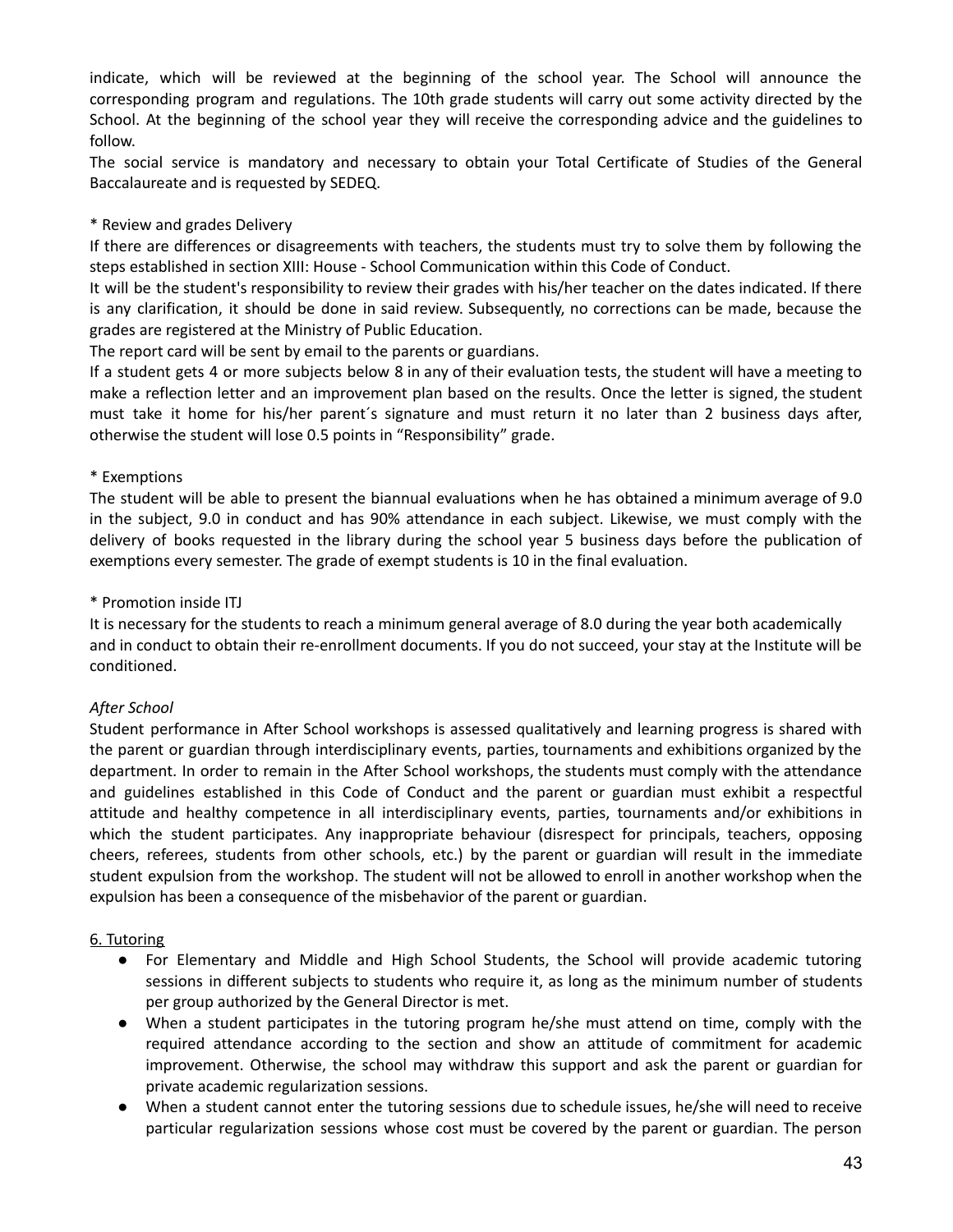indicate, which will be reviewed at the beginning of the school year. The School will announce the corresponding program and regulations. The 10th grade students will carry out some activity directed by the School. At the beginning of the school year they will receive the corresponding advice and the guidelines to follow.
The social service is mandatory and necessary to obtain your Total Certificate of Studies of the General Baccalaureate and is requested by SEDEQ.

* Review and grades Delivery
If there are differences or disagreements with teachers, the students must try to solve them by following the steps established in section XIII: House - School Communication within this Code of Conduct.
It will be the student's responsibility to review their grades with his/her teacher on the dates indicated. If there is any clarification, it should be done in said review. Subsequently, no corrections can be made, because the grades are registered at the Ministry of Public Education.
The report card will be sent by email to the parents or guardians.
If a student gets 4 or more subjects below 8 in any of their evaluation tests, the student will have a meeting to make a reflection letter and an improvement plan based on the results. Once the letter is signed, the student must take it home for his/her parent´s signature and must return it no later than 2 business days after, otherwise the student will lose 0.5 points in “Responsibility” grade.

* Exemptions
The student will be able to present the biannual evaluations when he has obtained a minimum average of 9.0 in the subject, 9.0 in conduct and has 90% attendance in each subject. Likewise, we must comply with the delivery of books requested in the library during the school year 5 business days before the publication of exemptions every semester. The grade of exempt students is 10 in the final evaluation.

* Promotion inside ITJ
It is necessary for the students to reach a minimum general average of 8.0 during the year both academically and in conduct to obtain their re-enrollment documents. If you do not succeed, your stay at the Institute will be conditioned.

*After School*
Student performance in After School workshops is assessed qualitatively and learning progress is shared with the parent or guardian through interdisciplinary events, parties, tournaments and exhibitions organized by the department. In order to remain in the After School workshops, the students must comply with the attendance and guidelines established in this Code of Conduct and the parent or guardian must exhibit a respectful attitude and healthy competence in all interdisciplinary events, parties, tournaments and/or exhibitions in which the student participates. Any inappropriate behaviour (disrespect for principals, teachers, opposing cheers, referees, students from other schools, etc.) by the parent or guardian will result in the immediate student expulsion from the workshop. The student will not be allowed to enroll in another workshop when the expulsion has been a consequence of the misbehavior of the parent or guardian.

6. Tutoring

- For Elementary and Middle and High School Students, the School will provide academic tutoring sessions in different subjects to students who require it, as long as the minimum number of students per group authorized by the General Director is met.
- When a student participates in the tutoring program he/she must attend on time, comply with the required attendance according to the section and show an attitude of commitment for academic improvement. Otherwise, the school may withdraw this support and ask the parent or guardian for private academic regularization sessions.
- When a student cannot enter the tutoring sessions due to schedule issues, he/she will need to receive particular regularization sessions whose cost must be covered by the parent or guardian. The person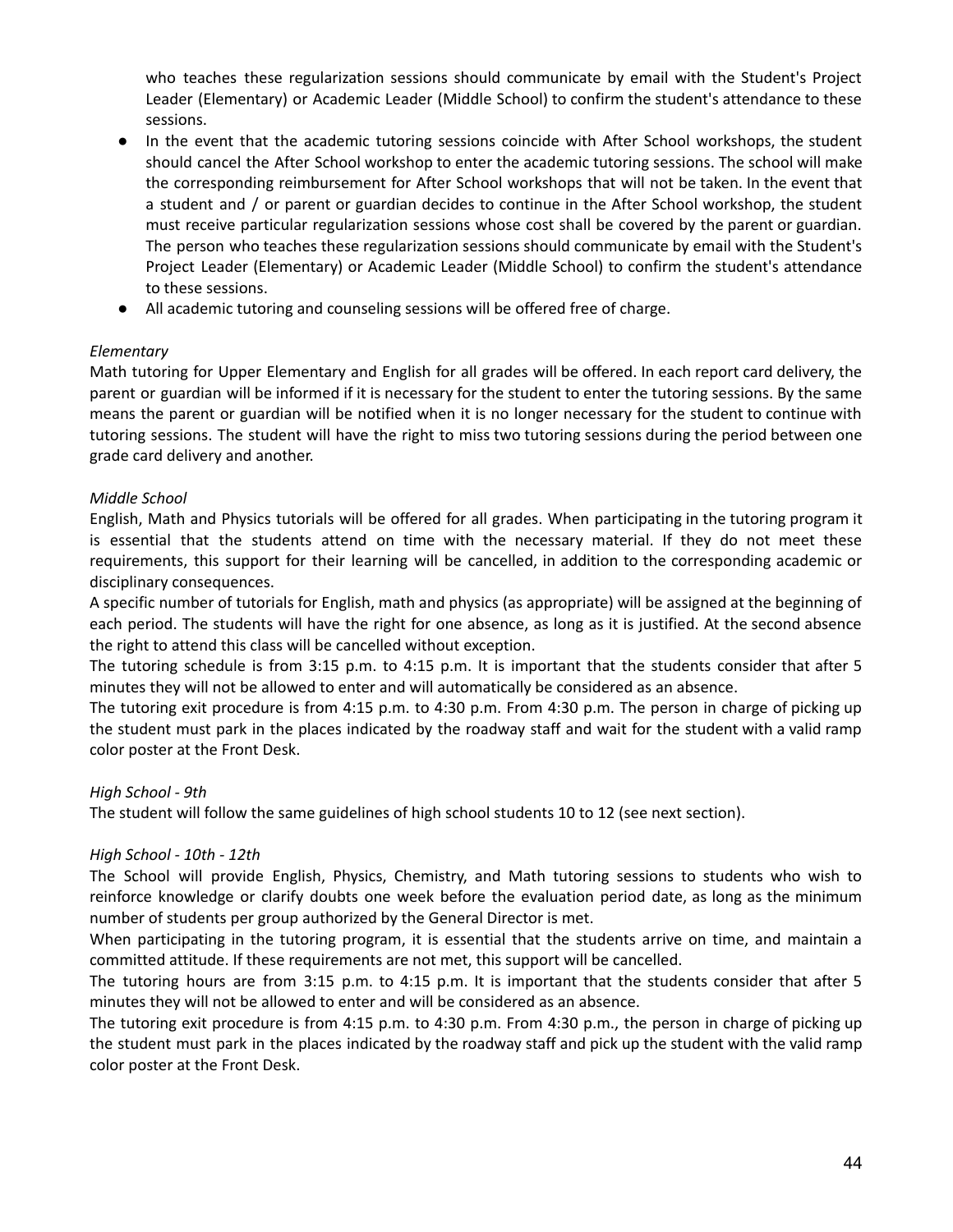who teaches these regularization sessions should communicate by email with the Student's Project Leader (Elementary) or Academic Leader (Middle School) to confirm the student's attendance to these sessions.

- In the event that the academic tutoring sessions coincide with After School workshops, the student should cancel the After School workshop to enter the academic tutoring sessions. The school will make the corresponding reimbursement for After School workshops that will not be taken. In the event that a student and / or parent or guardian decides to continue in the After School workshop, the student must receive particular regularization sessions whose cost shall be covered by the parent or guardian. The person who teaches these regularization sessions should communicate by email with the Student's Project Leader (Elementary) or Academic Leader (Middle School) to confirm the student's attendance to these sessions.
- All academic tutoring and counseling sessions will be offered free of charge.

*Elementary*

Math tutoring for Upper Elementary and English for all grades will be offered. In each report card delivery, the parent or guardian will be informed if it is necessary for the student to enter the tutoring sessions. By the same means the parent or guardian will be notified when it is no longer necessary for the student to continue with tutoring sessions. The student will have the right to miss two tutoring sessions during the period between one grade card delivery and another.

*Middle School*

English, Math and Physics tutorials will be offered for all grades. When participating in the tutoring program it is essential that the students attend on time with the necessary material. If they do not meet these requirements, this support for their learning will be cancelled, in addition to the corresponding academic or disciplinary consequences.

A specific number of tutorials for English, math and physics (as appropriate) will be assigned at the beginning of each period. The students will have the right for one absence, as long as it is justified. At the second absence the right to attend this class will be cancelled without exception.

The tutoring schedule is from 3:15 p.m. to 4:15 p.m. It is important that the students consider that after 5 minutes they will not be allowed to enter and will automatically be considered as an absence.

The tutoring exit procedure is from 4:15 p.m. to 4:30 p.m. From 4:30 p.m. The person in charge of picking up the student must park in the places indicated by the roadway staff and wait for the student with a valid ramp color poster at the Front Desk.

*High School - 9th*

The student will follow the same guidelines of high school students 10 to 12 (see next section).

*High School - 10th - 12th*

The School will provide English, Physics, Chemistry, and Math tutoring sessions to students who wish to reinforce knowledge or clarify doubts one week before the evaluation period date, as long as the minimum number of students per group authorized by the General Director is met.

When participating in the tutoring program, it is essential that the students arrive on time, and maintain a committed attitude. If these requirements are not met, this support will be cancelled.

The tutoring hours are from 3:15 p.m. to 4:15 p.m. It is important that the students consider that after 5 minutes they will not be allowed to enter and will be considered as an absence.

The tutoring exit procedure is from 4:15 p.m. to 4:30 p.m. From 4:30 p.m., the person in charge of picking up the student must park in the places indicated by the roadway staff and pick up the student with the valid ramp color poster at the Front Desk.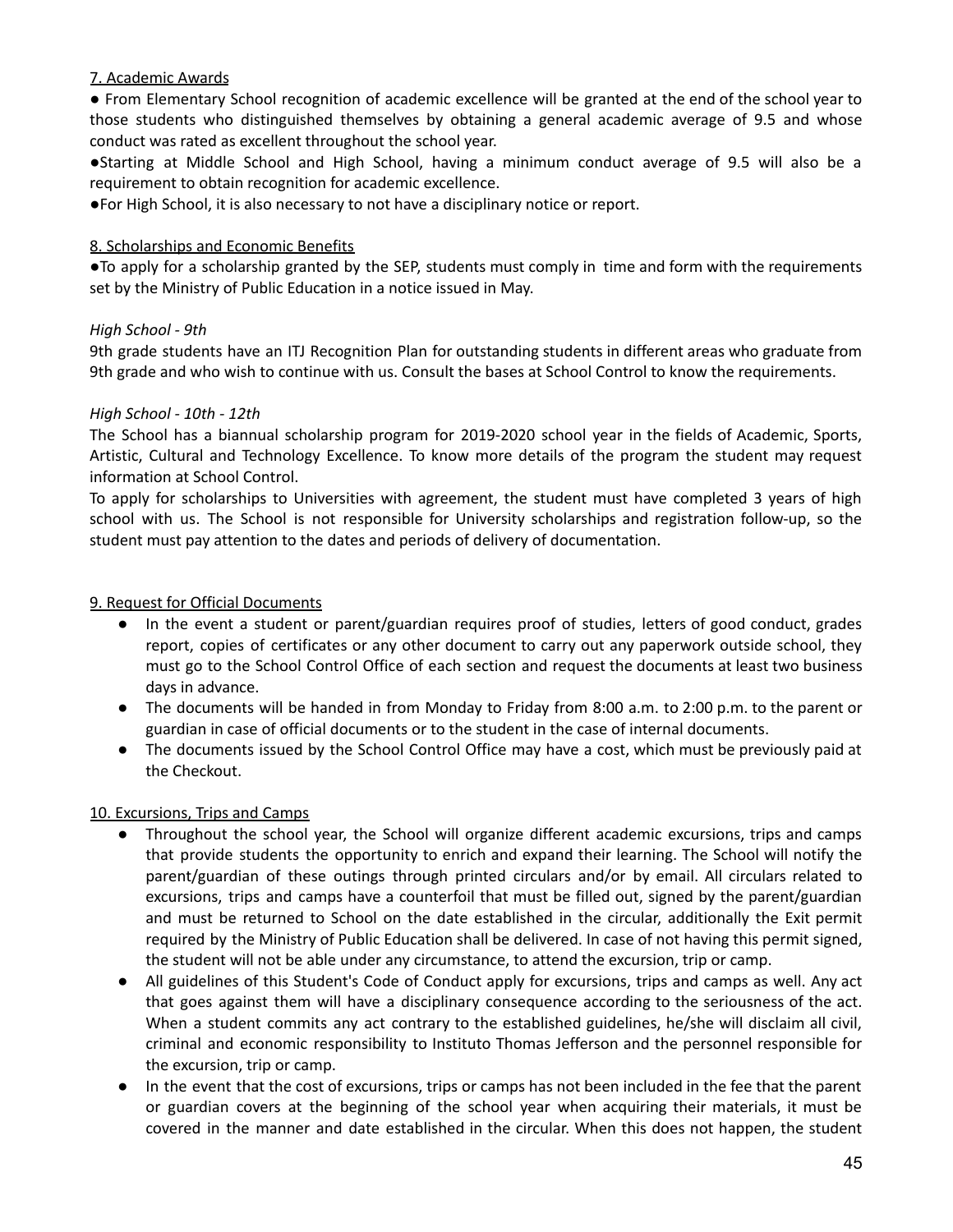7. Academic Awards

- From Elementary School recognition of academic excellence will be granted at the end of the school year to those students who distinguished themselves by obtaining a general academic average of 9.5 and whose conduct was rated as excellent throughout the school year.
- Starting at Middle School and High School, having a minimum conduct average of 9.5 will also be a requirement to obtain recognition for academic excellence.
- For High School, it is also necessary to not have a disciplinary notice or report.

8. Scholarships and Economic Benefits

- To apply for a scholarship granted by the SEP, students must comply in time and form with the requirements set by the Ministry of Public Education in a notice issued in May.

*High School - 9th*

9th grade students have an ITJ Recognition Plan for outstanding students in different areas who graduate from 9th grade and who wish to continue with us. Consult the bases at School Control to know the requirements.

*High School - 10th - 12th*

The School has a biannual scholarship program for 2019-2020 school year in the fields of Academic, Sports, Artistic, Cultural and Technology Excellence. To know more details of the program the student may request information at School Control.

To apply for scholarships to Universities with agreement, the student must have completed 3 years of high school with us. The School is not responsible for University scholarships and registration follow-up, so the student must pay attention to the dates and periods of delivery of documentation.

9. Request for Official Documents

- In the event a student or parent/guardian requires proof of studies, letters of good conduct, grades report, copies of certificates or any other document to carry out any paperwork outside school, they must go to the School Control Office of each section and request the documents at least two business days in advance.
- The documents will be handed in from Monday to Friday from 8:00 a.m. to 2:00 p.m. to the parent or guardian in case of official documents or to the student in the case of internal documents.
- The documents issued by the School Control Office may have a cost, which must be previously paid at the Checkout.

10. Excursions, Trips and Camps

- Throughout the school year, the School will organize different academic excursions, trips and camps that provide students the opportunity to enrich and expand their learning. The School will notify the parent/guardian of these outings through printed circulars and/or by email. All circulars related to excursions, trips and camps have a counterfoil that must be filled out, signed by the parent/guardian and must be returned to School on the date established in the circular, additionally the Exit permit required by the Ministry of Public Education shall be delivered. In case of not having this permit signed, the student will not be able under any circumstance, to attend the excursion, trip or camp.
- All guidelines of this Student's Code of Conduct apply for excursions, trips and camps as well. Any act that goes against them will have a disciplinary consequence according to the seriousness of the act. When a student commits any act contrary to the established guidelines, he/she will disclaim all civil, criminal and economic responsibility to Instituto Thomas Jefferson and the personnel responsible for the excursion, trip or camp.
- In the event that the cost of excursions, trips or camps has not been included in the fee that the parent or guardian covers at the beginning of the school year when acquiring their materials, it must be covered in the manner and date established in the circular. When this does not happen, the student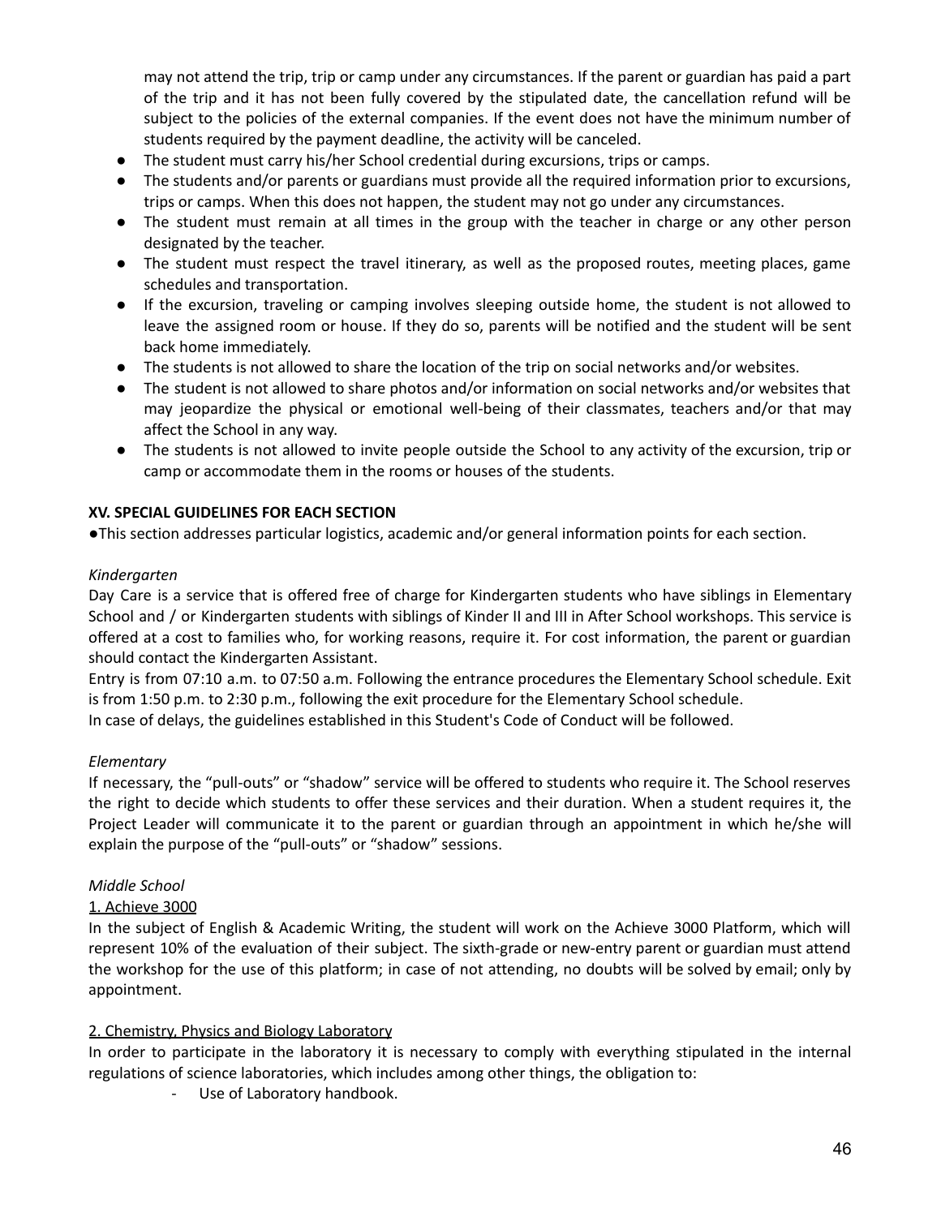may not attend the trip, trip or camp under any circumstances. If the parent or guardian has paid a part of the trip and it has not been fully covered by the stipulated date, the cancellation refund will be subject to the policies of the external companies. If the event does not have the minimum number of students required by the payment deadline, the activity will be canceled.

- The student must carry his/her School credential during excursions, trips or camps.
- The students and/or parents or guardians must provide all the required information prior to excursions, trips or camps. When this does not happen, the student may not go under any circumstances.
- The student must remain at all times in the group with the teacher in charge or any other person designated by the teacher.
- The student must respect the travel itinerary, as well as the proposed routes, meeting places, game schedules and transportation.
- If the excursion, traveling or camping involves sleeping outside home, the student is not allowed to leave the assigned room or house. If they do so, parents will be notified and the student will be sent back home immediately.
- The students is not allowed to share the location of the trip on social networks and/or websites.
- The student is not allowed to share photos and/or information on social networks and/or websites that may jeopardize the physical or emotional well-being of their classmates, teachers and/or that may affect the School in any way.
- The students is not allowed to invite people outside the School to any activity of the excursion, trip or camp or accommodate them in the rooms or houses of the students.

**XV. SPECIAL GUIDELINES FOR EACH SECTION**

- This section addresses particular logistics, academic and/or general information points for each section.

*Kindergarten*

Day Care is a service that is offered free of charge for Kindergarten students who have siblings in Elementary School and / or Kindergarten students with siblings of Kinder II and III in After School workshops. This service is offered at a cost to families who, for working reasons, require it. For cost information, the parent or guardian should contact the Kindergarten Assistant.

Entry is from 07:10 a.m. to 07:50 a.m. Following the entrance procedures the Elementary School schedule. Exit is from 1:50 p.m. to 2:30 p.m., following the exit procedure for the Elementary School schedule.

In case of delays, the guidelines established in this Student's Code of Conduct will be followed.

*Elementary*

If necessary, the "pull-outs" or "shadow" service will be offered to students who require it. The School reserves the right to decide which students to offer these services and their duration. When a student requires it, the Project Leader will communicate it to the parent or guardian through an appointment in which he/she will explain the purpose of the "pull-outs" or "shadow" sessions.

*Middle School*

1. Achieve 3000

In the subject of English & Academic Writing, the student will work on the Achieve 3000 Platform, which will represent 10% of the evaluation of their subject. The sixth-grade or new-entry parent or guardian must attend the workshop for the use of this platform; in case of not attending, no doubts will be solved by email; only by appointment.

2. Chemistry, Physics and Biology Laboratory

In order to participate in the laboratory it is necessary to comply with everything stipulated in the internal regulations of science laboratories, which includes among other things, the obligation to:

- Use of Laboratory handbook.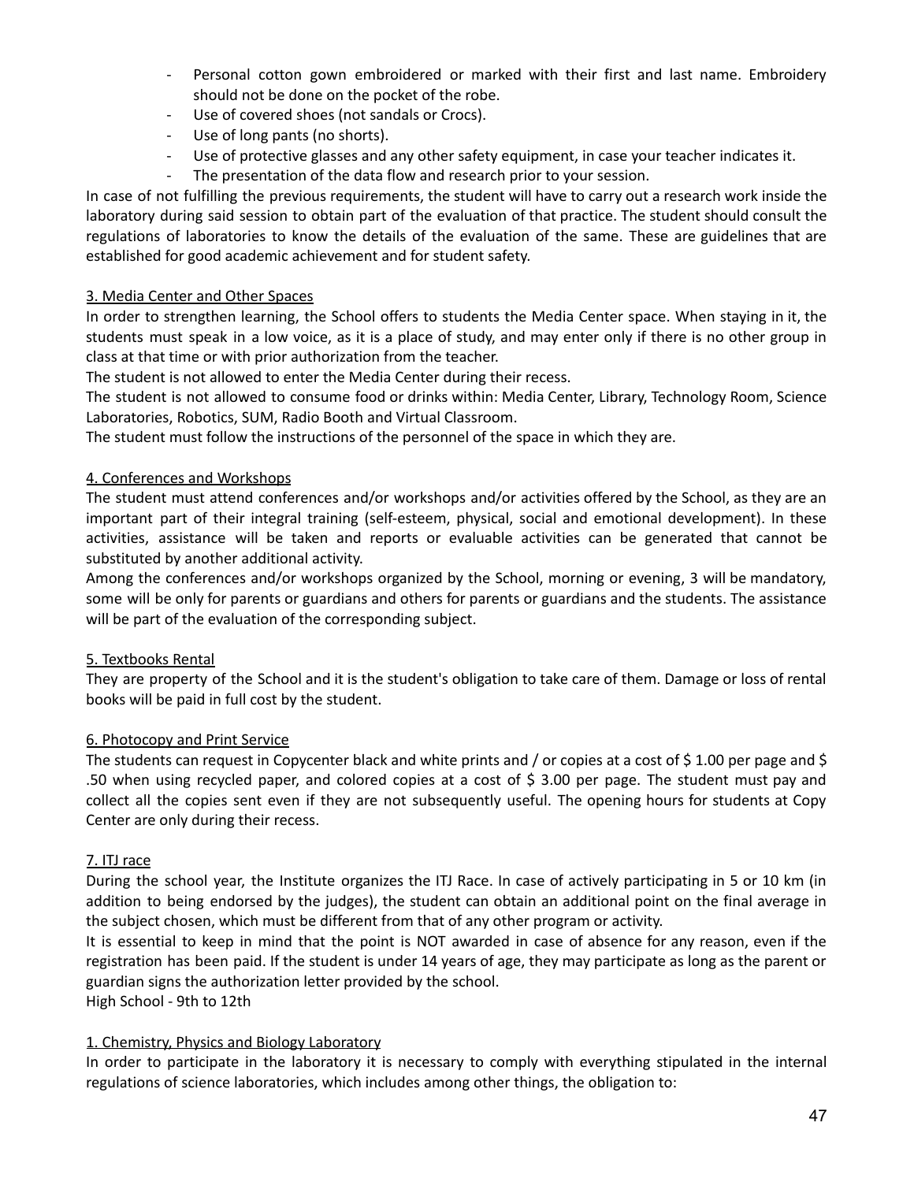- Personal cotton gown embroidered or marked with their first and last name. Embroidery should not be done on the pocket of the robe.
- Use of covered shoes (not sandals or Crocs).
- Use of long pants (no shorts).
- Use of protective glasses and any other safety equipment, in case your teacher indicates it.
- The presentation of the data flow and research prior to your session.

In case of not fulfilling the previous requirements, the student will have to carry out a research work inside the laboratory during said session to obtain part of the evaluation of that practice. The student should consult the regulations of laboratories to know the details of the evaluation of the same. These are guidelines that are established for good academic achievement and for student safety.

3. Media Center and Other Spaces

In order to strengthen learning, the School offers to students the Media Center space. When staying in it, the students must speak in a low voice, as it is a place of study, and may enter only if there is no other group in class at that time or with prior authorization from the teacher.

The student is not allowed to enter the Media Center during their recess.

The student is not allowed to consume food or drinks within: Media Center, Library, Technology Room, Science Laboratories, Robotics, SUM, Radio Booth and Virtual Classroom.

The student must follow the instructions of the personnel of the space in which they are.

4. Conferences and Workshops

The student must attend conferences and/or workshops and/or activities offered by the School, as they are an important part of their integral training (self-esteem, physical, social and emotional development). In these activities, assistance will be taken and reports or evaluable activities can be generated that cannot be substituted by another additional activity.

Among the conferences and/or workshops organized by the School, morning or evening, 3 will be mandatory, some will be only for parents or guardians and others for parents or guardians and the students. The assistance will be part of the evaluation of the corresponding subject.

5. Textbooks Rental

They are property of the School and it is the student's obligation to take care of them. Damage or loss of rental books will be paid in full cost by the student.

6. Photocopy and Print Service

The students can request in Copycenter black and white prints and / or copies at a cost of $ 1.00 per page and $ .50 when using recycled paper, and colored copies at a cost of $ 3.00 per page. The student must pay and collect all the copies sent even if they are not subsequently useful. The opening hours for students at Copy Center are only during their recess.

7. ITJ race

During the school year, the Institute organizes the ITJ Race. In case of actively participating in 5 or 10 km (in addition to being endorsed by the judges), the student can obtain an additional point on the final average in the subject chosen, which must be different from that of any other program or activity.

It is essential to keep in mind that the point is NOT awarded in case of absence for any reason, even if the registration has been paid. If the student is under 14 years of age, they may participate as long as the parent or guardian signs the authorization letter provided by the school.

High School - 9th to 12th

1. Chemistry, Physics and Biology Laboratory

In order to participate in the laboratory it is necessary to comply with everything stipulated in the internal regulations of science laboratories, which includes among other things, the obligation to: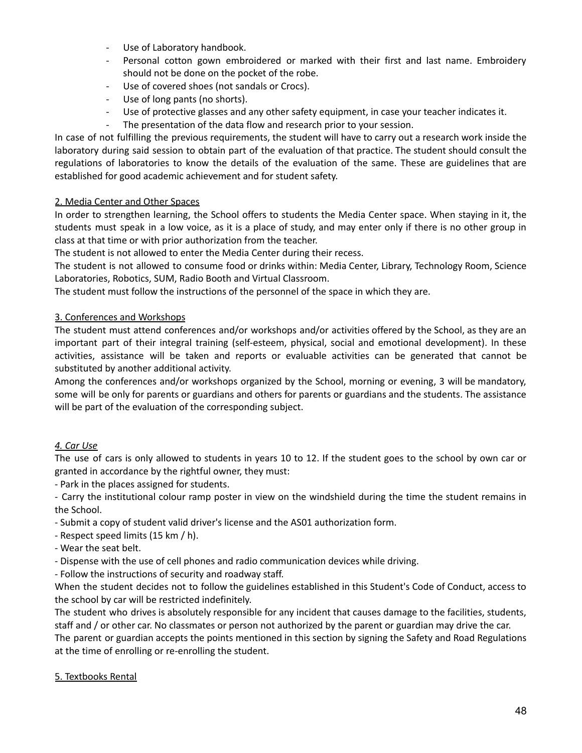- Use of Laboratory handbook.
- Personal cotton gown embroidered or marked with their first and last name. Embroidery should not be done on the pocket of the robe.
- Use of covered shoes (not sandals or Crocs).
- Use of long pants (no shorts).
- Use of protective glasses and any other safety equipment, in case your teacher indicates it.
- The presentation of the data flow and research prior to your session.

In case of not fulfilling the previous requirements, the student will have to carry out a research work inside the laboratory during said session to obtain part of the evaluation of that practice. The student should consult the regulations of laboratories to know the details of the evaluation of the same. These are guidelines that are established for good academic achievement and for student safety.

<u>2. Media Center and Other Spaces</u>

In order to strengthen learning, the School offers to students the Media Center space. When staying in it, the students must speak in a low voice, as it is a place of study, and may enter only if there is no other group in class at that time or with prior authorization from the teacher.

The student is not allowed to enter the Media Center during their recess.

The student is not allowed to consume food or drinks within: Media Center, Library, Technology Room, Science Laboratories, Robotics, SUM, Radio Booth and Virtual Classroom.

The student must follow the instructions of the personnel of the space in which they are.

<u>3. Conferences and Workshops</u>

The student must attend conferences and/or workshops and/or activities offered by the School, as they are an important part of their integral training (self-esteem, physical, social and emotional development). In these activities, assistance will be taken and reports or evaluable activities can be generated that cannot be substituted by another additional activity.

Among the conferences and/or workshops organized by the School, morning or evening, 3 will be mandatory, some will be only for parents or guardians and others for parents or guardians and the students. The assistance will be part of the evaluation of the corresponding subject.

<u>*4. Car Use*</u>

The use of cars is only allowed to students in years 10 to 12. If the student goes to the school by own car or granted in accordance by the rightful owner, they must:

- Park in the places assigned for students.
- Carry the institutional colour ramp poster in view on the windshield during the time the student remains in the School.
- Submit a copy of student valid driver's license and the AS01 authorization form.
- Respect speed limits (15 km / h).
- Wear the seat belt.
- Dispense with the use of cell phones and radio communication devices while driving.
- Follow the instructions of security and roadway staff.

When the student decides not to follow the guidelines established in this Student's Code of Conduct, access to the school by car will be restricted indefinitely.

The student who drives is absolutely responsible for any incident that causes damage to the facilities, students, staff and / or other car. No classmates or person not authorized by the parent or guardian may drive the car.

The parent or guardian accepts the points mentioned in this section by signing the Safety and Road Regulations at the time of enrolling or re-enrolling the student.

<u>5. Textbooks Rental</u>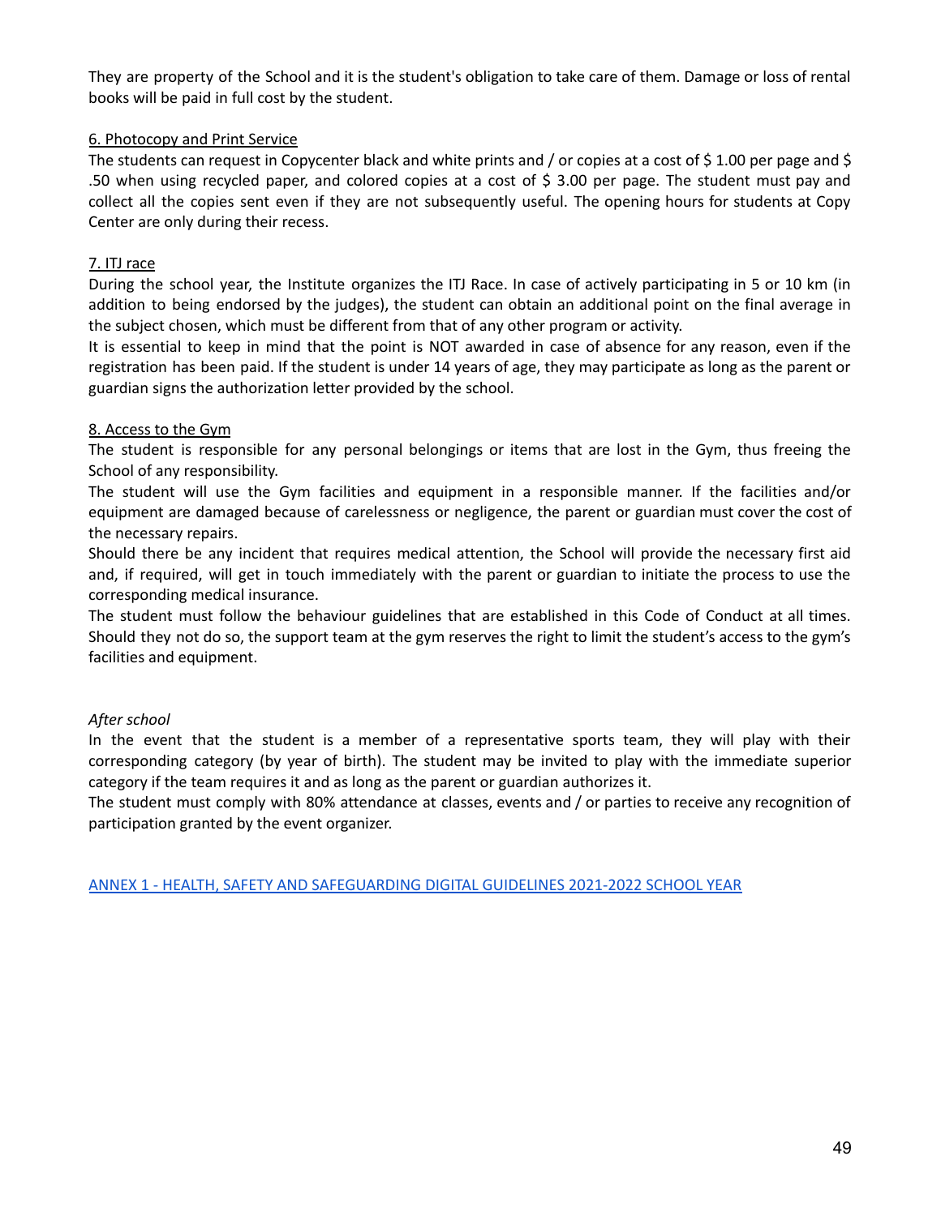They are property of the School and it is the student's obligation to take care of them. Damage or loss of rental books will be paid in full cost by the student.

6. Photocopy and Print Service

The students can request in Copycenter black and white prints and / or copies at a cost of $ 1.00 per page and $ .50 when using recycled paper, and colored copies at a cost of $ 3.00 per page. The student must pay and collect all the copies sent even if they are not subsequently useful. The opening hours for students at Copy Center are only during their recess.

7. ITJ race

During the school year, the Institute organizes the ITJ Race. In case of actively participating in 5 or 10 km (in addition to being endorsed by the judges), the student can obtain an additional point on the final average in the subject chosen, which must be different from that of any other program or activity.

It is essential to keep in mind that the point is NOT awarded in case of absence for any reason, even if the registration has been paid. If the student is under 14 years of age, they may participate as long as the parent or guardian signs the authorization letter provided by the school.

8. Access to the Gym

The student is responsible for any personal belongings or items that are lost in the Gym, thus freeing the School of any responsibility.

The student will use the Gym facilities and equipment in a responsible manner. If the facilities and/or equipment are damaged because of carelessness or negligence, the parent or guardian must cover the cost of the necessary repairs.

Should there be any incident that requires medical attention, the School will provide the necessary first aid and, if required, will get in touch immediately with the parent or guardian to initiate the process to use the corresponding medical insurance.

The student must follow the behaviour guidelines that are established in this Code of Conduct at all times. Should they not do so, the support team at the gym reserves the right to limit the student's access to the gym's facilities and equipment.

*After school*

In the event that the student is a member of a representative sports team, they will play with their corresponding category (by year of birth). The student may be invited to play with the immediate superior category if the team requires it and as long as the parent or guardian authorizes it.

The student must comply with 80% attendance at classes, events and / or parties to receive any recognition of participation granted by the event organizer.

ANNEX 1 - HEALTH, SAFETY AND SAFEGUARDING DIGITAL GUIDELINES 2021-2022 SCHOOL YEAR